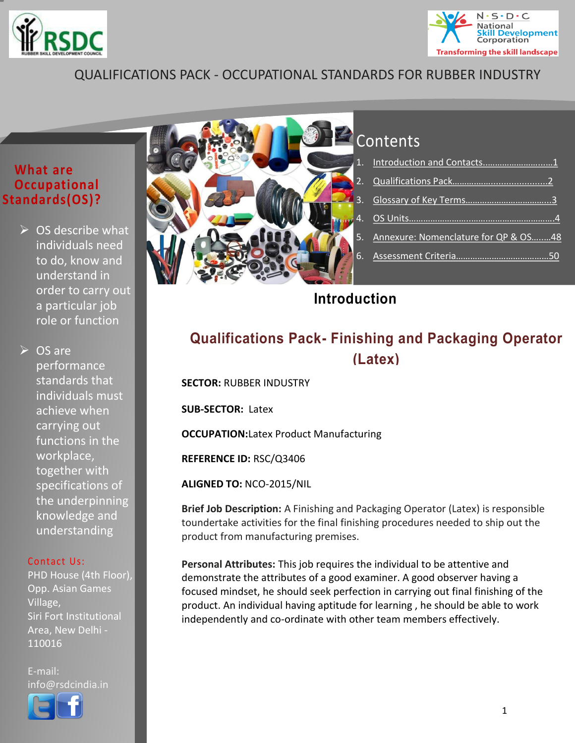QUALIFICATIONS PACK - OCCUPATIONAL STANDARDS FOR RUBBER INDUSTRY

## What are Occupational Standards(OS)?

- OS describe what individuals need to do, know and understand in order to carry out a particular job role or function
- OS are performance standards that individuals must achieve when carrying out functions in the workplace, together with specifications of the underpinning knowledge and understanding

**Contact Us:**

PHD House (4th Floor), Opp. Asian Games Village, Siri Fort Institutional Area, New Delhi - 110016

E-mail: info@rsdcindia.in

## Contents

1. Introduction and Contacts..............................1
2. Qualifications Pack........................................2
3. Glossary of Key Terms...................................3
4. OS Units...........................................................4
5. Annexure: Nomenclature for QP & OS........48
6. Assessment Criteria......................................50

# Introduction

## Qualifications Pack- Finishing and Packaging Operator (Latex)

**SECTOR:** RUBBER INDUSTRY

**SUB-SECTOR:** Latex

**OCCUPATION:**Latex Product Manufacturing

**REFERENCE ID:** RSC/Q3406

**ALIGNED TO:** NCO-2015/NIL

**Brief Job Description:** A Finishing and Packaging Operator (Latex) is responsible toundertake activities for the final finishing procedures needed to ship out the product from manufacturing premises.

**Personal Attributes:** This job requires the individual to be attentive and demonstrate the attributes of a good examiner. A good observer having a focused mindset, he should seek perfection in carrying out final finishing of the product. An individual having aptitude for learning , he should be able to work independently and co-ordinate with other team members effectively.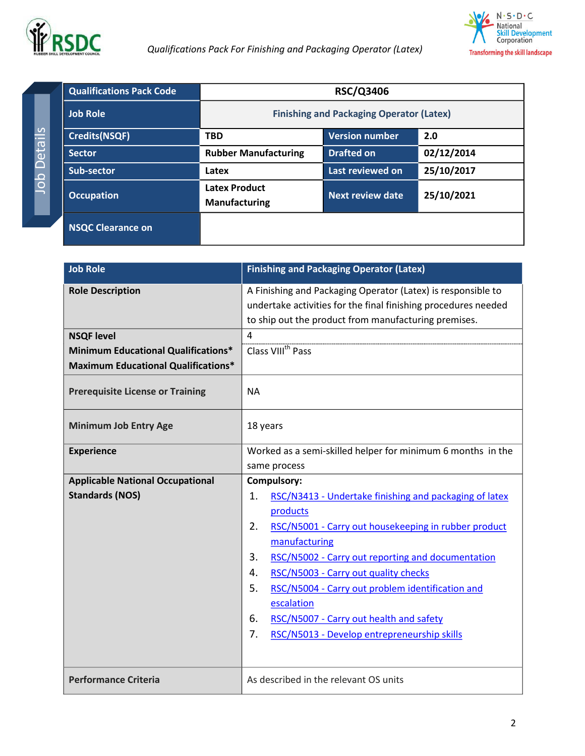Job Details

| Qualifications Pack Code | RSC/Q3406 | | |
|---|---|---|---|
| Job Role | Finishing and Packaging Operator (Latex) | | |
| Credits(NSQF) | TBD | Version number | 2.0 |
| Sector | Rubber Manufacturing | Drafted on | 02/12/2014 |
| Sub-sector | Latex | Last reviewed on | 25/10/2017 |
| Occupation | Latex Product Manufacturing | Next review date | 25/10/2021 |
| NSQC Clearance on | | | |

| Job Role | Finishing and Packaging Operator (Latex) |
|---|---|
| Role Description | A Finishing and Packaging Operator (Latex) is responsible to undertake activities for the final finishing procedures needed to ship out the product from manufacturing premises. |
| NSQF level | 4 |
| Minimum Educational Qualifications* <br> Maximum Educational Qualifications* | Class VIII[th] Pass |
| Prerequisite License or Training | NA |
| Minimum Job Entry Age | 18 years |
| Experience | Worked as a semi-skilled helper for minimum 6 months in the same process |
| Applicable National Occupational Standards (NOS) | Compulsory: <br> 1. RSC/N3413 - Undertake finishing and packaging of latex products <br> 2. RSC/N5001 - Carry out housekeeping in rubber product manufacturing <br> 3. RSC/N5002 - Carry out reporting and documentation <br> 4. RSC/N5003 - Carry out quality checks <br> 5. RSC/N5004 - Carry out problem identification and escalation <br> 6. RSC/N5007 - Carry out health and safety <br> 7. RSC/N5013 - Develop entrepreneurship skills |
| Performance Criteria | As described in the relevant OS units |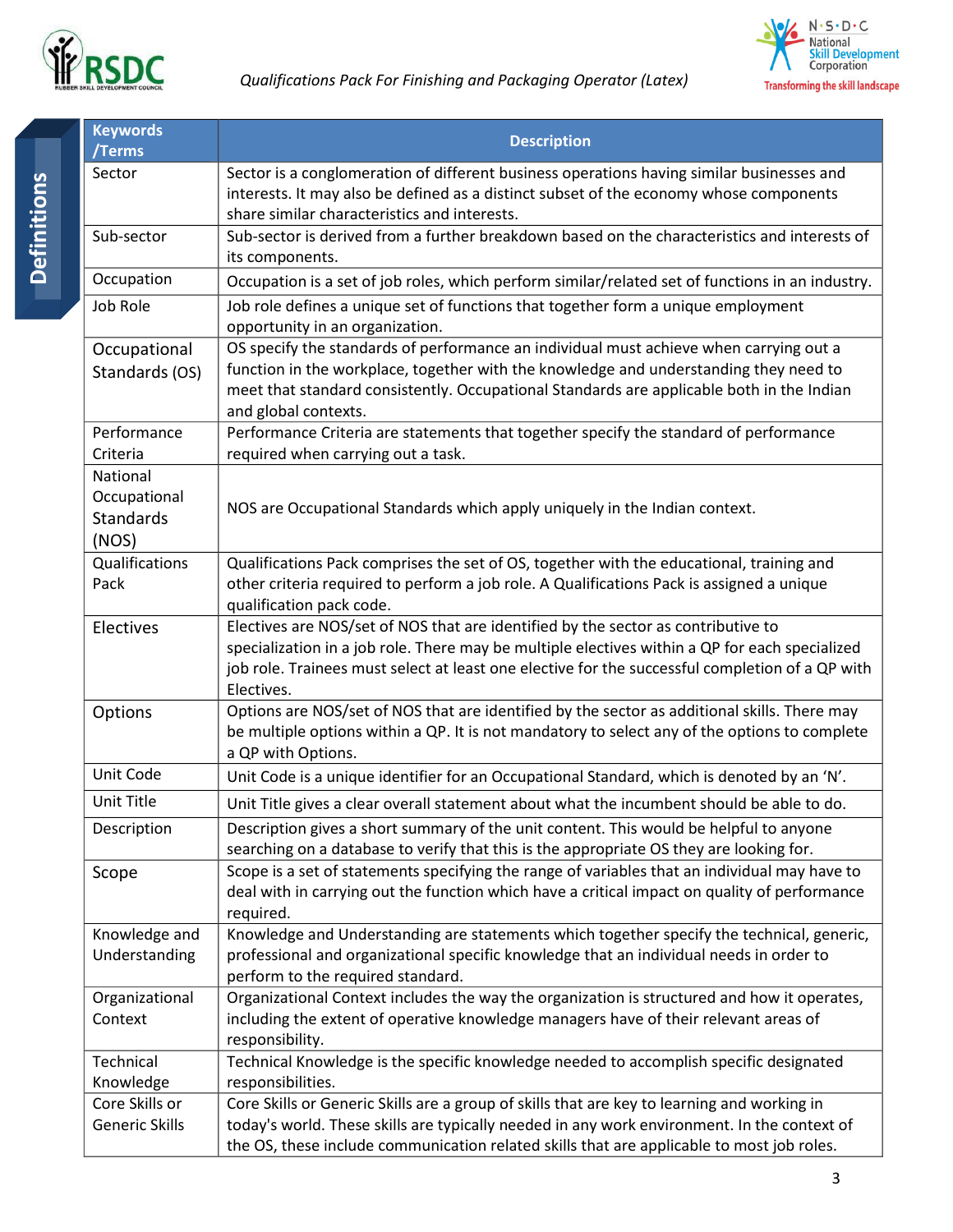## Definitions

| Keywords /Terms | Description |
|---|---|
| Sector | Sector is a conglomeration of different business operations having similar businesses and interests. It may also be defined as a distinct subset of the economy whose components share similar characteristics and interests. |
| Sub-sector | Sub-sector is derived from a further breakdown based on the characteristics and interests of its components. |
| Occupation | Occupation is a set of job roles, which perform similar/related set of functions in an industry. |
| Job Role | Job role defines a unique set of functions that together form a unique employment opportunity in an organization. |
| Occupational Standards (OS) | OS specify the standards of performance an individual must achieve when carrying out a function in the workplace, together with the knowledge and understanding they need to meet that standard consistently. Occupational Standards are applicable both in the Indian and global contexts. |
| Performance Criteria | Performance Criteria are statements that together specify the standard of performance required when carrying out a task. |
| National Occupational Standards (NOS) | NOS are Occupational Standards which apply uniquely in the Indian context. |
| Qualifications Pack | Qualifications Pack comprises the set of OS, together with the educational, training and other criteria required to perform a job role. A Qualifications Pack is assigned a unique qualification pack code. |
| Electives | Electives are NOS/set of NOS that are identified by the sector as contributive to specialization in a job role. There may be multiple electives within a QP for each specialized job role. Trainees must select at least one elective for the successful completion of a QP with Electives. |
| Options | Options are NOS/set of NOS that are identified by the sector as additional skills. There may be multiple options within a QP. It is not mandatory to select any of the options to complete a QP with Options. |
| Unit Code | Unit Code is a unique identifier for an Occupational Standard, which is denoted by an 'N'. |
| Unit Title | Unit Title gives a clear overall statement about what the incumbent should be able to do. |
| Description | Description gives a short summary of the unit content. This would be helpful to anyone searching on a database to verify that this is the appropriate OS they are looking for. |
| Scope | Scope is a set of statements specifying the range of variables that an individual may have to deal with in carrying out the function which have a critical impact on quality of performance required. |
| Knowledge and Understanding | Knowledge and Understanding are statements which together specify the technical, generic, professional and organizational specific knowledge that an individual needs in order to perform to the required standard. |
| Organizational Context | Organizational Context includes the way the organization is structured and how it operates, including the extent of operative knowledge managers have of their relevant areas of responsibility. |
| Technical Knowledge | Technical Knowledge is the specific knowledge needed to accomplish specific designated responsibilities. |
| Core Skills or Generic Skills | Core Skills or Generic Skills are a group of skills that are key to learning and working in today's world. These skills are typically needed in any work environment. In the context of the OS, these include communication related skills that are applicable to most job roles. |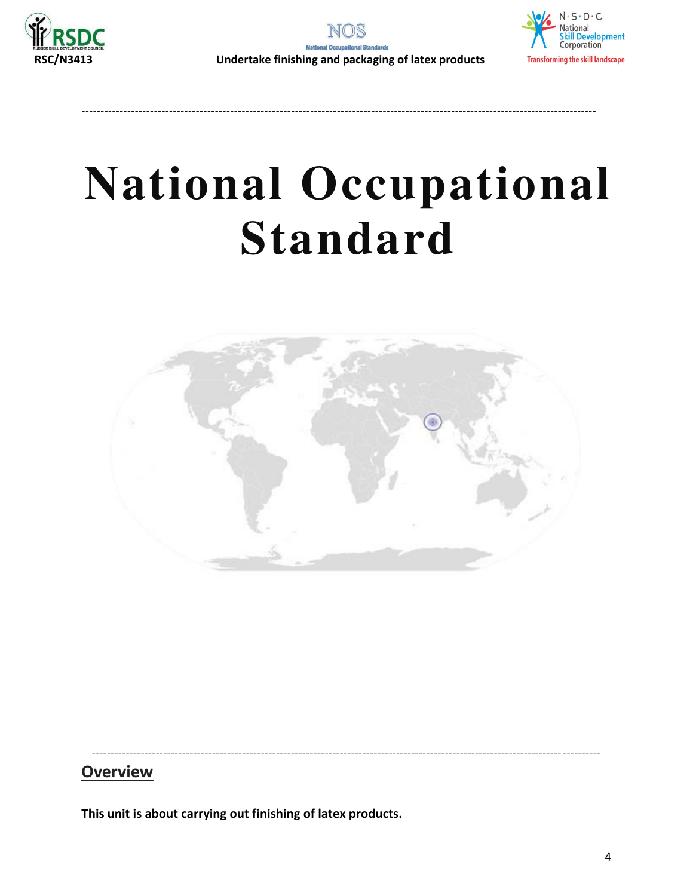# National Occupational Standard

## Overview

**This unit is about carrying out finishing of latex products.**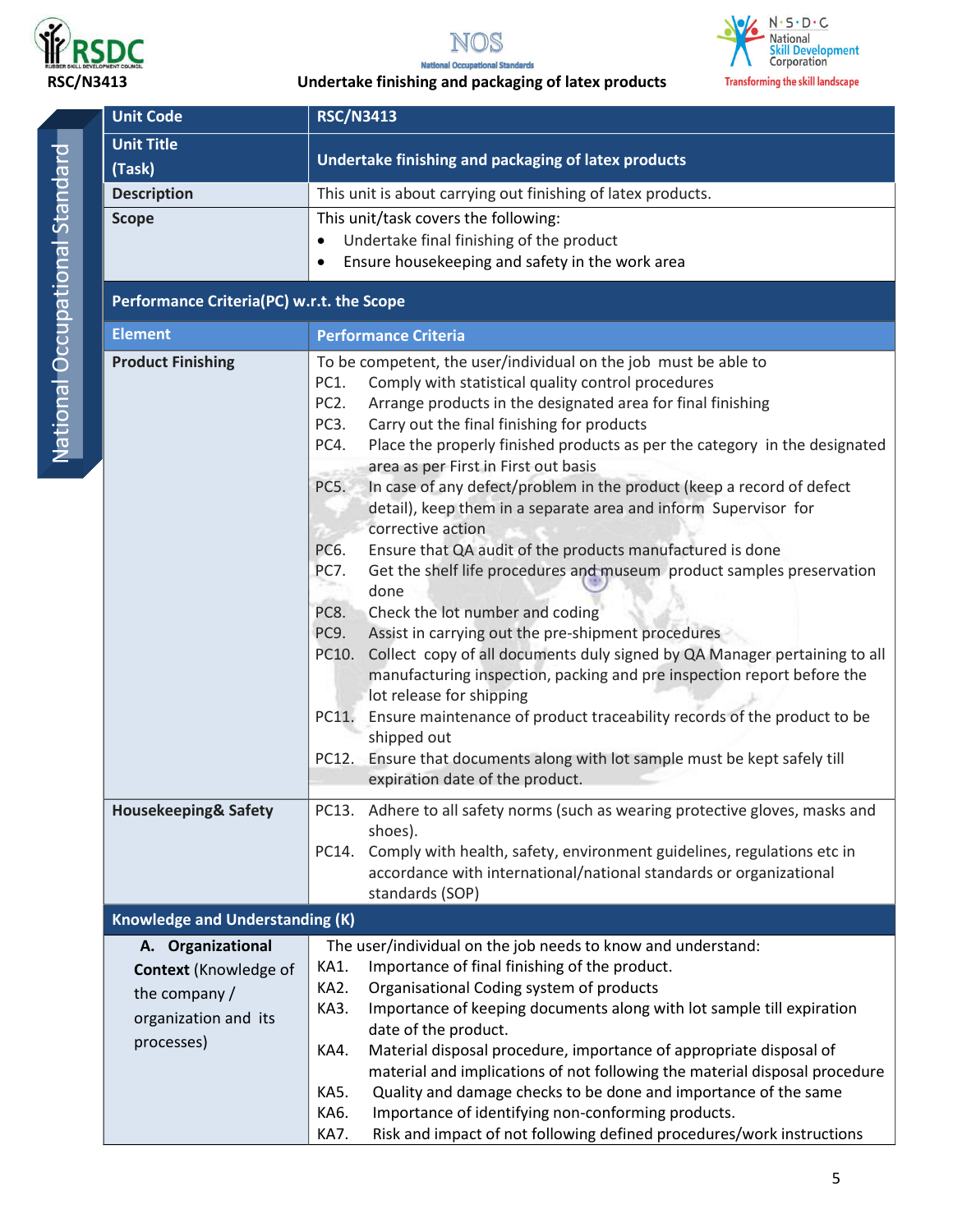| Unit Code | RSC/N3413 |
|---|---|
| Unit Title (Task) | Undertake finishing and packaging of latex products |
| Description | This unit is about carrying out finishing of latex products. |
| Scope | This unit/task covers the following:<br>• Undertake final finishing of the product<br>• Ensure housekeeping and safety in the work area |
| **Performance Criteria(PC) w.r.t. the Scope** | |
| **Element** | **Performance Criteria** |
| **Product Finishing** | To be competent, the user/individual on the job must be able to<br>PC1. Comply with statistical quality control procedures<br>PC2. Arrange products in the designated area for final finishing<br>PC3. Carry out the final finishing for products<br>PC4. Place the properly finished products as per the category in the designated area as per First in First out basis<br>PC5. In case of any defect/problem in the product (keep a record of defect detail), keep them in a separate area and inform Supervisor for corrective action<br>PC6. Ensure that QA audit of the products manufactured is done<br>PC7. Get the shelf life procedures and museum product samples preservation done<br>PC8. Check the lot number and coding<br>PC9. Assist in carrying out the pre-shipment procedures<br>PC10. Collect copy of all documents duly signed by QA Manager pertaining to all manufacturing inspection, packing and pre inspection report before the lot release for shipping<br>PC11. Ensure maintenance of product traceability records of the product to be shipped out<br>PC12. Ensure that documents along with lot sample must be kept safely till expiration date of the product. |
| **Housekeeping& Safety** | PC13. Adhere to all safety norms (such as wearing protective gloves, masks and shoes).<br>PC14. Comply with health, safety, environment guidelines, regulations etc in accordance with international/national standards or organizational standards (SOP) |
| **Knowledge and Understanding (K)** | |
| **A. Organizational Context** (Knowledge of the company / organization and its processes) | The user/individual on the job needs to know and understand:<br>KA1. Importance of final finishing of the product.<br>KA2. Organisational Coding system of products<br>KA3. Importance of keeping documents along with lot sample till expiration date of the product.<br>KA4. Material disposal procedure, importance of appropriate disposal of material and implications of not following the material disposal procedure<br>KA5. Quality and damage checks to be done and importance of the same<br>KA6. Importance of identifying non-conforming products.<br>KA7. Risk and impact of not following defined procedures/work instructions |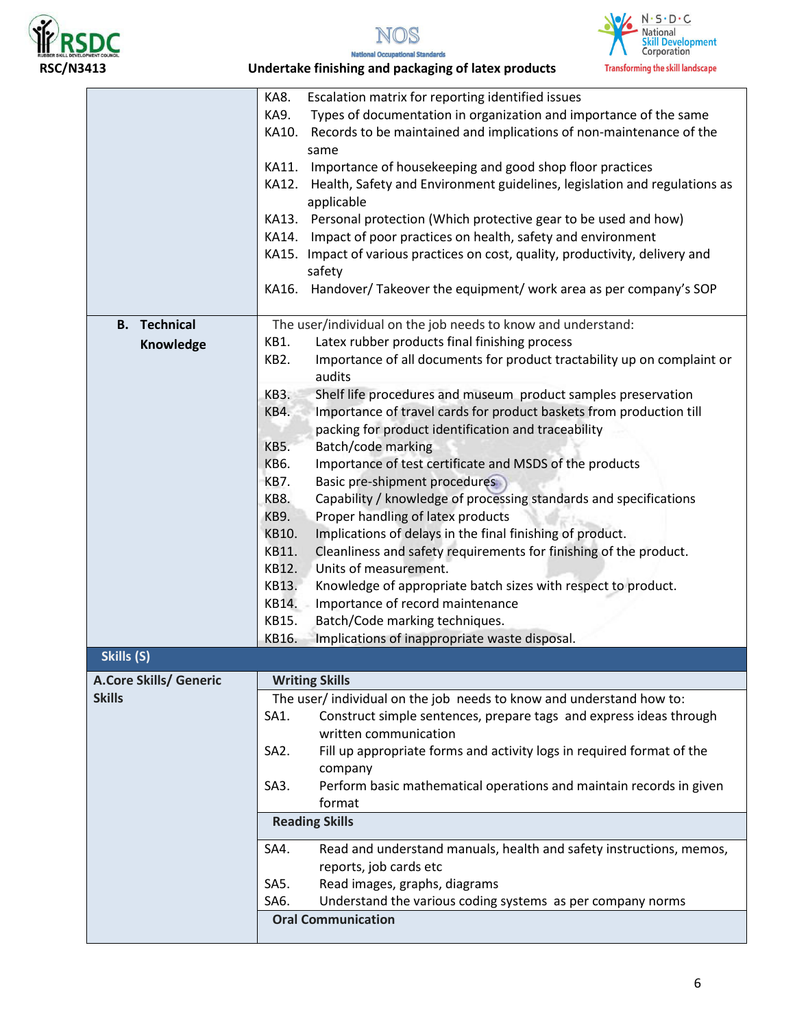| | |
|---|---|
| | KA8. Escalation matrix for reporting identified issues<br>KA9. Types of documentation in organization and importance of the same<br>KA10. Records to be maintained and implications of non-maintenance of the same<br>KA11. Importance of housekeeping and good shop floor practices<br>KA12. Health, Safety and Environment guidelines, legislation and regulations as applicable<br>KA13. Personal protection (Which protective gear to be used and how)<br>KA14. Impact of poor practices on health, safety and environment<br>KA15. Impact of various practices on cost, quality, productivity, delivery and safety<br>KA16. Handover/ Takeover the equipment/ work area as per company's SOP |
| **B. Technical Knowledge** | The user/individual on the job needs to know and understand:<br>KB1. Latex rubber products final finishing process<br>KB2. Importance of all documents for product tractability up on complaint or audits<br>KB3. Shelf life procedures and museum product samples preservation<br>KB4. Importance of travel cards for product baskets from production till packing for product identification and traceability<br>KB5. Batch/code marking<br>KB6. Importance of test certificate and MSDS of the products<br>KB7. Basic pre-shipment procedures<br>KB8. Capability / knowledge of processing standards and specifications<br>KB9. Proper handling of latex products<br>KB10. Implications of delays in the final finishing of product.<br>KB11. Cleanliness and safety requirements for finishing of the product.<br>KB12. Units of measurement.<br>KB13. Knowledge of appropriate batch sizes with respect to product.<br>KB14. Importance of record maintenance<br>KB15. Batch/Code marking techniques.<br>KB16. Implications of inappropriate waste disposal. |
| **Skills (S)** | |
| **A.Core Skills/ Generic Skills** | **Writing Skills**<br>The user/ individual on the job needs to know and understand how to:<br>SA1. Construct simple sentences, prepare tags and express ideas through written communication<br>SA2. Fill up appropriate forms and activity logs in required format of the company<br>SA3. Perform basic mathematical operations and maintain records in given format<br>**Reading Skills**<br>SA4. Read and understand manuals, health and safety instructions, memos, reports, job cards etc<br>SA5. Read images, graphs, diagrams<br>SA6. Understand the various coding systems as per company norms<br>**Oral Communication** |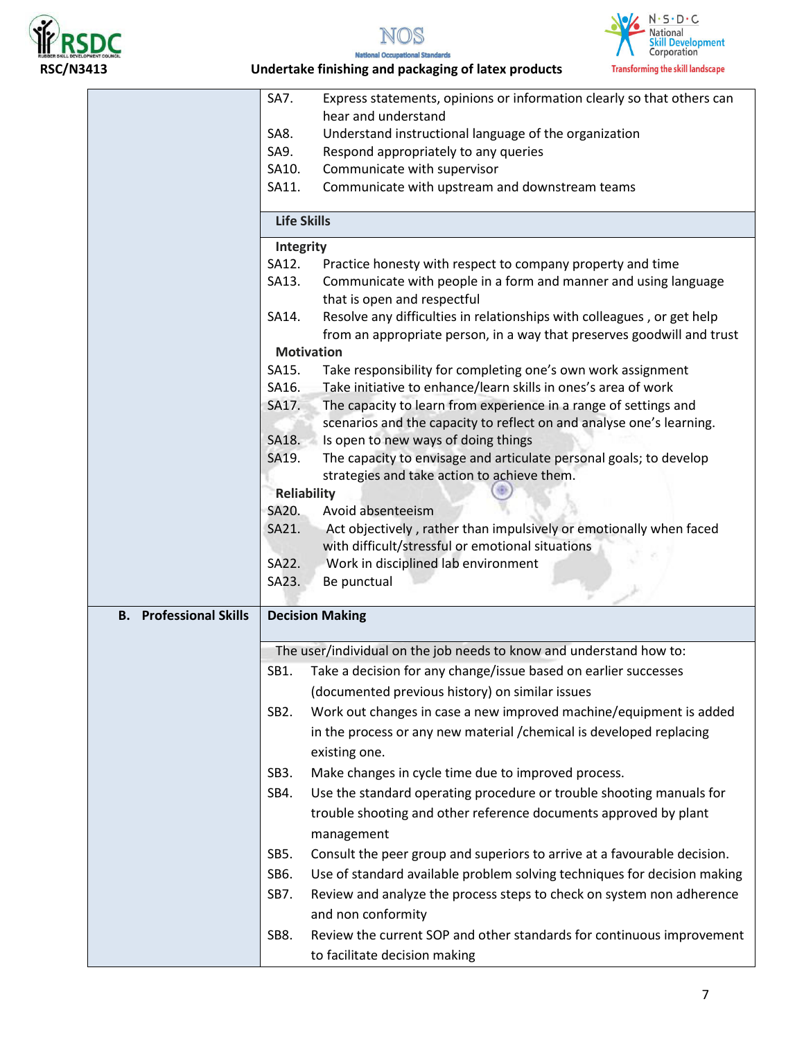| | |
|---|---|
| | SA7. Express statements, opinions or information clearly so that others can hear and understand<br>SA8. Understand instructional language of the organization<br>SA9. Respond appropriately to any queries<br>SA10. Communicate with supervisor<br>SA11. Communicate with upstream and downstream teams |
| | **Life Skills** |
| | **Integrity**<br>SA12. Practice honesty with respect to company property and time<br>SA13. Communicate with people in a form and manner and using language that is open and respectful<br>SA14. Resolve any difficulties in relationships with colleagues , or get help from an appropriate person, in a way that preserves goodwill and trust<br>**Motivation**<br>SA15. Take responsibility for completing one's own work assignment<br>SA16. Take initiative to enhance/learn skills in ones's area of work<br>SA17. The capacity to learn from experience in a range of settings and scenarios and the capacity to reflect on and analyse one's learning.<br>SA18. Is open to new ways of doing things<br>SA19. The capacity to envisage and articulate personal goals; to develop strategies and take action to achieve them.<br>**Reliability**<br>SA20. Avoid absenteeism<br>SA21. Act objectively , rather than impulsively or emotionally when faced with difficult/stressful or emotional situations<br>SA22. Work in disciplined lab environment<br>SA23. Be punctual |
| **B. Professional Skills** | **Decision Making** |
| | The user/individual on the job needs to know and understand how to:<br>SB1. Take a decision for any change/issue based on earlier successes (documented previous history) on similar issues<br>SB2. Work out changes in case a new improved machine/equipment is added in the process or any new material /chemical is developed replacing existing one.<br>SB3. Make changes in cycle time due to improved process.<br>SB4. Use the standard operating procedure or trouble shooting manuals for trouble shooting and other reference documents approved by plant management<br>SB5. Consult the peer group and superiors to arrive at a favourable decision.<br>SB6. Use of standard available problem solving techniques for decision making<br>SB7. Review and analyze the process steps to check on system non adherence and non conformity<br>SB8. Review the current SOP and other standards for continuous improvement to facilitate decision making |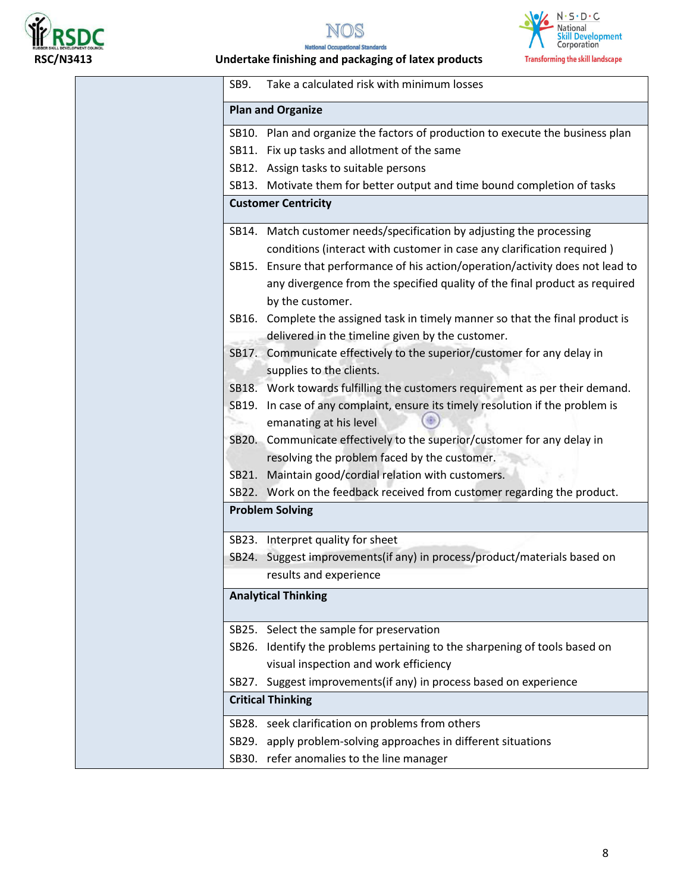| | |
|---|---|
| | SB9. Take a calculated risk with minimum losses |
| | **Plan and Organize** |
| | SB10. Plan and organize the factors of production to execute the business plan<br>SB11. Fix up tasks and allotment of the same<br>SB12. Assign tasks to suitable persons<br>SB13. Motivate them for better output and time bound completion of tasks |
| | **Customer Centricity** |
| | SB14. Match customer needs/specification by adjusting the processing conditions (interact with customer in case any clarification required )<br>SB15. Ensure that performance of his action/operation/activity does not lead to any divergence from the specified quality of the final product as required by the customer.<br>SB16. Complete the assigned task in timely manner so that the final product is delivered in the timeline given by the customer.<br>SB17. Communicate effectively to the superior/customer for any delay in supplies to the clients.<br>SB18. Work towards fulfilling the customers requirement as per their demand.<br>SB19. In case of any complaint, ensure its timely resolution if the problem is emanating at his level<br>SB20. Communicate effectively to the superior/customer for any delay in resolving the problem faced by the customer.<br>SB21. Maintain good/cordial relation with customers.<br>SB22. Work on the feedback received from customer regarding the product. |
| | **Problem Solving** |
| | SB23. Interpret quality for sheet<br>SB24. Suggest improvements(if any) in process/product/materials based on results and experience |
| | **Analytical Thinking** |
| | SB25. Select the sample for preservation<br>SB26. Identify the problems pertaining to the sharpening of tools based on visual inspection and work efficiency<br>SB27. Suggest improvements(if any) in process based on experience |
| | **Critical Thinking** |
| | SB28. seek clarification on problems from others<br>SB29. apply problem-solving approaches in different situations<br>SB30. refer anomalies to the line manager |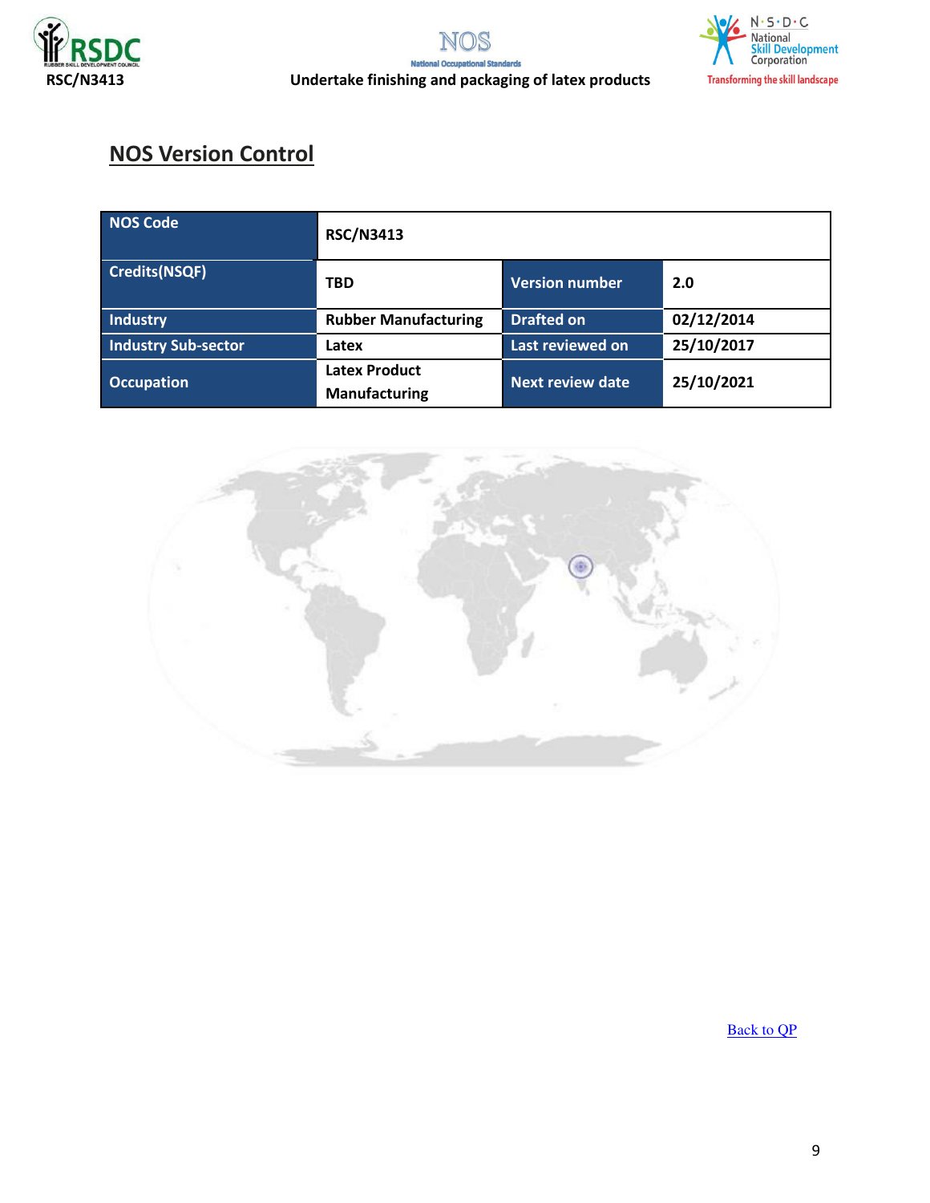## NOS Version Control

| NOS Code | RSC/N3413 | | |
|---|---|---|---|
| Credits(NSQF) | TBD | Version number | 2.0 |
| Industry | Rubber Manufacturing | Drafted on | 02/12/2014 |
| Industry Sub-sector | Latex | Last reviewed on | 25/10/2017 |
| Occupation | Latex Product Manufacturing | Next review date | 25/10/2021 |

Back to QP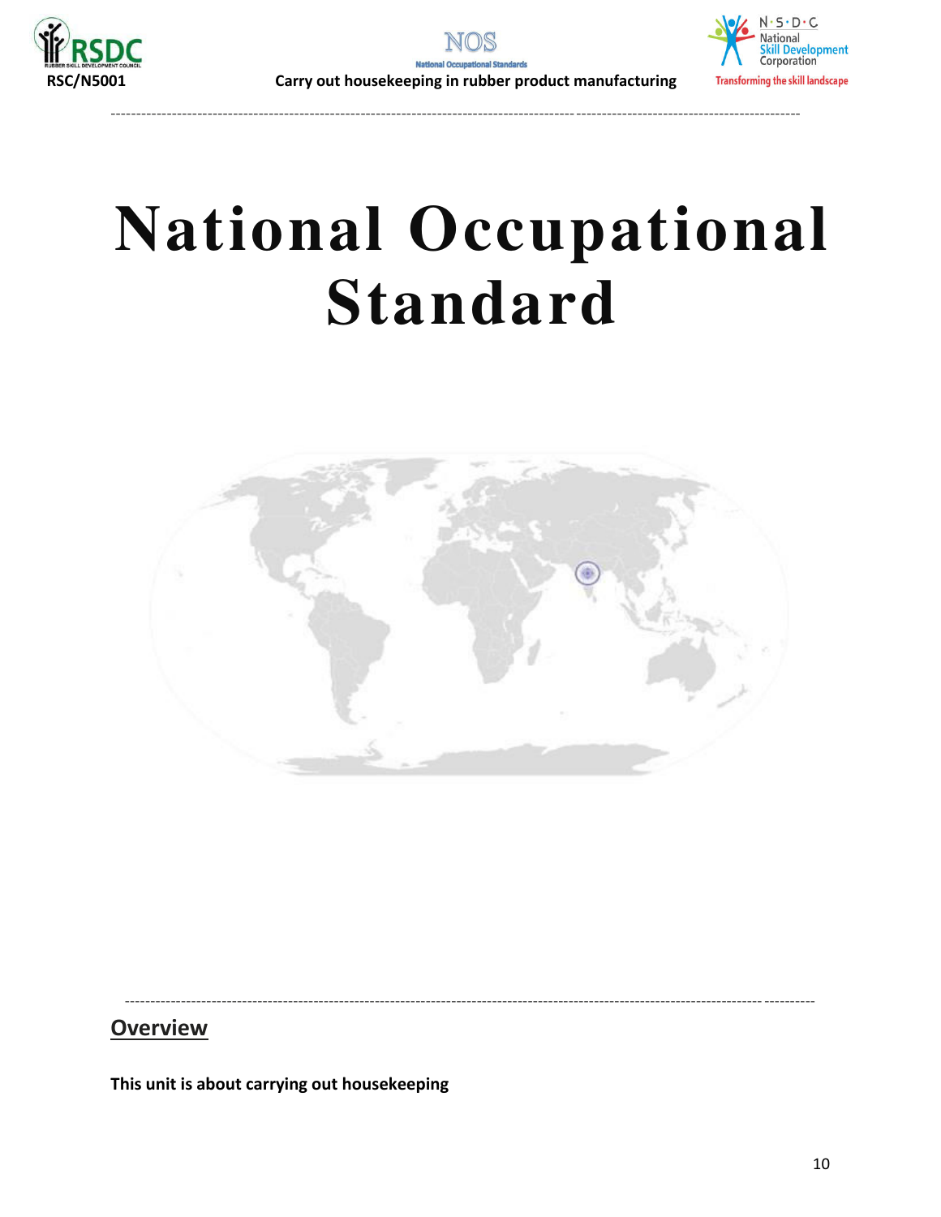# National Occupational Standard

## Overview

**This unit is about carrying out housekeeping**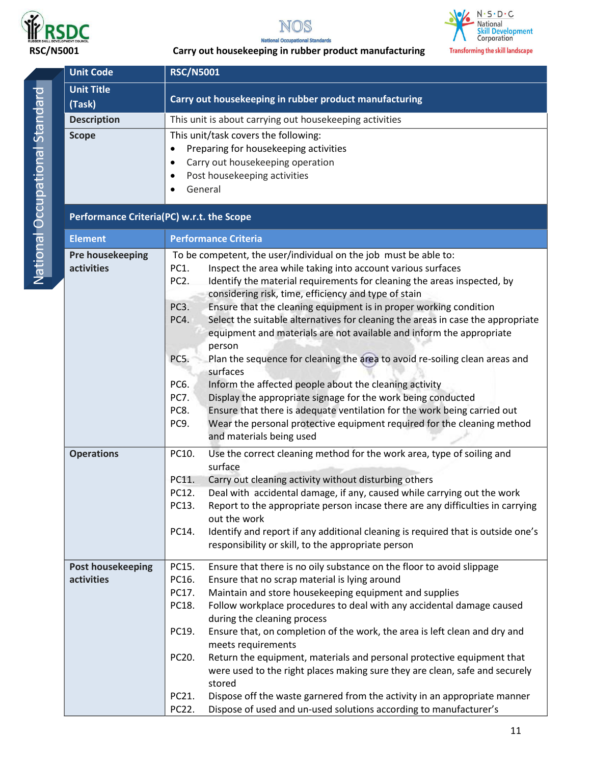| Unit Code | RSC/N5001 |
|---|---|
| Unit Title (Task) | Carry out housekeeping in rubber product manufacturing |
| Description | This unit is about carrying out housekeeping activities |
| Scope | This unit/task covers the following:<br>• Preparing for housekeeping activities<br>• Carry out housekeeping operation<br>• Post housekeeping activities<br>• General |

**Performance Criteria(PC) w.r.t. the Scope**

| Element | Performance Criteria |
|---|---|
| Pre housekeeping activities | To be competent, the user/individual on the job must be able to:<br>PC1. Inspect the area while taking into account various surfaces<br>PC2. Identify the material requirements for cleaning the areas inspected, by considering risk, time, efficiency and type of stain<br>PC3. Ensure that the cleaning equipment is in proper working condition<br>PC4. Select the suitable alternatives for cleaning the areas in case the appropriate equipment and materials are not available and inform the appropriate person<br>PC5. Plan the sequence for cleaning the area to avoid re-soiling clean areas and surfaces<br>PC6. Inform the affected people about the cleaning activity<br>PC7. Display the appropriate signage for the work being conducted<br>PC8. Ensure that there is adequate ventilation for the work being carried out<br>PC9. Wear the personal protective equipment required for the cleaning method and materials being used |
| Operations | PC10. Use the correct cleaning method for the work area, type of soiling and surface<br>PC11. Carry out cleaning activity without disturbing others<br>PC12. Deal with accidental damage, if any, caused while carrying out the work<br>PC13. Report to the appropriate person incase there are any difficulties in carrying out the work<br>PC14. Identify and report if any additional cleaning is required that is outside one's responsibility or skill, to the appropriate person |
| Post housekeeping activities | PC15. Ensure that there is no oily substance on the floor to avoid slippage<br>PC16. Ensure that no scrap material is lying around<br>PC17. Maintain and store housekeeping equipment and supplies<br>PC18. Follow workplace procedures to deal with any accidental damage caused during the cleaning process<br>PC19. Ensure that, on completion of the work, the area is left clean and dry and meets requirements<br>PC20. Return the equipment, materials and personal protective equipment that were used to the right places making sure they are clean, safe and securely stored<br>PC21. Dispose off the waste garnered from the activity in an appropriate manner<br>PC22. Dispose of used and un-used solutions according to manufacturer's |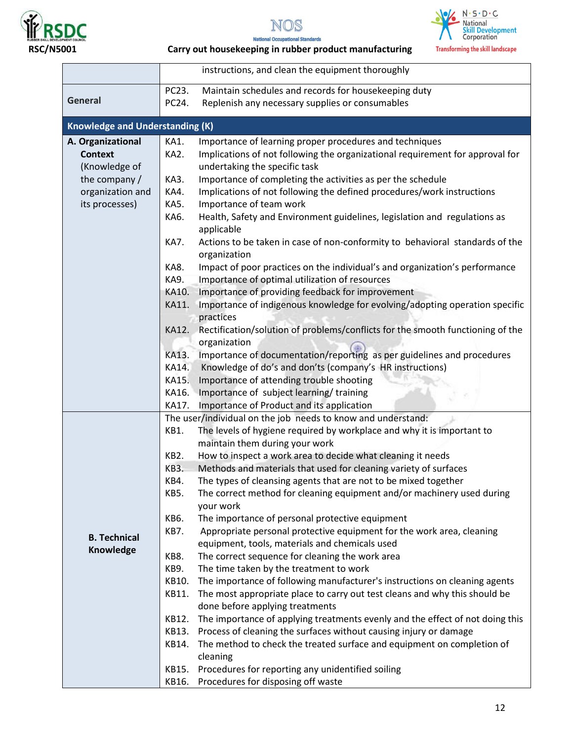| | |
|---|---|
| | instructions, and clean the equipment thoroughly |
| General | PC23. Maintain schedules and records for housekeeping duty<br>PC24. Replenish any necessary supplies or consumables |
| **Knowledge and Understanding (K)** | |
| **A. Organizational Context** (Knowledge of the company / organization and its processes) | KA1. Importance of learning proper procedures and techniques<br>KA2. Implications of not following the organizational requirement for approval for undertaking the specific task<br>KA3. Importance of completing the activities as per the schedule<br>KA4. Implications of not following the defined procedures/work instructions<br>KA5. Importance of team work<br>KA6. Health, Safety and Environment guidelines, legislation and regulations as applicable<br>KA7. Actions to be taken in case of non-conformity to behavioral standards of the organization<br>KA8. Impact of poor practices on the individual's and organization's performance<br>KA9. Importance of optimal utilization of resources<br>KA10. Importance of providing feedback for improvement<br>KA11. Importance of indigenous knowledge for evolving/adopting operation specific practices<br>KA12. Rectification/solution of problems/conflicts for the smooth functioning of the organization<br>KA13. Importance of documentation/reporting as per guidelines and procedures<br>KA14. Knowledge of do's and don'ts (company's HR instructions)<br>KA15. Importance of attending trouble shooting<br>KA16. Importance of subject learning/ training<br>KA17. Importance of Product and its application |
| **B. Technical Knowledge** | The user/individual on the job needs to know and understand:<br>KB1. The levels of hygiene required by workplace and why it is important to maintain them during your work<br>KB2. How to inspect a work area to decide what cleaning it needs<br>KB3. Methods and materials that used for cleaning variety of surfaces<br>KB4. The types of cleansing agents that are not to be mixed together<br>KB5. The correct method for cleaning equipment and/or machinery used during your work<br>KB6. The importance of personal protective equipment<br>KB7. Appropriate personal protective equipment for the work area, cleaning equipment, tools, materials and chemicals used<br>KB8. The correct sequence for cleaning the work area<br>KB9. The time taken by the treatment to work<br>KB10. The importance of following manufacturer's instructions on cleaning agents<br>KB11. The most appropriate place to carry out test cleans and why this should be done before applying treatments<br>KB12. The importance of applying treatments evenly and the effect of not doing this<br>KB13. Process of cleaning the surfaces without causing injury or damage<br>KB14. The method to check the treated surface and equipment on completion of cleaning<br>KB15. Procedures for reporting any unidentified soiling<br>KB16. Procedures for disposing off waste |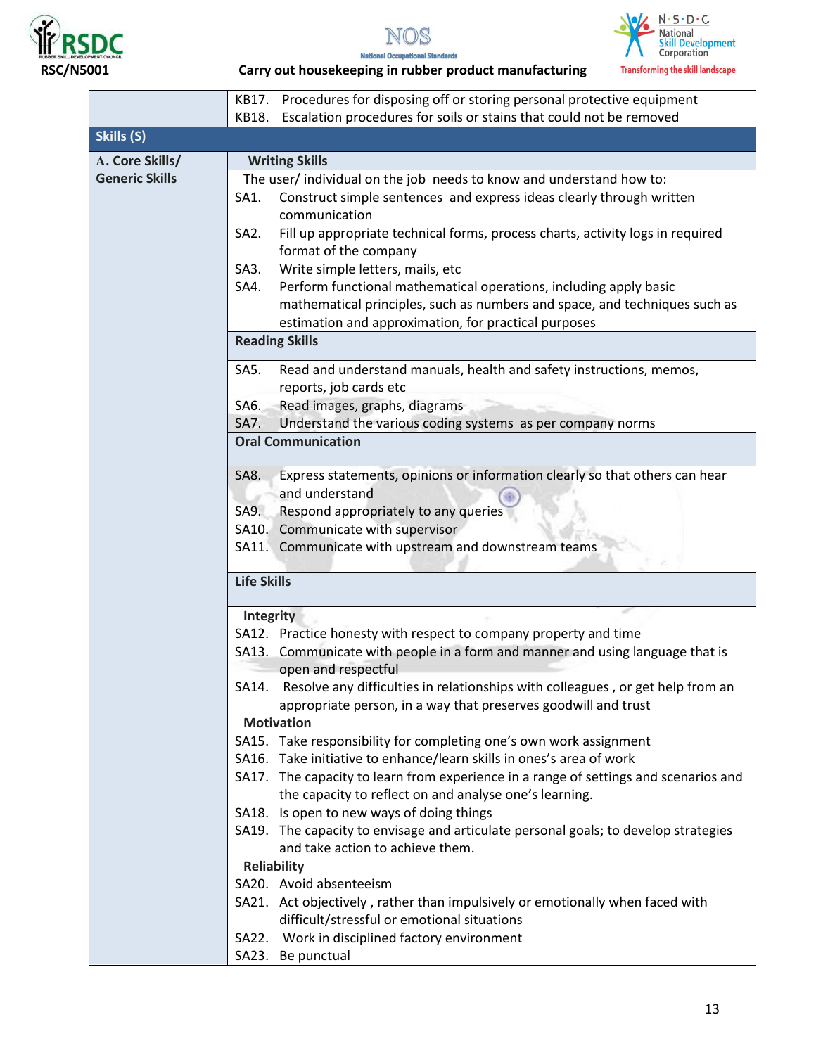|  |  |
|---|---|
|  | KB17. Procedures for disposing off or storing personal protective equipment<br>KB18. Escalation procedures for soils or stains that could not be removed |
| **Skills (S)** |  |
| **A. Core Skills/ Generic Skills** | **Writing Skills** |
|  | The user/ individual on the job needs to know and understand how to:<br>SA1. Construct simple sentences and express ideas clearly through written communication<br>SA2. Fill up appropriate technical forms, process charts, activity logs in required format of the company<br>SA3. Write simple letters, mails, etc<br>SA4. Perform functional mathematical operations, including apply basic mathematical principles, such as numbers and space, and techniques such as estimation and approximation, for practical purposes |
|  | **Reading Skills** |
|  | SA5. Read and understand manuals, health and safety instructions, memos, reports, job cards etc<br>SA6. Read images, graphs, diagrams<br>SA7. Understand the various coding systems as per company norms |
|  | **Oral Communication** |
|  | SA8. Express statements, opinions or information clearly so that others can hear and understand<br>SA9. Respond appropriately to any queries<br>SA10. Communicate with supervisor<br>SA11. Communicate with upstream and downstream teams |
|  | **Life Skills** |
|  | **Integrity**<br>SA12. Practice honesty with respect to company property and time<br>SA13. Communicate with people in a form and manner and using language that is open and respectful<br>SA14. Resolve any difficulties in relationships with colleagues , or get help from an appropriate person, in a way that preserves goodwill and trust<br>**Motivation**<br>SA15. Take responsibility for completing one's own work assignment<br>SA16. Take initiative to enhance/learn skills in ones's area of work<br>SA17. The capacity to learn from experience in a range of settings and scenarios and the capacity to reflect on and analyse one's learning.<br>SA18. Is open to new ways of doing things<br>SA19. The capacity to envisage and articulate personal goals; to develop strategies and take action to achieve them.<br>**Reliability**<br>SA20. Avoid absenteeism<br>SA21. Act objectively , rather than impulsively or emotionally when faced with difficult/stressful or emotional situations<br>SA22. Work in disciplined factory environment<br>SA23. Be punctual |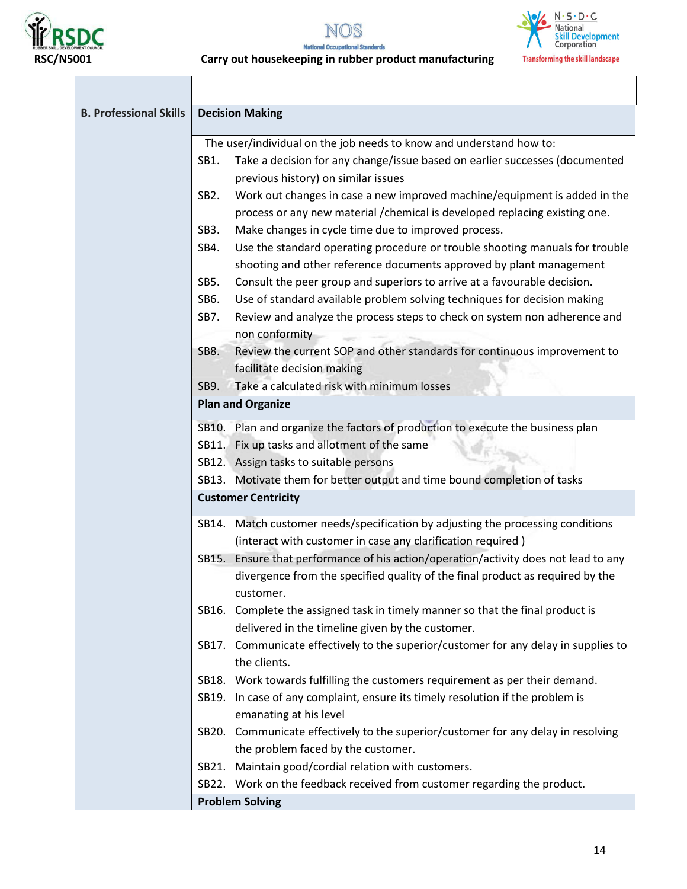| | |
|---|---|
| **B. Professional Skills** | **Decision Making** |
| | The user/individual on the job needs to know and understand how to:<br>SB1. Take a decision for any change/issue based on earlier successes (documented previous history) on similar issues<br>SB2. Work out changes in case a new improved machine/equipment is added in the process or any new material /chemical is developed replacing existing one.<br>SB3. Make changes in cycle time due to improved process.<br>SB4. Use the standard operating procedure or trouble shooting manuals for trouble shooting and other reference documents approved by plant management<br>SB5. Consult the peer group and superiors to arrive at a favourable decision.<br>SB6. Use of standard available problem solving techniques for decision making<br>SB7. Review and analyze the process steps to check on system non adherence and non conformity<br>SB8. Review the current SOP and other standards for continuous improvement to facilitate decision making<br>SB9. Take a calculated risk with minimum losses |
| | **Plan and Organize** |
| | SB10. Plan and organize the factors of production to execute the business plan<br>SB11. Fix up tasks and allotment of the same<br>SB12. Assign tasks to suitable persons<br>SB13. Motivate them for better output and time bound completion of tasks |
| | **Customer Centricity** |
| | SB14. Match customer needs/specification by adjusting the processing conditions (interact with customer in case any clarification required )<br>SB15. Ensure that performance of his action/operation/activity does not lead to any divergence from the specified quality of the final product as required by the customer.<br>SB16. Complete the assigned task in timely manner so that the final product is delivered in the timeline given by the customer.<br>SB17. Communicate effectively to the superior/customer for any delay in supplies to the clients.<br>SB18. Work towards fulfilling the customers requirement as per their demand.<br>SB19. In case of any complaint, ensure its timely resolution if the problem is emanating at his level<br>SB20. Communicate effectively to the superior/customer for any delay in resolving the problem faced by the customer.<br>SB21. Maintain good/cordial relation with customers.<br>SB22. Work on the feedback received from customer regarding the product. |
| | **Problem Solving** |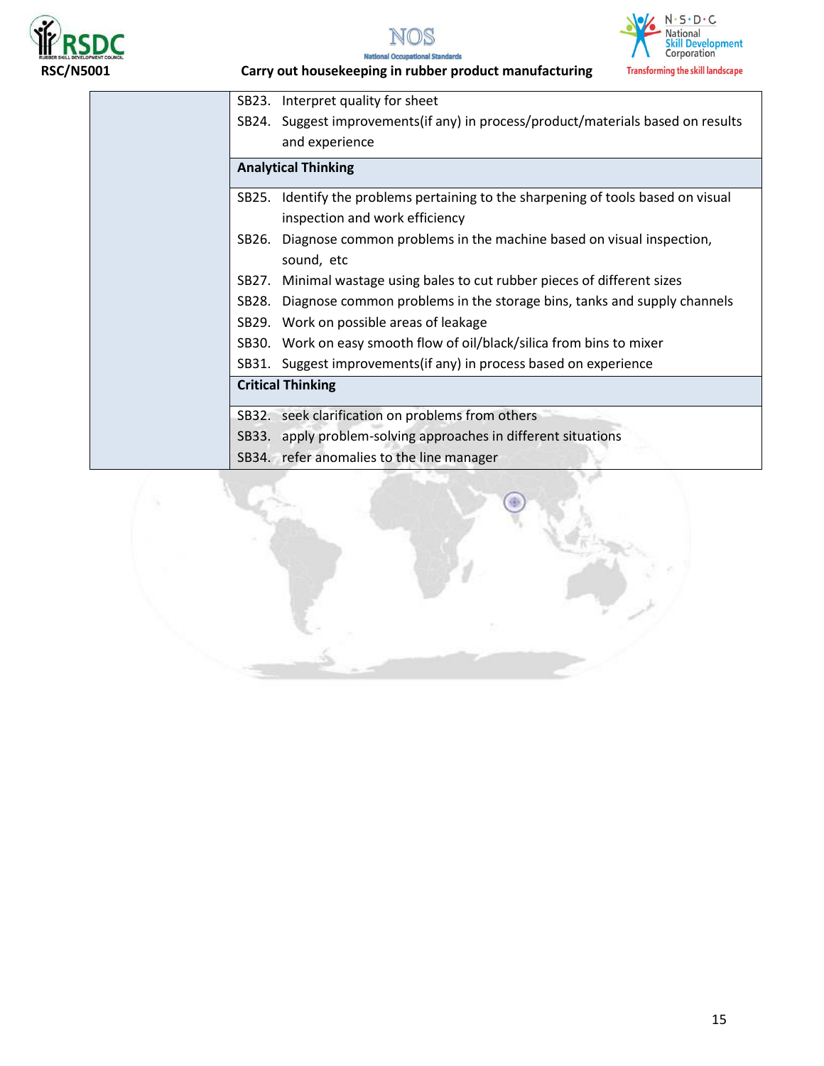| | |
|---|---|
| | SB23. Interpret quality for sheet<br>SB24. Suggest improvements(if any) in process/product/materials based on results and experience |
| | **Analytical Thinking** |
| | SB25. Identify the problems pertaining to the sharpening of tools based on visual inspection and work efficiency<br>SB26. Diagnose common problems in the machine based on visual inspection, sound, etc<br>SB27. Minimal wastage using bales to cut rubber pieces of different sizes<br>SB28. Diagnose common problems in the storage bins, tanks and supply channels<br>SB29. Work on possible areas of leakage<br>SB30. Work on easy smooth flow of oil/black/silica from bins to mixer<br>SB31. Suggest improvements(if any) in process based on experience |
| | **Critical Thinking** |
| | SB32. seek clarification on problems from others<br>SB33. apply problem-solving approaches in different situations<br>SB34. refer anomalies to the line manager |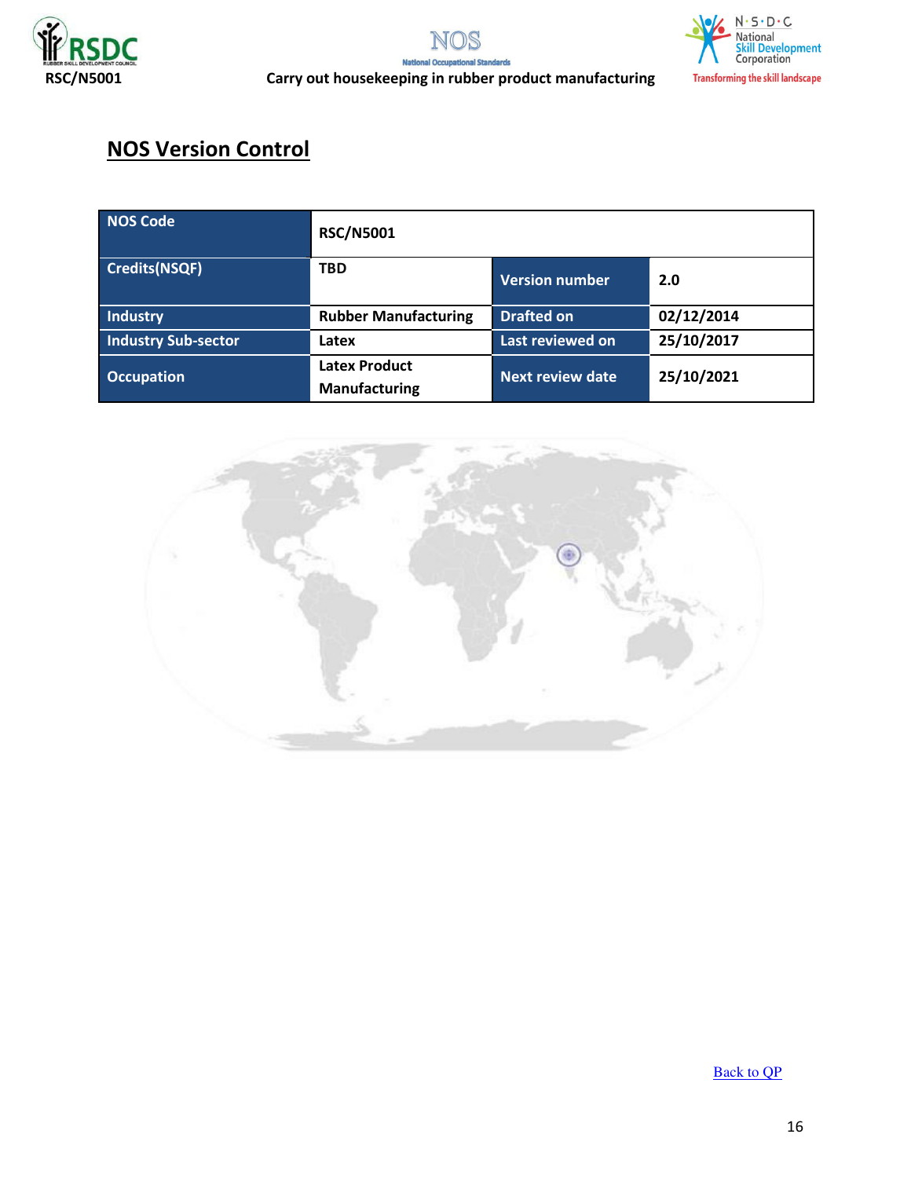## NOS Version Control

| NOS Code | RSC/N5001 | | |
|---|---|---|---|
| Credits(NSQF) | TBD | Version number | 2.0 |
| Industry | Rubber Manufacturing | Drafted on | 02/12/2014 |
| Industry Sub-sector | Latex | Last reviewed on | 25/10/2017 |
| Occupation | Latex Product Manufacturing | Next review date | 25/10/2021 |

Back to QP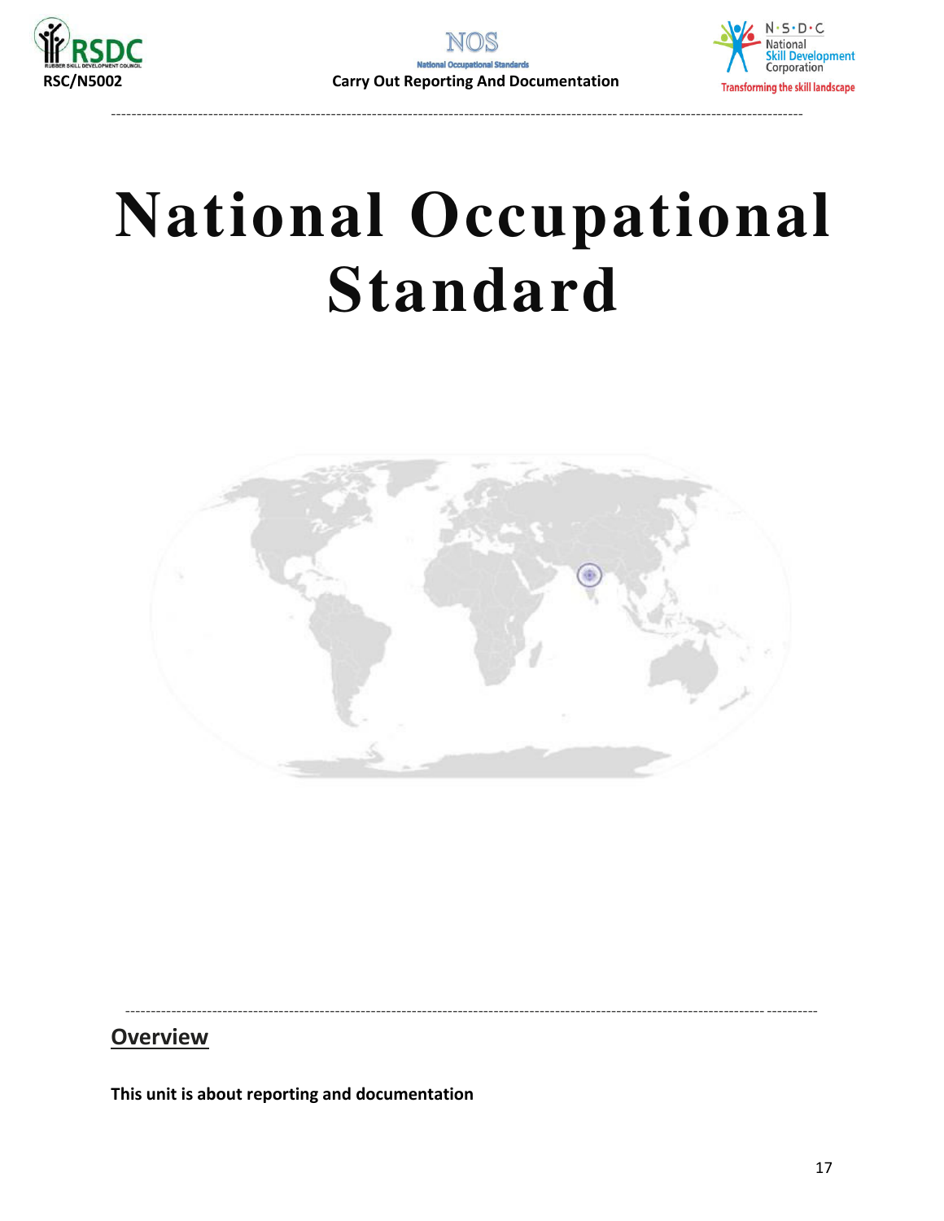# National Occupational Standard

## Overview

**This unit is about reporting and documentation**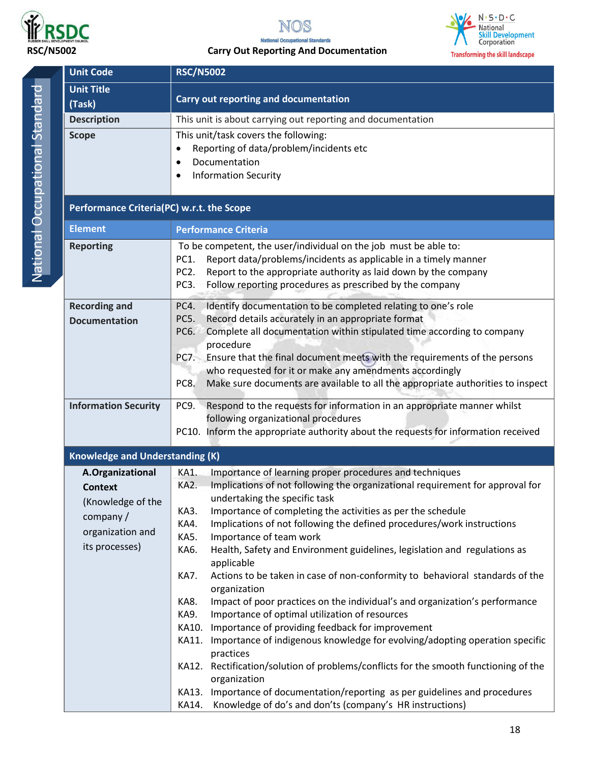| Unit Code | RSC/N5002 |
|---|---|
| Unit Title (Task) | Carry out reporting and documentation |
| Description | This unit is about carrying out reporting and documentation |
| Scope | This unit/task covers the following:<br>• Reporting of data/problem/incidents etc<br>• Documentation<br>• Information Security |

| Performance Criteria(PC) w.r.t. the Scope | |
|---|---|
| **Element** | **Performance Criteria** |
| Reporting | To be competent, the user/individual on the job must be able to:<br>PC1. Report data/problems/incidents as applicable in a timely manner<br>PC2. Report to the appropriate authority as laid down by the company<br>PC3. Follow reporting procedures as prescribed by the company |
| Recording and Documentation | PC4. Identify documentation to be completed relating to one's role<br>PC5. Record details accurately in an appropriate format<br>PC6. Complete all documentation within stipulated time according to company procedure<br>PC7. Ensure that the final document meets with the requirements of the persons who requested for it or make any amendments accordingly<br>PC8. Make sure documents are available to all the appropriate authorities to inspect |
| Information Security | PC9. Respond to the requests for information in an appropriate manner whilst following organizational procedures<br>PC10. Inform the appropriate authority about the requests for information received |

| Knowledge and Understanding (K) | |
|---|---|
| **A. Organizational Context** (Knowledge of the company / organization and its processes) | KA1. Importance of learning proper procedures and techniques<br>KA2. Implications of not following the organizational requirement for approval for undertaking the specific task<br>KA3. Importance of completing the activities as per the schedule<br>KA4. Implications of not following the defined procedures/work instructions<br>KA5. Importance of team work<br>KA6. Health, Safety and Environment guidelines, legislation and regulations as applicable<br>KA7. Actions to be taken in case of non-conformity to behavioral standards of the organization<br>KA8. Impact of poor practices on the individual's and organization's performance<br>KA9. Importance of optimal utilization of resources<br>KA10. Importance of providing feedback for improvement<br>KA11. Importance of indigenous knowledge for evolving/adopting operation specific practices<br>KA12. Rectification/solution of problems/conflicts for the smooth functioning of the organization<br>KA13. Importance of documentation/reporting as per guidelines and procedures<br>KA14. Knowledge of do's and don'ts (company's HR instructions) |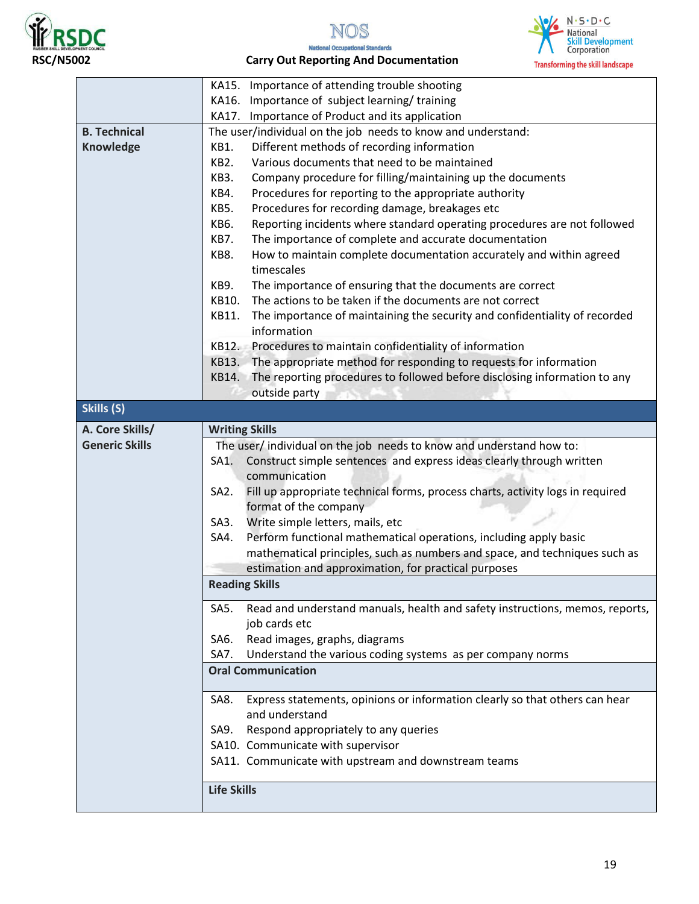| | |
|---|---|
| | KA15. Importance of attending trouble shooting<br>KA16. Importance of subject learning/ training<br>KA17. Importance of Product and its application |
| **B. Technical Knowledge** | The user/individual on the job needs to know and understand:<br>KB1. Different methods of recording information<br>KB2. Various documents that need to be maintained<br>KB3. Company procedure for filling/maintaining up the documents<br>KB4. Procedures for reporting to the appropriate authority<br>KB5. Procedures for recording damage, breakages etc<br>KB6. Reporting incidents where standard operating procedures are not followed<br>KB7. The importance of complete and accurate documentation<br>KB8. How to maintain complete documentation accurately and within agreed timescales<br>KB9. The importance of ensuring that the documents are correct<br>KB10. The actions to be taken if the documents are not correct<br>KB11. The importance of maintaining the security and confidentiality of recorded information<br>KB12. Procedures to maintain confidentiality of information<br>KB13. The appropriate method for responding to requests for information<br>KB14. The reporting procedures to followed before disclosing information to any outside party |
| **Skills (S)** | |
| **A. Core Skills/ Generic Skills** | **Writing Skills** |
| | The user/ individual on the job needs to know and understand how to:<br>SA1. Construct simple sentences and express ideas clearly through written communication<br>SA2. Fill up appropriate technical forms, process charts, activity logs in required format of the company<br>SA3. Write simple letters, mails, etc<br>SA4. Perform functional mathematical operations, including apply basic mathematical principles, such as numbers and space, and techniques such as estimation and approximation, for practical purposes |
| | **Reading Skills** |
| | SA5. Read and understand manuals, health and safety instructions, memos, reports, job cards etc<br>SA6. Read images, graphs, diagrams<br>SA7. Understand the various coding systems as per company norms |
| | **Oral Communication** |
| | SA8. Express statements, opinions or information clearly so that others can hear and understand<br>SA9. Respond appropriately to any queries<br>SA10. Communicate with supervisor<br>SA11. Communicate with upstream and downstream teams |
| | **Life Skills** |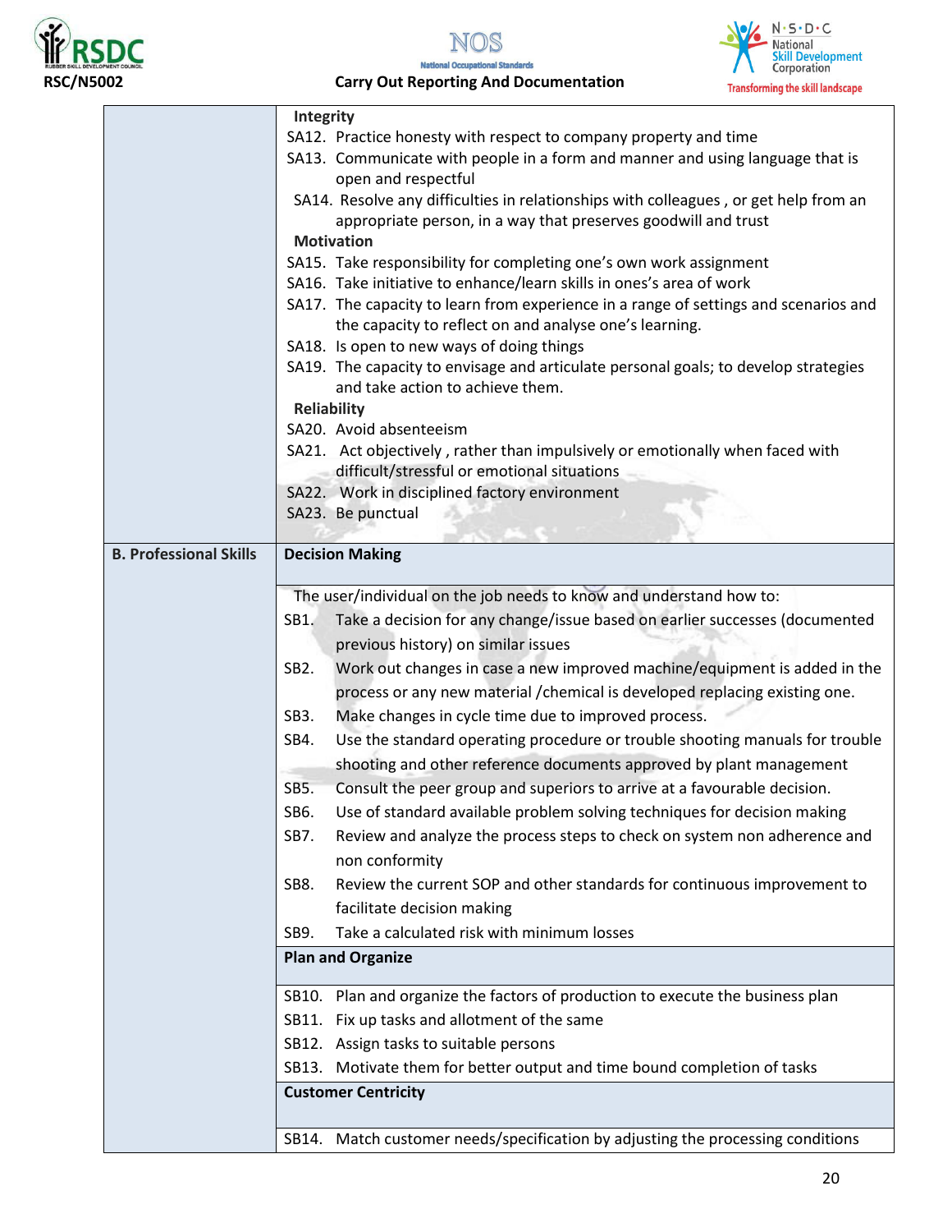| | |
|---|---|
| | **Integrity**<br>SA12. Practice honesty with respect to company property and time<br>SA13. Communicate with people in a form and manner and using language that is open and respectful<br>SA14. Resolve any difficulties in relationships with colleagues , or get help from an appropriate person, in a way that preserves goodwill and trust<br>**Motivation**<br>SA15. Take responsibility for completing one's own work assignment<br>SA16. Take initiative to enhance/learn skills in ones's area of work<br>SA17. The capacity to learn from experience in a range of settings and scenarios and the capacity to reflect on and analyse one's learning.<br>SA18. Is open to new ways of doing things<br>SA19. The capacity to envisage and articulate personal goals; to develop strategies and take action to achieve them.<br>**Reliability**<br>SA20. Avoid absenteeism<br>SA21. Act objectively , rather than impulsively or emotionally when faced with difficult/stressful or emotional situations<br>SA22. Work in disciplined factory environment<br>SA23. Be punctual |
| **B. Professional Skills** | **Decision Making** |
| | The user/individual on the job needs to know and understand how to:<br>SB1. Take a decision for any change/issue based on earlier successes (documented previous history) on similar issues<br>SB2. Work out changes in case a new improved machine/equipment is added in the process or any new material /chemical is developed replacing existing one.<br>SB3. Make changes in cycle time due to improved process.<br>SB4. Use the standard operating procedure or trouble shooting manuals for trouble shooting and other reference documents approved by plant management<br>SB5. Consult the peer group and superiors to arrive at a favourable decision.<br>SB6. Use of standard available problem solving techniques for decision making<br>SB7. Review and analyze the process steps to check on system non adherence and non conformity<br>SB8. Review the current SOP and other standards for continuous improvement to facilitate decision making<br>SB9. Take a calculated risk with minimum losses |
| | **Plan and Organize** |
| | SB10. Plan and organize the factors of production to execute the business plan<br>SB11. Fix up tasks and allotment of the same<br>SB12. Assign tasks to suitable persons<br>SB13. Motivate them for better output and time bound completion of tasks |
| | **Customer Centricity** |
| | SB14. Match customer needs/specification by adjusting the processing conditions |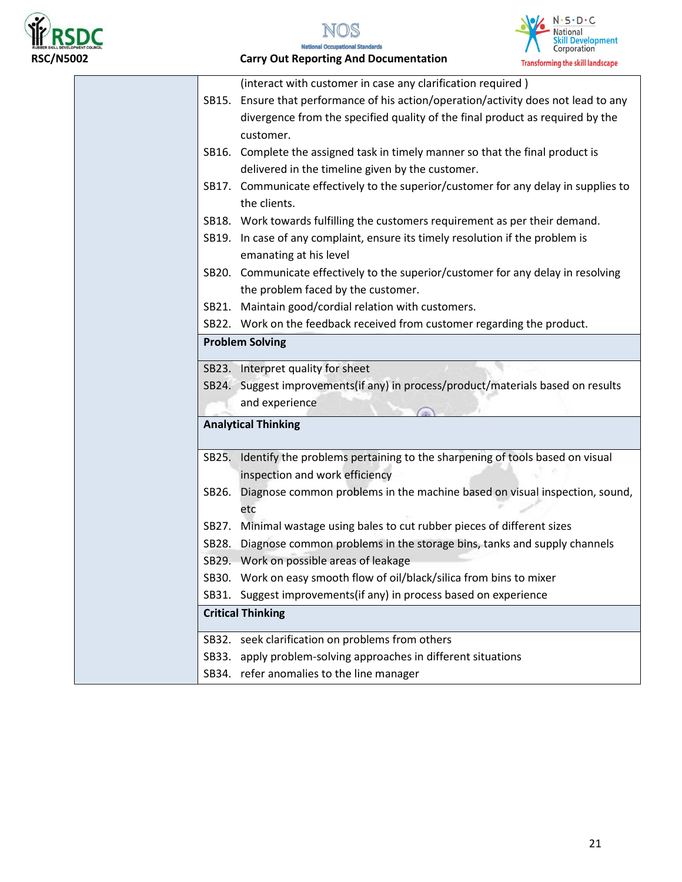| | |
|---|---|
| | (interact with customer in case any clarification required )<br>SB15. Ensure that performance of his action/operation/activity does not lead to any divergence from the specified quality of the final product as required by the customer.<br>SB16. Complete the assigned task in timely manner so that the final product is delivered in the timeline given by the customer.<br>SB17. Communicate effectively to the superior/customer for any delay in supplies to the clients.<br>SB18. Work towards fulfilling the customers requirement as per their demand.<br>SB19. In case of any complaint, ensure its timely resolution if the problem is emanating at his level<br>SB20. Communicate effectively to the superior/customer for any delay in resolving the problem faced by the customer.<br>SB21. Maintain good/cordial relation with customers.<br>SB22. Work on the feedback received from customer regarding the product. |
| | **Problem Solving** |
| | SB23. Interpret quality for sheet<br>SB24. Suggest improvements(if any) in process/product/materials based on results and experience |
| | **Analytical Thinking** |
| | SB25. Identify the problems pertaining to the sharpening of tools based on visual inspection and work efficiency<br>SB26. Diagnose common problems in the machine based on visual inspection, sound, etc<br>SB27. Minimal wastage using bales to cut rubber pieces of different sizes<br>SB28. Diagnose common problems in the storage bins, tanks and supply channels<br>SB29. Work on possible areas of leakage<br>SB30. Work on easy smooth flow of oil/black/silica from bins to mixer<br>SB31. Suggest improvements(if any) in process based on experience |
| | **Critical Thinking** |
| | SB32. seek clarification on problems from others<br>SB33. apply problem-solving approaches in different situations<br>SB34. refer anomalies to the line manager |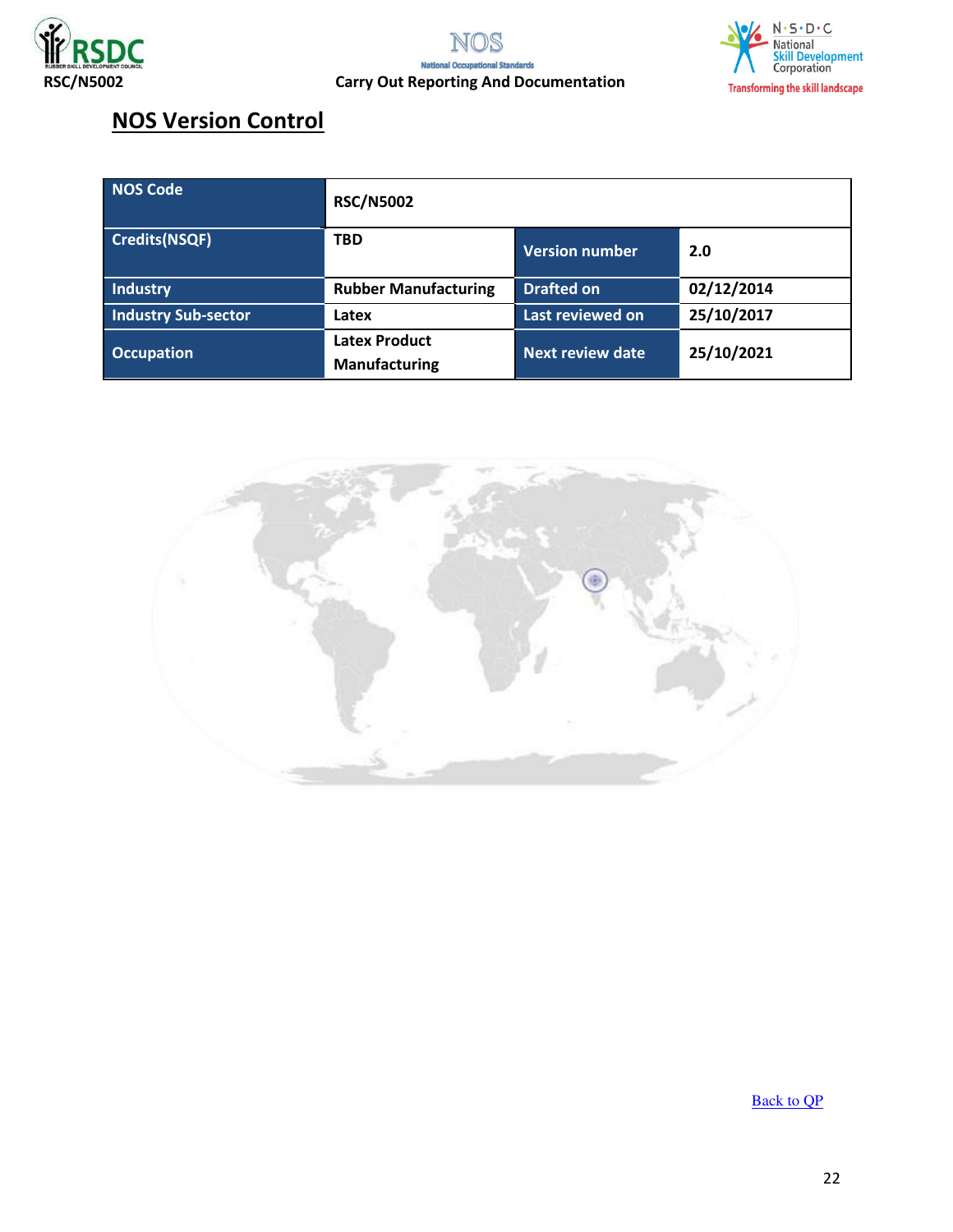## NOS Version Control

| NOS Code | RSC/N5002 | | |
|---|---|---|---|
| Credits(NSQF) | TBD | Version number | 2.0 |
| Industry | Rubber Manufacturing | Drafted on | 02/12/2014 |
| Industry Sub-sector | Latex | Last reviewed on | 25/10/2017 |
| Occupation | Latex Product Manufacturing | Next review date | 25/10/2021 |

Back to QP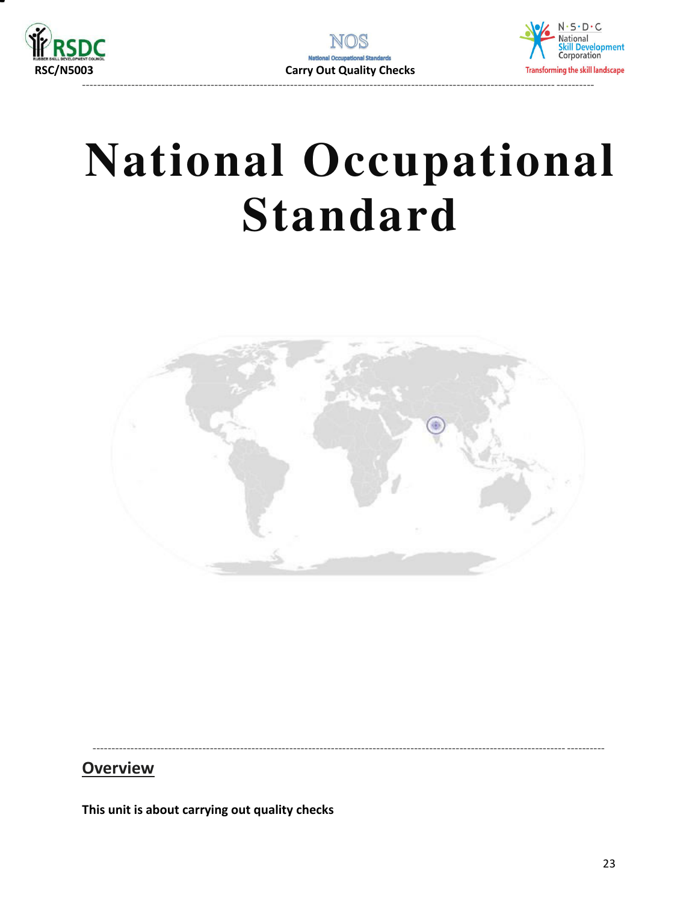# National Occupational Standard

## Overview

**This unit is about carrying out quality checks**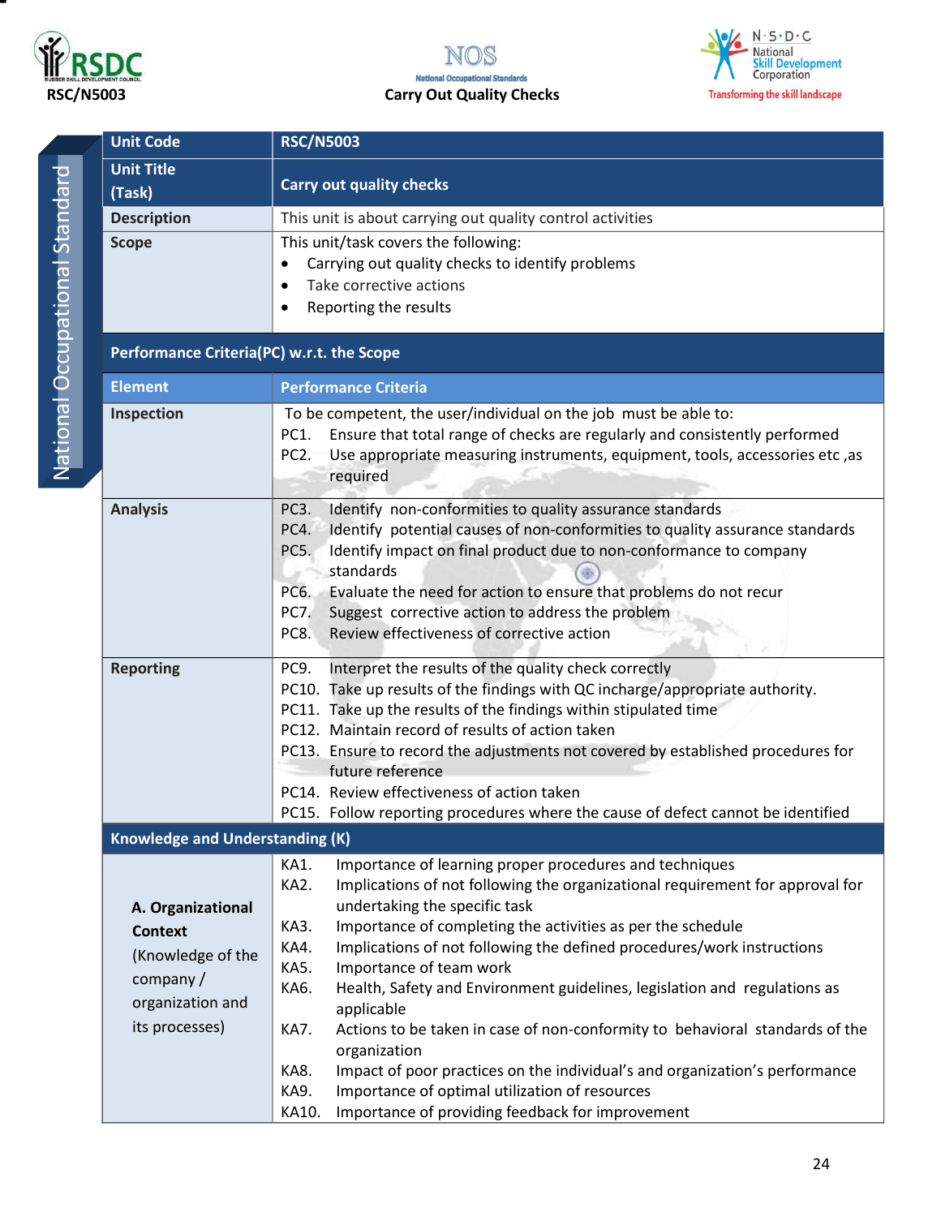| Unit Code | RSC/N5003 |
|---|---|
| Unit Title (Task) | Carry out quality checks |
| Description | This unit is about carrying out quality control activities |
| Scope | This unit/task covers the following:<br>• Carrying out quality checks to identify problems<br>• Take corrective actions<br>• Reporting the results |
| **Performance Criteria(PC) w.r.t. the Scope** | |
| **Element** | **Performance Criteria** |
| Inspection | To be competent, the user/individual on the job must be able to:<br>PC1. Ensure that total range of checks are regularly and consistently performed<br>PC2. Use appropriate measuring instruments, equipment, tools, accessories etc ,as required |
| Analysis | PC3. Identify non-conformities to quality assurance standards<br>PC4. Identify potential causes of non-conformities to quality assurance standards<br>PC5. Identify impact on final product due to non-conformance to company standards<br>PC6. Evaluate the need for action to ensure that problems do not recur<br>PC7. Suggest corrective action to address the problem<br>PC8. Review effectiveness of corrective action |
| Reporting | PC9. Interpret the results of the quality check correctly<br>PC10. Take up results of the findings with QC incharge/appropriate authority.<br>PC11. Take up the results of the findings within stipulated time<br>PC12. Maintain record of results of action taken<br>PC13. Ensure to record the adjustments not covered by established procedures for future reference<br>PC14. Review effectiveness of action taken<br>PC15. Follow reporting procedures where the cause of defect cannot be identified |
| **Knowledge and Understanding (K)** | |
| **A. Organizational Context**<br>(Knowledge of the company / organization and its processes) | KA1. Importance of learning proper procedures and techniques<br>KA2. Implications of not following the organizational requirement for approval for undertaking the specific task<br>KA3. Importance of completing the activities as per the schedule<br>KA4. Implications of not following the defined procedures/work instructions<br>KA5. Importance of team work<br>KA6. Health, Safety and Environment guidelines, legislation and regulations as applicable<br>KA7. Actions to be taken in case of non-conformity to behavioral standards of the organization<br>KA8. Impact of poor practices on the individual's and organization's performance<br>KA9. Importance of optimal utilization of resources<br>KA10. Importance of providing feedback for improvement |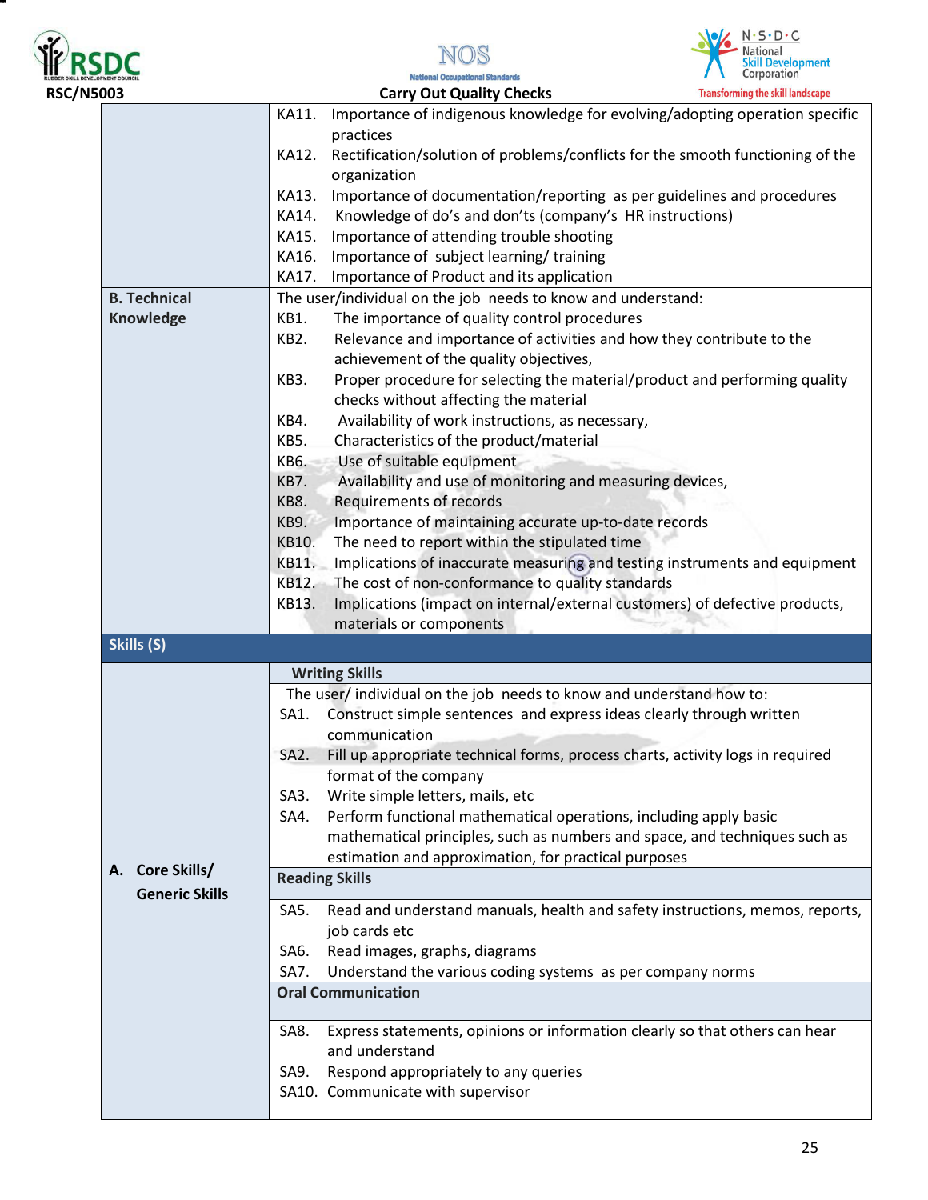| | |
|---|---|
| | KA11. Importance of indigenous knowledge for evolving/adopting operation specific practices<br>KA12. Rectification/solution of problems/conflicts for the smooth functioning of the organization<br>KA13. Importance of documentation/reporting as per guidelines and procedures<br>KA14. Knowledge of do's and don'ts (company's HR instructions)<br>KA15. Importance of attending trouble shooting<br>KA16. Importance of subject learning/ training<br>KA17. Importance of Product and its application |
| **B. Technical Knowledge** | The user/individual on the job needs to know and understand:<br>KB1. The importance of quality control procedures<br>KB2. Relevance and importance of activities and how they contribute to the achievement of the quality objectives,<br>KB3. Proper procedure for selecting the material/product and performing quality checks without affecting the material<br>KB4. Availability of work instructions, as necessary,<br>KB5. Characteristics of the product/material<br>KB6. Use of suitable equipment<br>KB7. Availability and use of monitoring and measuring devices,<br>KB8. Requirements of records<br>KB9. Importance of maintaining accurate up-to-date records<br>KB10. The need to report within the stipulated time<br>KB11. Implications of inaccurate measuring and testing instruments and equipment<br>KB12. The cost of non-conformance to quality standards<br>KB13. Implications (impact on internal/external customers) of defective products, materials or components |
| **Skills (S)** | |
| **A. Core Skills/ Generic Skills** | **Writing Skills**<br>The user/ individual on the job needs to know and understand how to:<br>SA1. Construct simple sentences and express ideas clearly through written communication<br>SA2. Fill up appropriate technical forms, process charts, activity logs in required format of the company<br>SA3. Write simple letters, mails, etc<br>SA4. Perform functional mathematical operations, including apply basic mathematical principles, such as numbers and space, and techniques such as estimation and approximation, for practical purposes |
| | **Reading Skills**<br>SA5. Read and understand manuals, health and safety instructions, memos, reports, job cards etc<br>SA6. Read images, graphs, diagrams<br>SA7. Understand the various coding systems as per company norms |
| | **Oral Communication**<br>SA8. Express statements, opinions or information clearly so that others can hear and understand<br>SA9. Respond appropriately to any queries<br>SA10. Communicate with supervisor |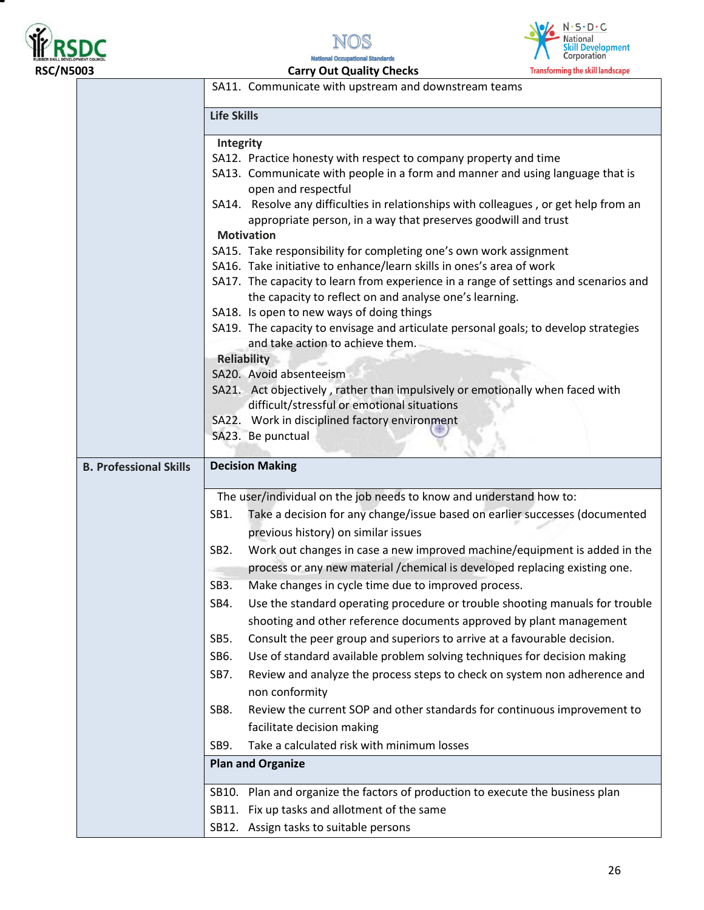| | |
|---|---|
| | SA11. Communicate with upstream and downstream teams |
| | **Life Skills** |
| | **Integrity**<br>SA12. Practice honesty with respect to company property and time<br>SA13. Communicate with people in a form and manner and using language that is open and respectful<br>SA14. Resolve any difficulties in relationships with colleagues , or get help from an appropriate person, in a way that preserves goodwill and trust<br>**Motivation**<br>SA15. Take responsibility for completing one's own work assignment<br>SA16. Take initiative to enhance/learn skills in ones's area of work<br>SA17. The capacity to learn from experience in a range of settings and scenarios and the capacity to reflect on and analyse one's learning.<br>SA18. Is open to new ways of doing things<br>SA19. The capacity to envisage and articulate personal goals; to develop strategies and take action to achieve them.<br>**Reliability**<br>SA20. Avoid absenteeism<br>SA21. Act objectively , rather than impulsively or emotionally when faced with difficult/stressful or emotional situations<br>SA22. Work in disciplined factory environment<br>SA23. Be punctual |
| **B. Professional Skills** | **Decision Making** |
| | The user/individual on the job needs to know and understand how to:<br>SB1. Take a decision for any change/issue based on earlier successes (documented previous history) on similar issues<br>SB2. Work out changes in case a new improved machine/equipment is added in the process or any new material /chemical is developed replacing existing one.<br>SB3. Make changes in cycle time due to improved process.<br>SB4. Use the standard operating procedure or trouble shooting manuals for trouble shooting and other reference documents approved by plant management<br>SB5. Consult the peer group and superiors to arrive at a favourable decision.<br>SB6. Use of standard available problem solving techniques for decision making<br>SB7. Review and analyze the process steps to check on system non adherence and non conformity<br>SB8. Review the current SOP and other standards for continuous improvement to facilitate decision making<br>SB9. Take a calculated risk with minimum losses |
| | **Plan and Organize** |
| | SB10. Plan and organize the factors of production to execute the business plan<br>SB11. Fix up tasks and allotment of the same<br>SB12. Assign tasks to suitable persons |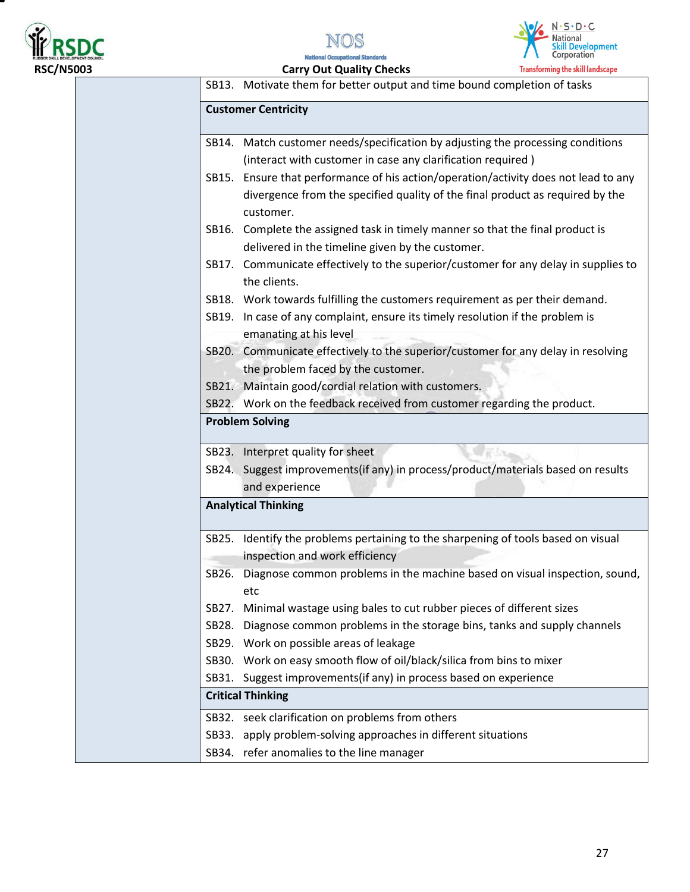| | |
|---|---|
| | SB13. Motivate them for better output and time bound completion of tasks |
| | **Customer Centricity** |
| | SB14. Match customer needs/specification by adjusting the processing conditions (interact with customer in case any clarification required )<br>SB15. Ensure that performance of his action/operation/activity does not lead to any divergence from the specified quality of the final product as required by the customer.<br>SB16. Complete the assigned task in timely manner so that the final product is delivered in the timeline given by the customer.<br>SB17. Communicate effectively to the superior/customer for any delay in supplies to the clients.<br>SB18. Work towards fulfilling the customers requirement as per their demand.<br>SB19. In case of any complaint, ensure its timely resolution if the problem is emanating at his level<br>SB20. Communicate effectively to the superior/customer for any delay in resolving the problem faced by the customer.<br>SB21. Maintain good/cordial relation with customers.<br>SB22. Work on the feedback received from customer regarding the product. |
| | **Problem Solving** |
| | SB23. Interpret quality for sheet<br>SB24. Suggest improvements(if any) in process/product/materials based on results and experience |
| | **Analytical Thinking** |
| | SB25. Identify the problems pertaining to the sharpening of tools based on visual inspection and work efficiency<br>SB26. Diagnose common problems in the machine based on visual inspection, sound, etc<br>SB27. Minimal wastage using bales to cut rubber pieces of different sizes<br>SB28. Diagnose common problems in the storage bins, tanks and supply channels<br>SB29. Work on possible areas of leakage<br>SB30. Work on easy smooth flow of oil/black/silica from bins to mixer<br>SB31. Suggest improvements(if any) in process based on experience |
| | **Critical Thinking** |
| | SB32. seek clarification on problems from others<br>SB33. apply problem-solving approaches in different situations<br>SB34. refer anomalies to the line manager |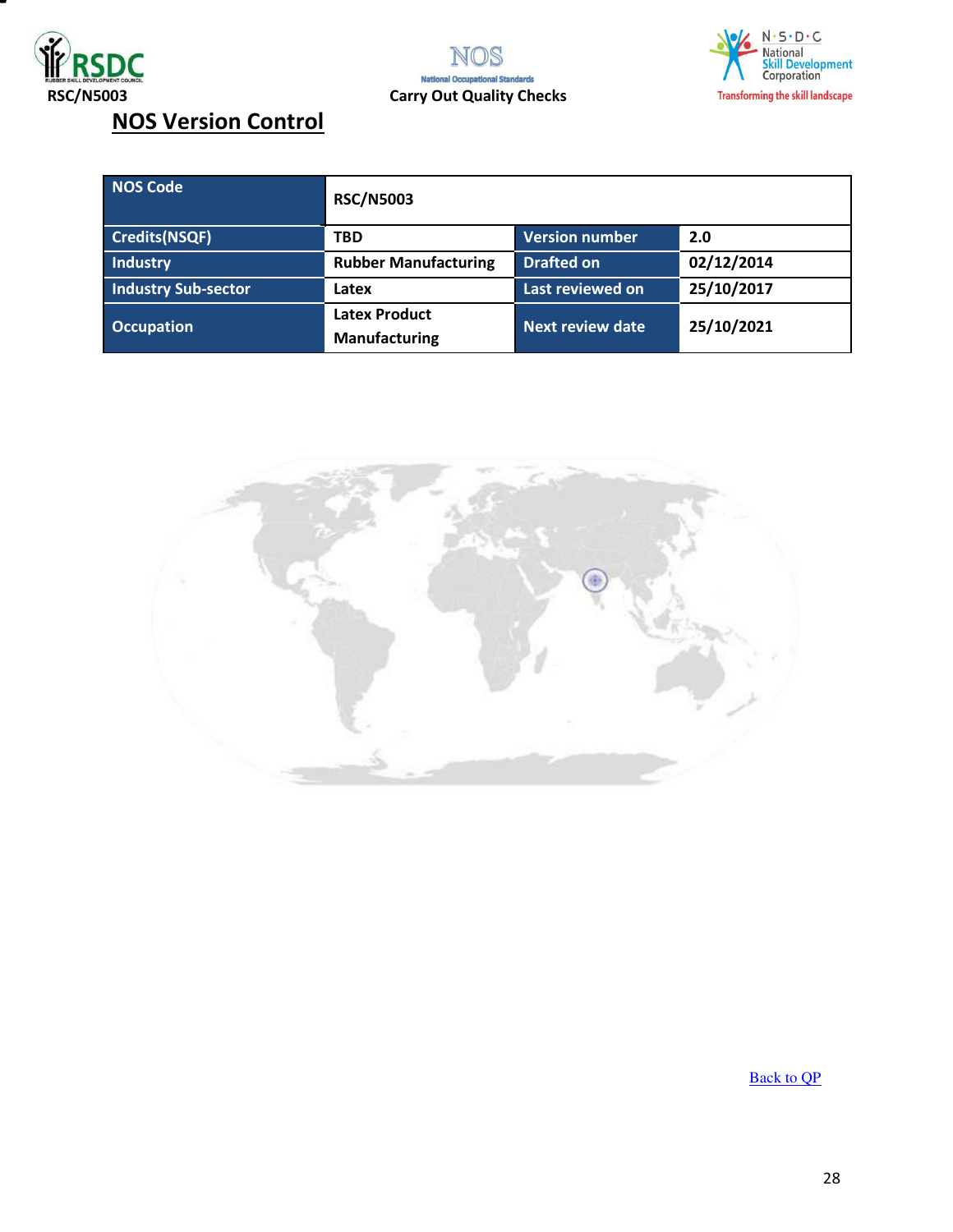## NOS Version Control

| NOS Code | RSC/N5003 | | |
|---|---|---|---|
| Credits(NSQF) | TBD | Version number | 2.0 |
| Industry | Rubber Manufacturing | Drafted on | 02/12/2014 |
| Industry Sub-sector | Latex | Last reviewed on | 25/10/2017 |
| Occupation | Latex Product Manufacturing | Next review date | 25/10/2021 |

Back to QP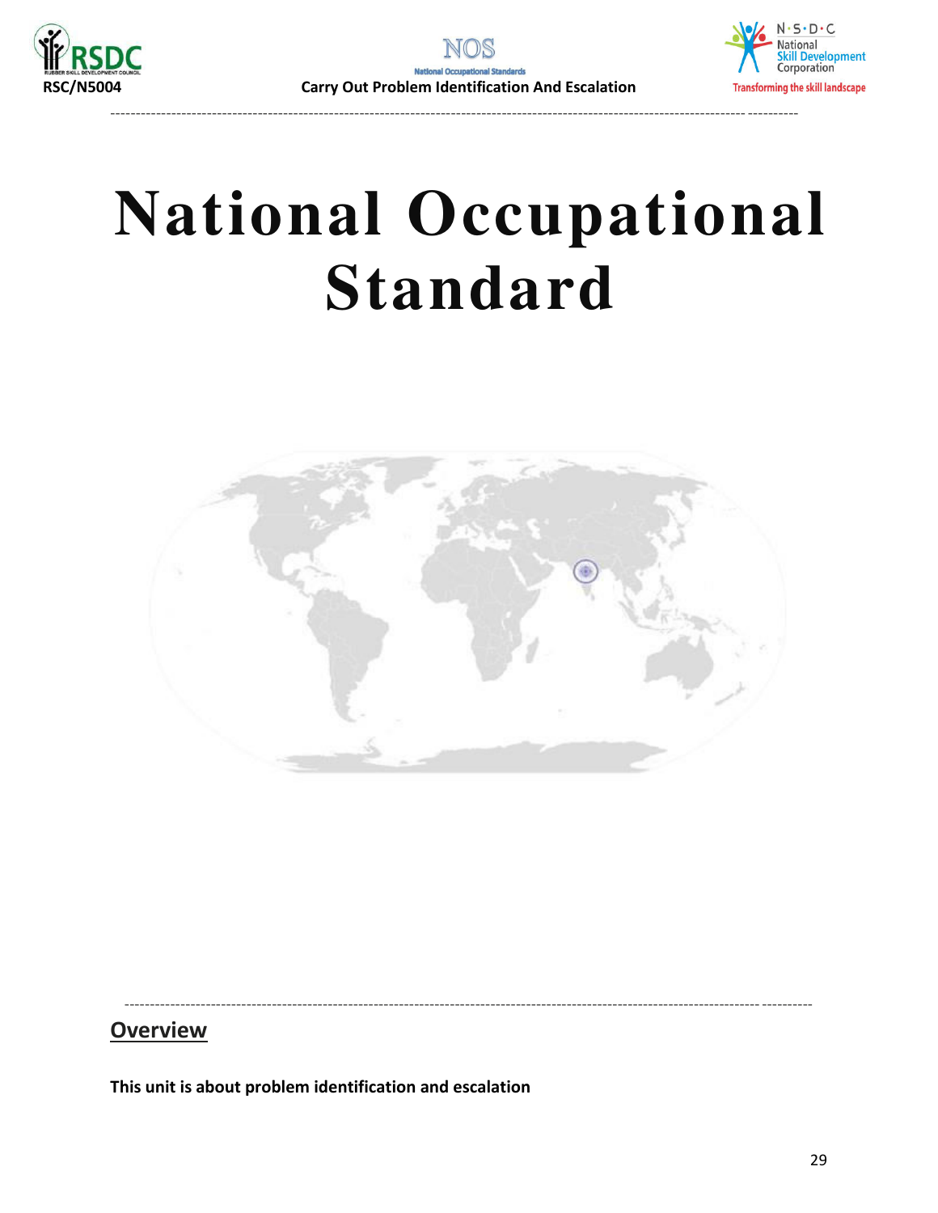# National Occupational Standard

## Overview

**This unit is about problem identification and escalation**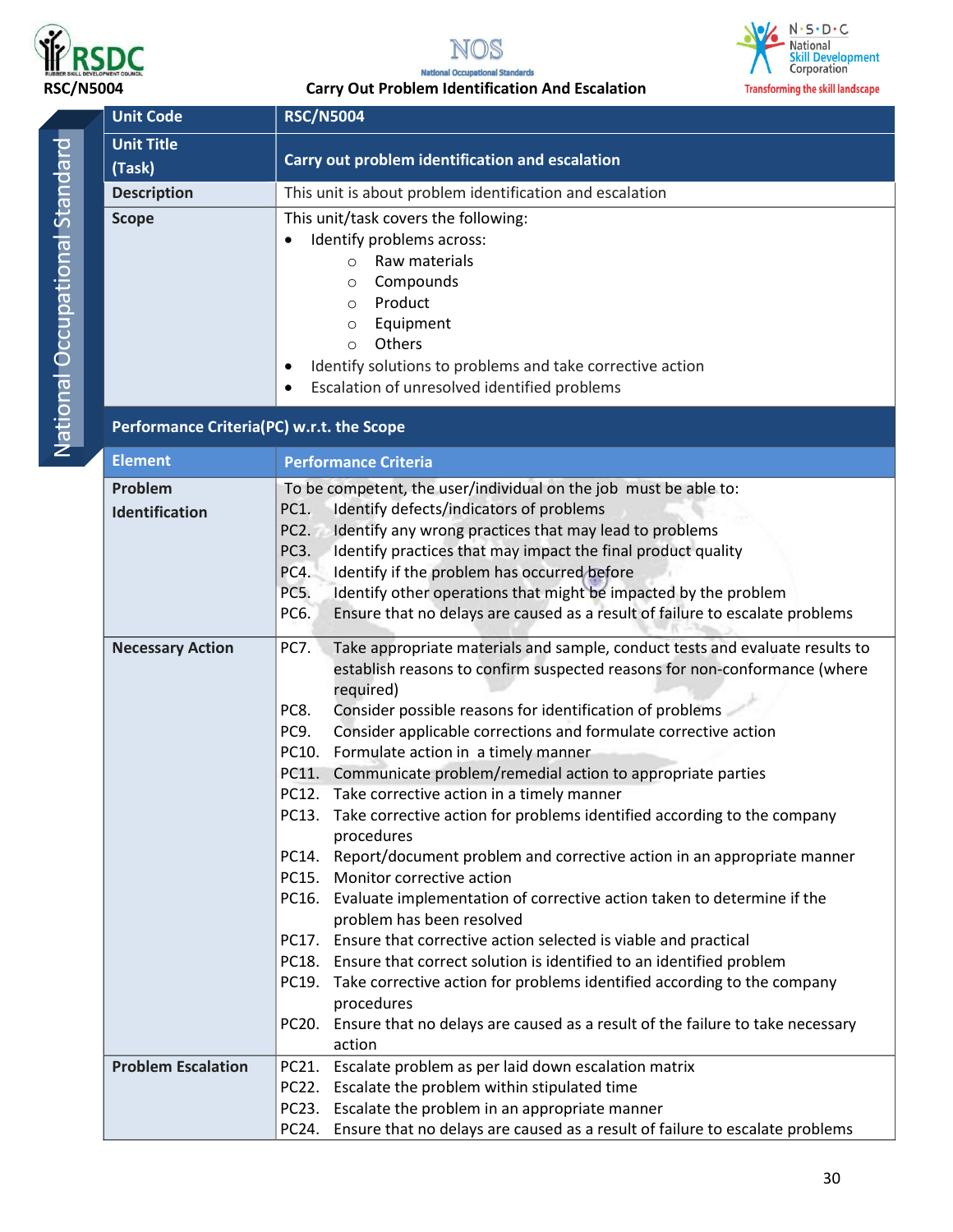| Unit Code | RSC/N5004 |
|---|---|
| Unit Title (Task) | Carry out problem identification and escalation |
| Description | This unit is about problem identification and escalation |
| Scope | This unit/task covers the following:<br>• Identify problems across:<br>  ○ Raw materials<br>  ○ Compounds<br>  ○ Product<br>  ○ Equipment<br>  ○ Others<br>• Identify solutions to problems and take corrective action<br>• Escalation of unresolved identified problems |
| **Performance Criteria(PC) w.r.t. the Scope** | |
| **Element** | **Performance Criteria** |
| Problem Identification | To be competent, the user/individual on the job must be able to:<br>PC1. Identify defects/indicators of problems<br>PC2. Identify any wrong practices that may lead to problems<br>PC3. Identify practices that may impact the final product quality<br>PC4. Identify if the problem has occurred before<br>PC5. Identify other operations that might be impacted by the problem<br>PC6. Ensure that no delays are caused as a result of failure to escalate problems |
| Necessary Action | PC7. Take appropriate materials and sample, conduct tests and evaluate results to establish reasons to confirm suspected reasons for non-conformance (where required)<br>PC8. Consider possible reasons for identification of problems<br>PC9. Consider applicable corrections and formulate corrective action<br>PC10. Formulate action in a timely manner<br>PC11. Communicate problem/remedial action to appropriate parties<br>PC12. Take corrective action in a timely manner<br>PC13. Take corrective action for problems identified according to the company procedures<br>PC14. Report/document problem and corrective action in an appropriate manner<br>PC15. Monitor corrective action<br>PC16. Evaluate implementation of corrective action taken to determine if the problem has been resolved<br>PC17. Ensure that corrective action selected is viable and practical<br>PC18. Ensure that correct solution is identified to an identified problem<br>PC19. Take corrective action for problems identified according to the company procedures<br>PC20. Ensure that no delays are caused as a result of the failure to take necessary action |
| Problem Escalation | PC21. Escalate problem as per laid down escalation matrix<br>PC22. Escalate the problem within stipulated time<br>PC23. Escalate the problem in an appropriate manner<br>PC24. Ensure that no delays are caused as a result of failure to escalate problems |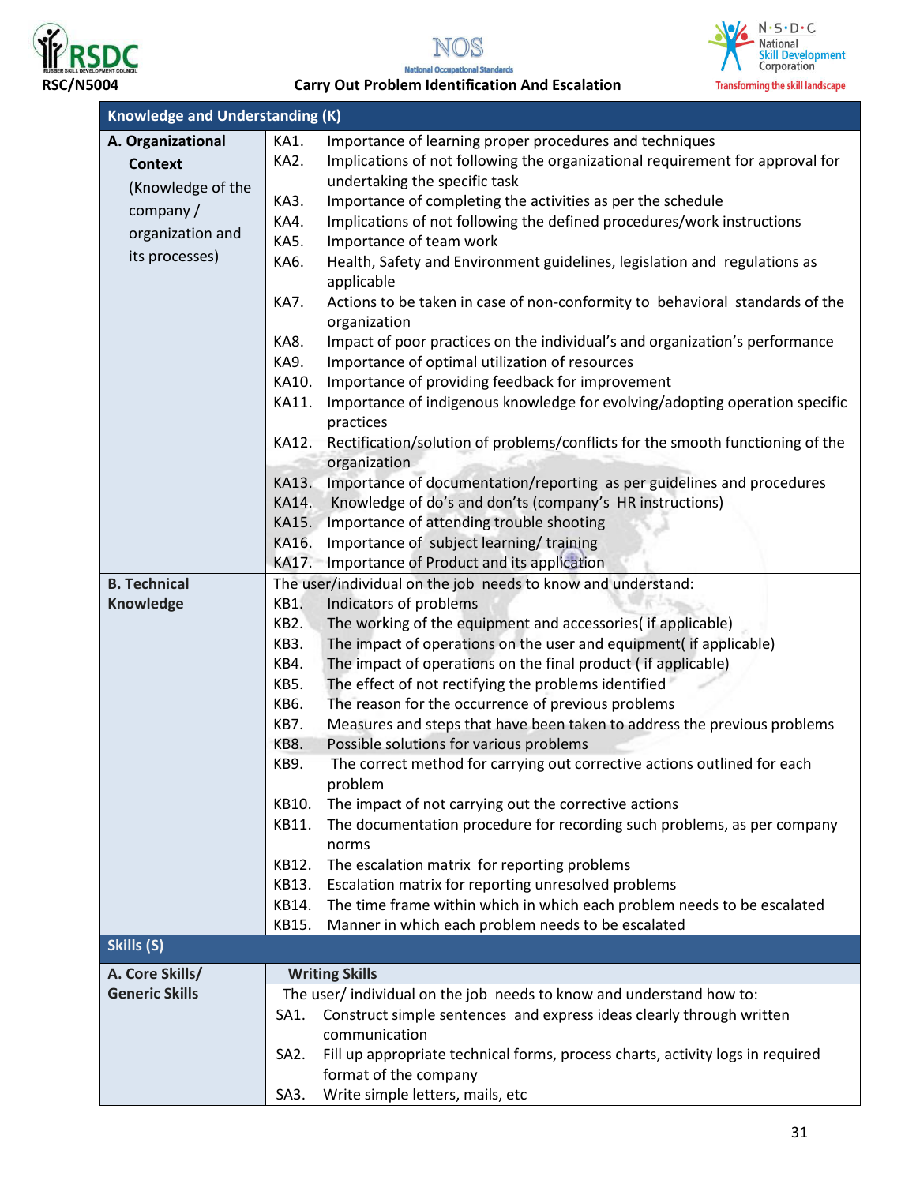| Knowledge and Understanding (K) | |
|---|---|
| **A. Organizational Context** (Knowledge of the company / organization and its processes) | KA1. Importance of learning proper procedures and techniques<br>KA2. Implications of not following the organizational requirement for approval for undertaking the specific task<br>KA3. Importance of completing the activities as per the schedule<br>KA4. Implications of not following the defined procedures/work instructions<br>KA5. Importance of team work<br>KA6. Health, Safety and Environment guidelines, legislation and regulations as applicable<br>KA7. Actions to be taken in case of non-conformity to behavioral standards of the organization<br>KA8. Impact of poor practices on the individual's and organization's performance<br>KA9. Importance of optimal utilization of resources<br>KA10. Importance of providing feedback for improvement<br>KA11. Importance of indigenous knowledge for evolving/adopting operation specific practices<br>KA12. Rectification/solution of problems/conflicts for the smooth functioning of the organization<br>KA13. Importance of documentation/reporting as per guidelines and procedures<br>KA14. Knowledge of do's and don'ts (company's HR instructions)<br>KA15. Importance of attending trouble shooting<br>KA16. Importance of subject learning/ training<br>KA17. Importance of Product and its application |
| **B. Technical Knowledge** | The user/individual on the job needs to know and understand:<br>KB1. Indicators of problems<br>KB2. The working of the equipment and accessories( if applicable)<br>KB3. The impact of operations on the user and equipment( if applicable)<br>KB4. The impact of operations on the final product ( if applicable)<br>KB5. The effect of not rectifying the problems identified<br>KB6. The reason for the occurrence of previous problems<br>KB7. Measures and steps that have been taken to address the previous problems<br>KB8. Possible solutions for various problems<br>KB9. The correct method for carrying out corrective actions outlined for each problem<br>KB10. The impact of not carrying out the corrective actions<br>KB11. The documentation procedure for recording such problems, as per company norms<br>KB12. The escalation matrix for reporting problems<br>KB13. Escalation matrix for reporting unresolved problems<br>KB14. The time frame within which in which each problem needs to be escalated<br>KB15. Manner in which each problem needs to be escalated |
| **Skills (S)** | |
| **A. Core Skills/ Generic Skills** | **Writing Skills**<br>The user/ individual on the job needs to know and understand how to:<br>SA1. Construct simple sentences and express ideas clearly through written communication<br>SA2. Fill up appropriate technical forms, process charts, activity logs in required format of the company<br>SA3. Write simple letters, mails, etc |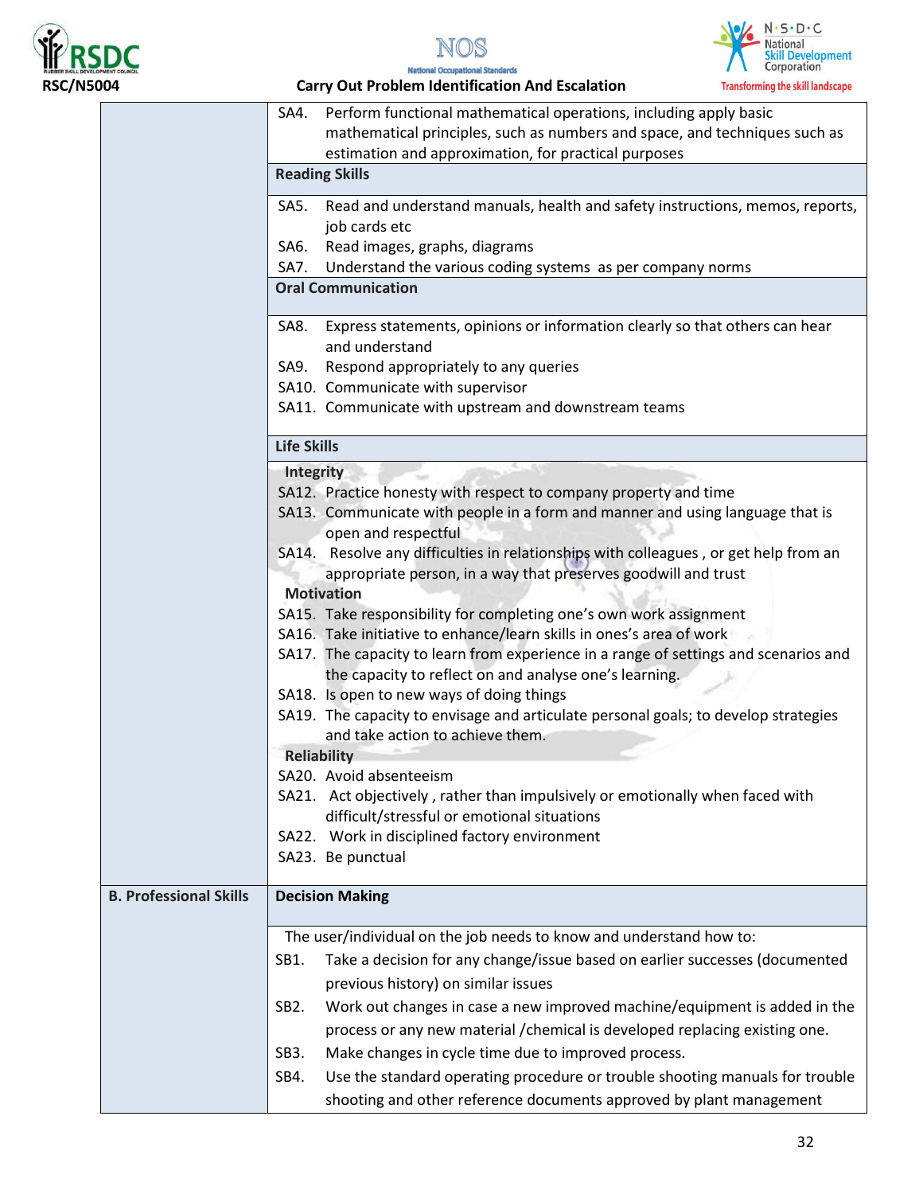| | |
|---|---|
| | SA4. Perform functional mathematical operations, including apply basic mathematical principles, such as numbers and space, and techniques such as estimation and approximation, for practical purposes |
| | **Reading Skills** |
| | SA5. Read and understand manuals, health and safety instructions, memos, reports, job cards etc<br>SA6. Read images, graphs, diagrams<br>SA7. Understand the various coding systems as per company norms |
| | **Oral Communication** |
| | SA8. Express statements, opinions or information clearly so that others can hear and understand<br>SA9. Respond appropriately to any queries<br>SA10. Communicate with supervisor<br>SA11. Communicate with upstream and downstream teams |
| | **Life Skills** |
| | **Integrity**<br>SA12. Practice honesty with respect to company property and time<br>SA13. Communicate with people in a form and manner and using language that is open and respectful<br>SA14. Resolve any difficulties in relationships with colleagues , or get help from an appropriate person, in a way that preserves goodwill and trust<br>**Motivation**<br>SA15. Take responsibility for completing one's own work assignment<br>SA16. Take initiative to enhance/learn skills in ones's area of work<br>SA17. The capacity to learn from experience in a range of settings and scenarios and the capacity to reflect on and analyse one's learning.<br>SA18. Is open to new ways of doing things<br>SA19. The capacity to envisage and articulate personal goals; to develop strategies and take action to achieve them.<br>**Reliability**<br>SA20. Avoid absenteeism<br>SA21. Act objectively , rather than impulsively or emotionally when faced with difficult/stressful or emotional situations<br>SA22. Work in disciplined factory environment<br>SA23. Be punctual |
| **B. Professional Skills** | **Decision Making** |
| | The user/individual on the job needs to know and understand how to:<br>SB1. Take a decision for any change/issue based on earlier successes (documented previous history) on similar issues<br>SB2. Work out changes in case a new improved machine/equipment is added in the process or any new material /chemical is developed replacing existing one.<br>SB3. Make changes in cycle time due to improved process.<br>SB4. Use the standard operating procedure or trouble shooting manuals for trouble shooting and other reference documents approved by plant management |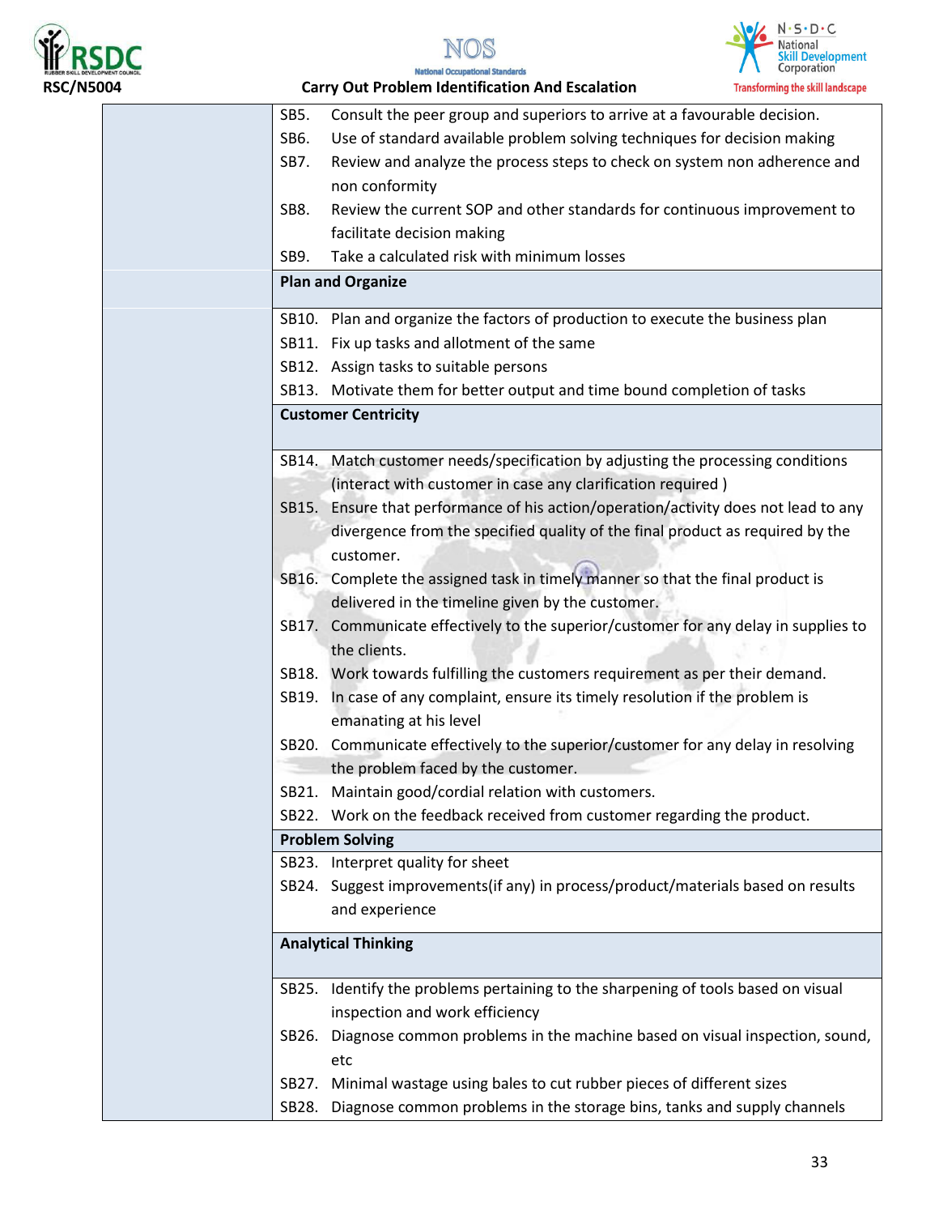| | |
|---|---|
| | SB5. Consult the peer group and superiors to arrive at a favourable decision.<br>SB6. Use of standard available problem solving techniques for decision making<br>SB7. Review and analyze the process steps to check on system non adherence and non conformity<br>SB8. Review the current SOP and other standards for continuous improvement to facilitate decision making<br>SB9. Take a calculated risk with minimum losses |
| | **Plan and Organize** |
| | SB10. Plan and organize the factors of production to execute the business plan<br>SB11. Fix up tasks and allotment of the same<br>SB12. Assign tasks to suitable persons<br>SB13. Motivate them for better output and time bound completion of tasks |
| | **Customer Centricity** |
| | SB14. Match customer needs/specification by adjusting the processing conditions (interact with customer in case any clarification required )<br>SB15. Ensure that performance of his action/operation/activity does not lead to any divergence from the specified quality of the final product as required by the customer.<br>SB16. Complete the assigned task in timely manner so that the final product is delivered in the timeline given by the customer.<br>SB17. Communicate effectively to the superior/customer for any delay in supplies to the clients.<br>SB18. Work towards fulfilling the customers requirement as per their demand.<br>SB19. In case of any complaint, ensure its timely resolution if the problem is emanating at his level<br>SB20. Communicate effectively to the superior/customer for any delay in resolving the problem faced by the customer.<br>SB21. Maintain good/cordial relation with customers.<br>SB22. Work on the feedback received from customer regarding the product. |
| | **Problem Solving** |
| | SB23. Interpret quality for sheet<br>SB24. Suggest improvements(if any) in process/product/materials based on results and experience |
| | **Analytical Thinking** |
| | SB25. Identify the problems pertaining to the sharpening of tools based on visual inspection and work efficiency<br>SB26. Diagnose common problems in the machine based on visual inspection, sound, etc<br>SB27. Minimal wastage using bales to cut rubber pieces of different sizes<br>SB28. Diagnose common problems in the storage bins, tanks and supply channels |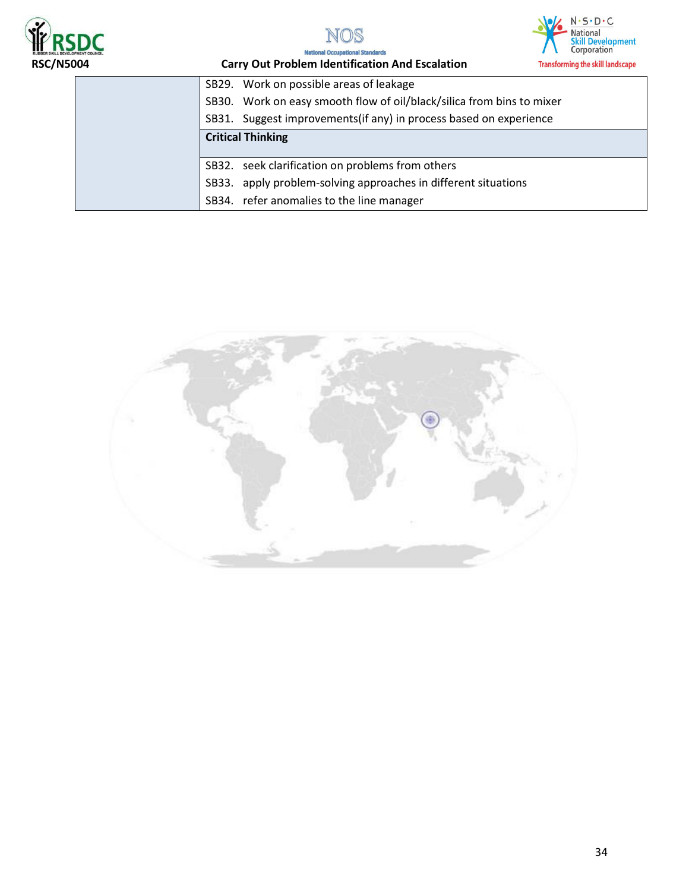| | |
|---|---|
| | SB29. Work on possible areas of leakage<br>SB30. Work on easy smooth flow of oil/black/silica from bins to mixer<br>SB31. Suggest improvements(if any) in process based on experience |
| | **Critical Thinking** |
| | SB32. seek clarification on problems from others<br>SB33. apply problem-solving approaches in different situations<br>SB34. refer anomalies to the line manager |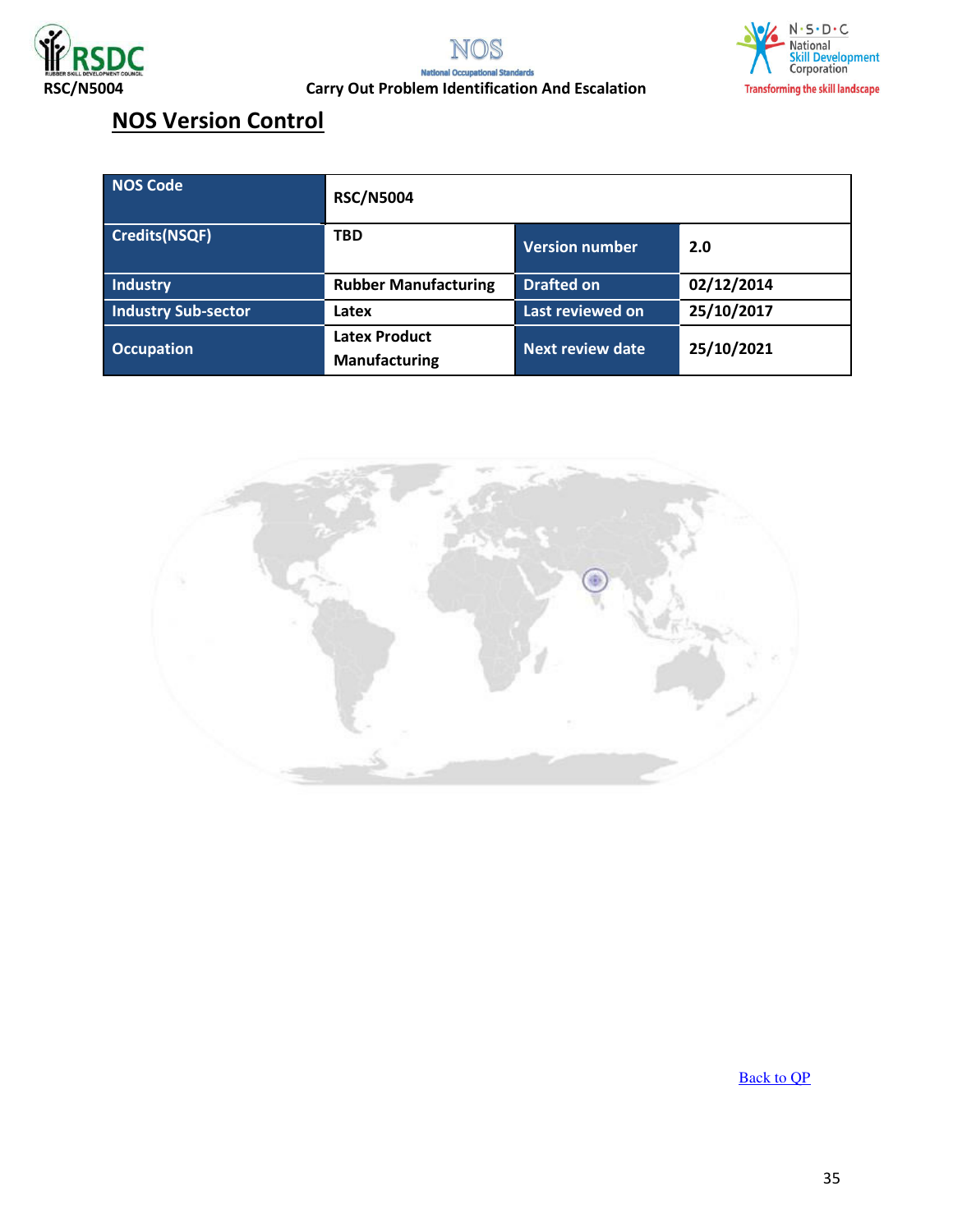## NOS Version Control

| NOS Code | RSC/N5004 | | |
|---|---|---|---|
| Credits(NSQF) | TBD | Version number | 2.0 |
| Industry | Rubber Manufacturing | Drafted on | 02/12/2014 |
| Industry Sub-sector | Latex | Last reviewed on | 25/10/2017 |
| Occupation | Latex Product Manufacturing | Next review date | 25/10/2021 |

Back to QP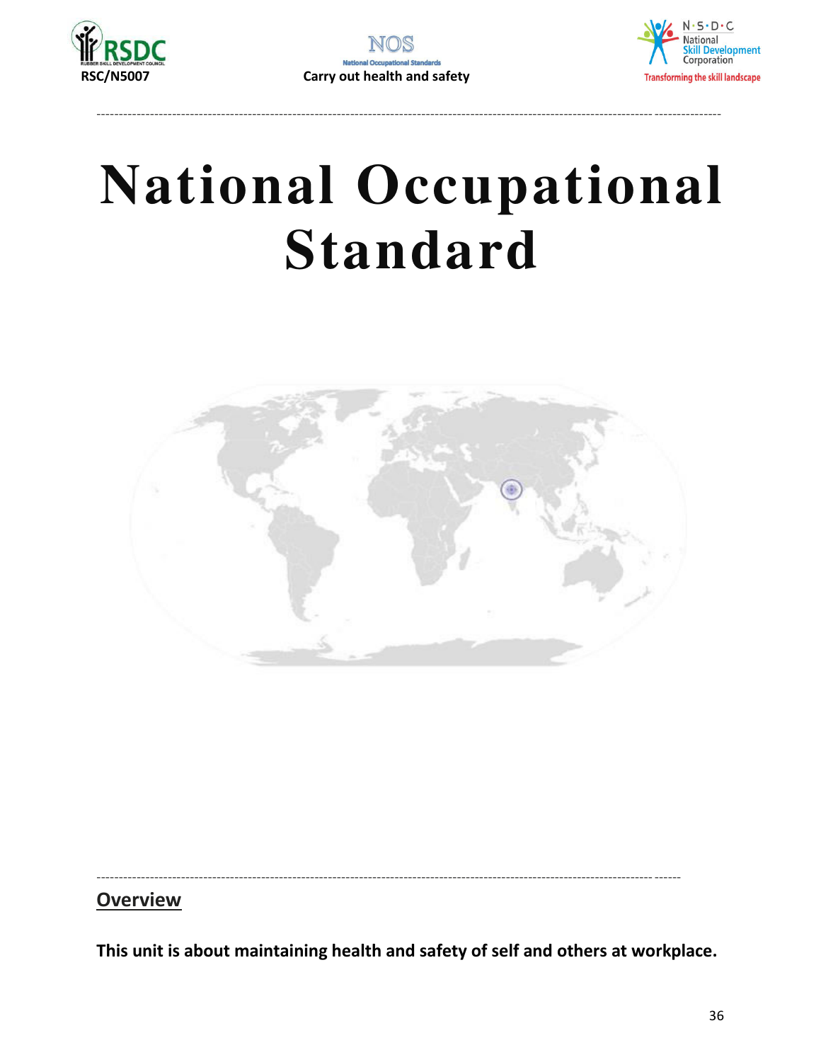# National Occupational Standard

## Overview

**This unit is about maintaining health and safety of self and others at workplace.**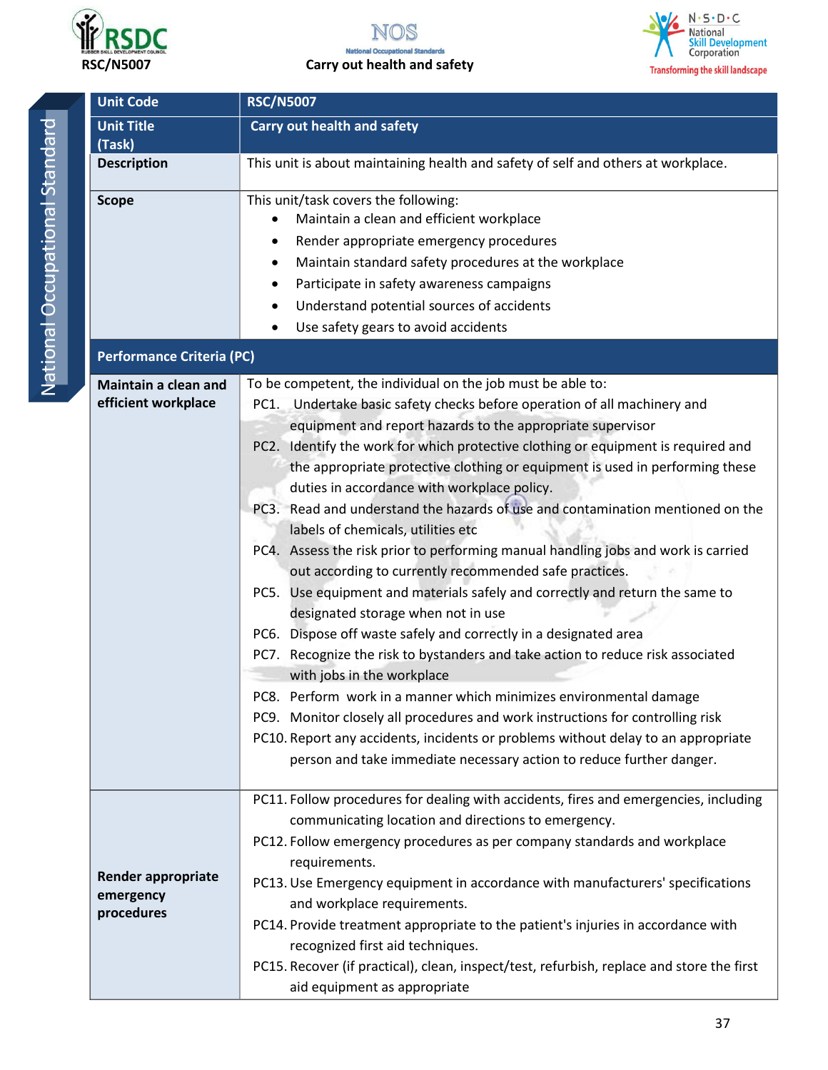| Unit Code | RSC/N5007 |
|---|---|
| Unit Title (Task) | Carry out health and safety |
| Description | This unit is about maintaining health and safety of self and others at workplace. |
| Scope | This unit/task covers the following:<br>• Maintain a clean and efficient workplace<br>• Render appropriate emergency procedures<br>• Maintain standard safety procedures at the workplace<br>• Participate in safety awareness campaigns<br>• Understand potential sources of accidents<br>• Use safety gears to avoid accidents |
| **Performance Criteria (PC)** | |
| Maintain a clean and efficient workplace | To be competent, the individual on the job must be able to:<br>PC1. Undertake basic safety checks before operation of all machinery and equipment and report hazards to the appropriate supervisor<br>PC2. Identify the work for which protective clothing or equipment is required and the appropriate protective clothing or equipment is used in performing these duties in accordance with workplace policy.<br>PC3. Read and understand the hazards of use and contamination mentioned on the labels of chemicals, utilities etc<br>PC4. Assess the risk prior to performing manual handling jobs and work is carried out according to currently recommended safe practices.<br>PC5. Use equipment and materials safely and correctly and return the same to designated storage when not in use<br>PC6. Dispose off waste safely and correctly in a designated area<br>PC7. Recognize the risk to bystanders and take action to reduce risk associated with jobs in the workplace<br>PC8. Perform work in a manner which minimizes environmental damage<br>PC9. Monitor closely all procedures and work instructions for controlling risk<br>PC10. Report any accidents, incidents or problems without delay to an appropriate person and take immediate necessary action to reduce further danger. |
| Render appropriate emergency procedures | PC11. Follow procedures for dealing with accidents, fires and emergencies, including communicating location and directions to emergency.<br>PC12. Follow emergency procedures as per company standards and workplace requirements.<br>PC13. Use Emergency equipment in accordance with manufacturers' specifications and workplace requirements.<br>PC14. Provide treatment appropriate to the patient's injuries in accordance with recognized first aid techniques.<br>PC15. Recover (if practical), clean, inspect/test, refurbish, replace and store the first aid equipment as appropriate |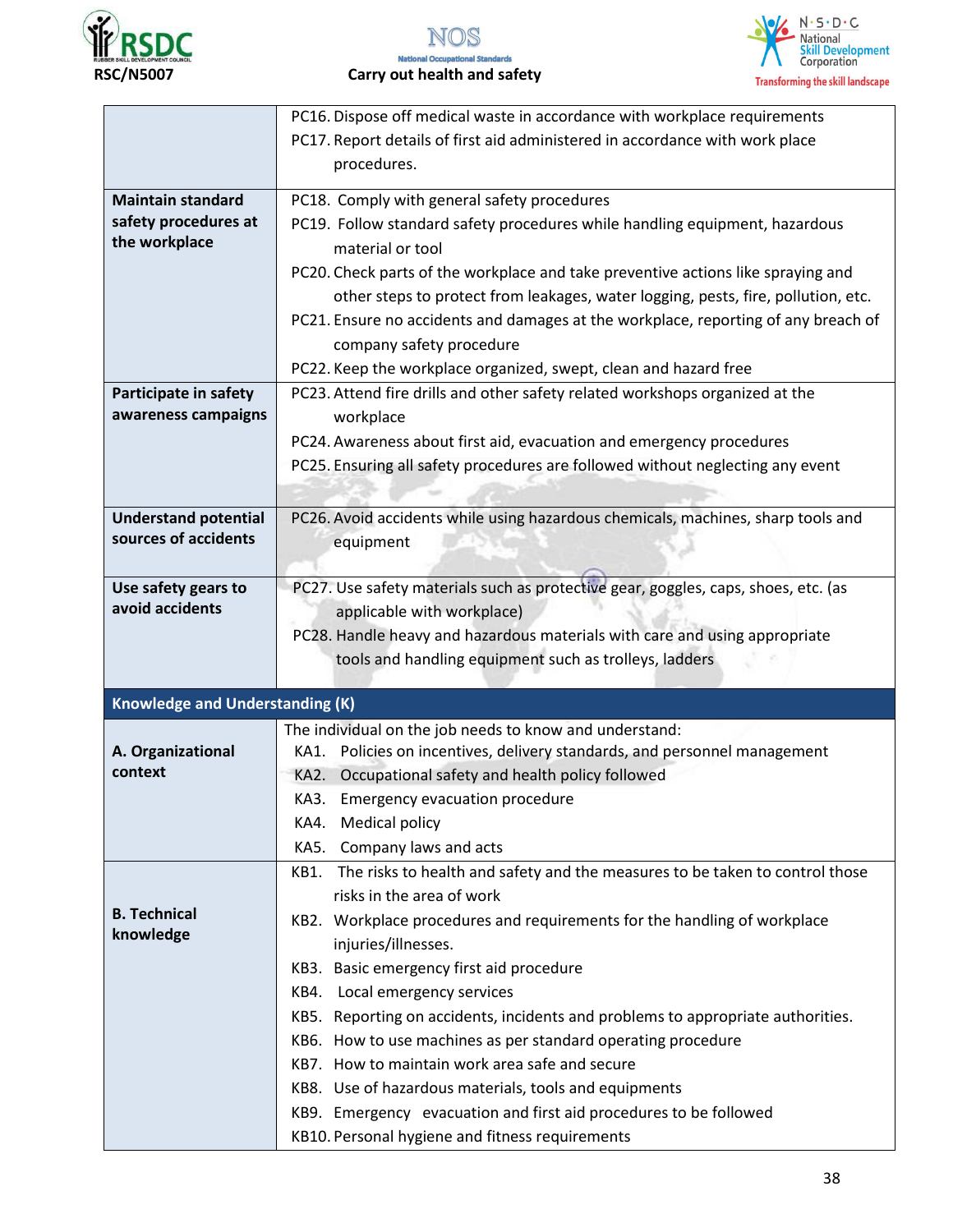| | |
|---|---|
| | PC16. Dispose off medical waste in accordance with workplace requirements<br>PC17. Report details of first aid administered in accordance with work place procedures. |
| **Maintain standard safety procedures at the workplace** | PC18. Comply with general safety procedures<br>PC19. Follow standard safety procedures while handling equipment, hazardous material or tool<br>PC20. Check parts of the workplace and take preventive actions like spraying and other steps to protect from leakages, water logging, pests, fire, pollution, etc.<br>PC21. Ensure no accidents and damages at the workplace, reporting of any breach of company safety procedure<br>PC22. Keep the workplace organized, swept, clean and hazard free |
| **Participate in safety awareness campaigns** | PC23. Attend fire drills and other safety related workshops organized at the workplace<br>PC24. Awareness about first aid, evacuation and emergency procedures<br>PC25. Ensuring all safety procedures are followed without neglecting any event |
| **Understand potential sources of accidents** | PC26. Avoid accidents while using hazardous chemicals, machines, sharp tools and equipment |
| **Use safety gears to avoid accidents** | PC27. Use safety materials such as protective gear, goggles, caps, shoes, etc. (as applicable with workplace)<br>PC28. Handle heavy and hazardous materials with care and using appropriate tools and handling equipment such as trolleys, ladders |
| **Knowledge and Understanding (K)** | |
| **A. Organizational context** | The individual on the job needs to know and understand:<br>KA1. Policies on incentives, delivery standards, and personnel management<br>KA2. Occupational safety and health policy followed<br>KA3. Emergency evacuation procedure<br>KA4. Medical policy<br>KA5. Company laws and acts |
| **B. Technical knowledge** | KB1. The risks to health and safety and the measures to be taken to control those risks in the area of work<br>KB2. Workplace procedures and requirements for the handling of workplace injuries/illnesses.<br>KB3. Basic emergency first aid procedure<br>KB4. Local emergency services<br>KB5. Reporting on accidents, incidents and problems to appropriate authorities.<br>KB6. How to use machines as per standard operating procedure<br>KB7. How to maintain work area safe and secure<br>KB8. Use of hazardous materials, tools and equipments<br>KB9. Emergency evacuation and first aid procedures to be followed<br>KB10. Personal hygiene and fitness requirements |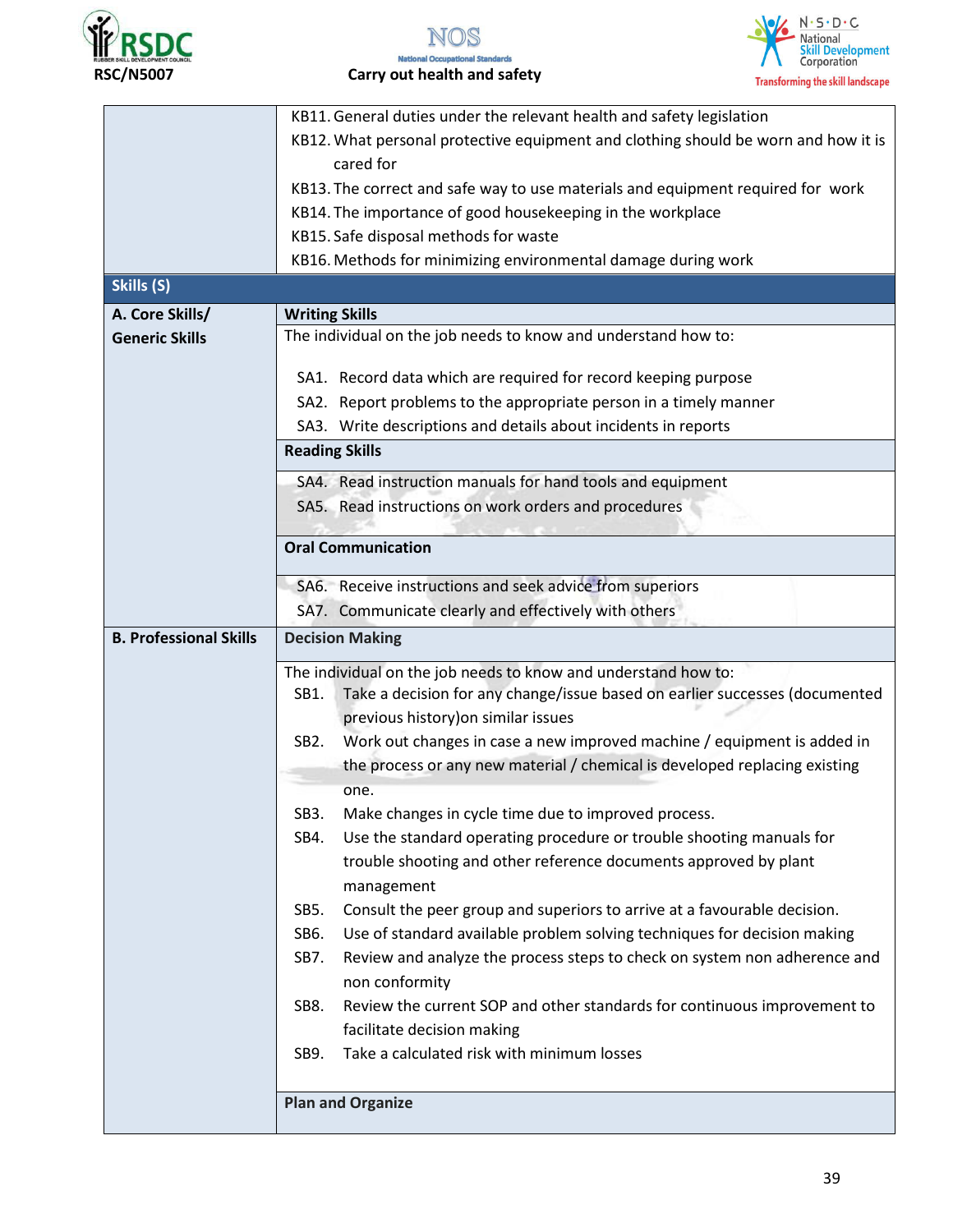| | |
|---|---|
| | KB11. General duties under the relevant health and safety legislation<br>KB12. What personal protective equipment and clothing should be worn and how it is cared for<br>KB13. The correct and safe way to use materials and equipment required for work<br>KB14. The importance of good housekeeping in the workplace<br>KB15. Safe disposal methods for waste<br>KB16. Methods for minimizing environmental damage during work |
| **Skills (S)** | |
| **A. Core Skills/ Generic Skills** | **Writing Skills** |
| | The individual on the job needs to know and understand how to:<br><br>SA1. Record data which are required for record keeping purpose<br>SA2. Report problems to the appropriate person in a timely manner<br>SA3. Write descriptions and details about incidents in reports |
| | **Reading Skills** |
| | SA4. Read instruction manuals for hand tools and equipment<br>SA5. Read instructions on work orders and procedures |
| | **Oral Communication** |
| | SA6. Receive instructions and seek advice from superiors<br>SA7. Communicate clearly and effectively with others |
| **B. Professional Skills** | **Decision Making** |
| | The individual on the job needs to know and understand how to:<br>SB1. Take a decision for any change/issue based on earlier successes (documented previous history)on similar issues<br>SB2. Work out changes in case a new improved machine / equipment is added in the process or any new material / chemical is developed replacing existing one.<br>SB3. Make changes in cycle time due to improved process.<br>SB4. Use the standard operating procedure or trouble shooting manuals for trouble shooting and other reference documents approved by plant management<br>SB5. Consult the peer group and superiors to arrive at a favourable decision.<br>SB6. Use of standard available problem solving techniques for decision making<br>SB7. Review and analyze the process steps to check on system non adherence and non conformity<br>SB8. Review the current SOP and other standards for continuous improvement to facilitate decision making<br>SB9. Take a calculated risk with minimum losses |
| | **Plan and Organize** |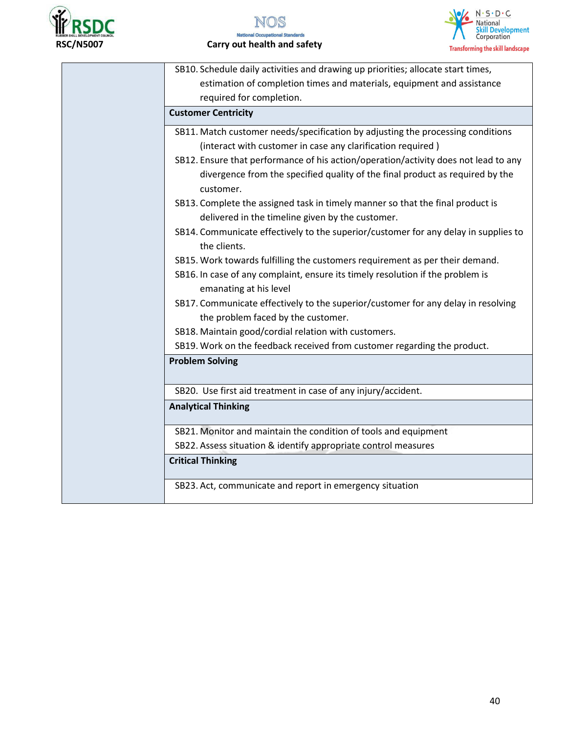| | |
|---|---|
| | SB10. Schedule daily activities and drawing up priorities; allocate start times, estimation of completion times and materials, equipment and assistance required for completion. |
| | **Customer Centricity** |
| | SB11. Match customer needs/specification by adjusting the processing conditions (interact with customer in case any clarification required )<br>SB12. Ensure that performance of his action/operation/activity does not lead to any divergence from the specified quality of the final product as required by the customer.<br>SB13. Complete the assigned task in timely manner so that the final product is delivered in the timeline given by the customer.<br>SB14. Communicate effectively to the superior/customer for any delay in supplies to the clients.<br>SB15. Work towards fulfilling the customers requirement as per their demand.<br>SB16. In case of any complaint, ensure its timely resolution if the problem is emanating at his level<br>SB17. Communicate effectively to the superior/customer for any delay in resolving the problem faced by the customer.<br>SB18. Maintain good/cordial relation with customers.<br>SB19. Work on the feedback received from customer regarding the product. |
| | **Problem Solving** |
| | SB20. Use first aid treatment in case of any injury/accident. |
| | **Analytical Thinking** |
| | SB21. Monitor and maintain the condition of tools and equipment<br>SB22. Assess situation & identify appropriate control measures |
| | **Critical Thinking** |
| | SB23. Act, communicate and report in emergency situation |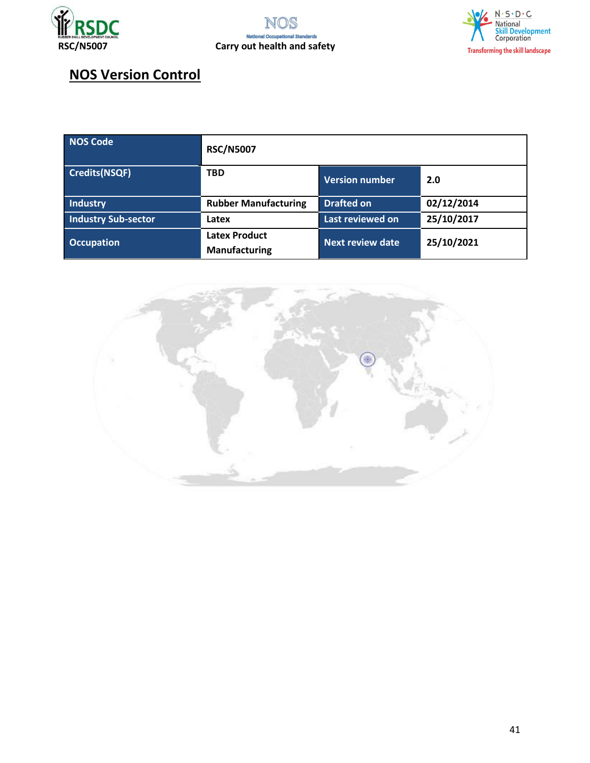## NOS Version Control

| NOS Code | RSC/N5007 | | |
|---|---|---|---|
| Credits(NSQF) | TBD | Version number | 2.0 |
| Industry | Rubber Manufacturing | Drafted on | 02/12/2014 |
| Industry Sub-sector | Latex | Last reviewed on | 25/10/2017 |
| Occupation | Latex Product Manufacturing | Next review date | 25/10/2021 |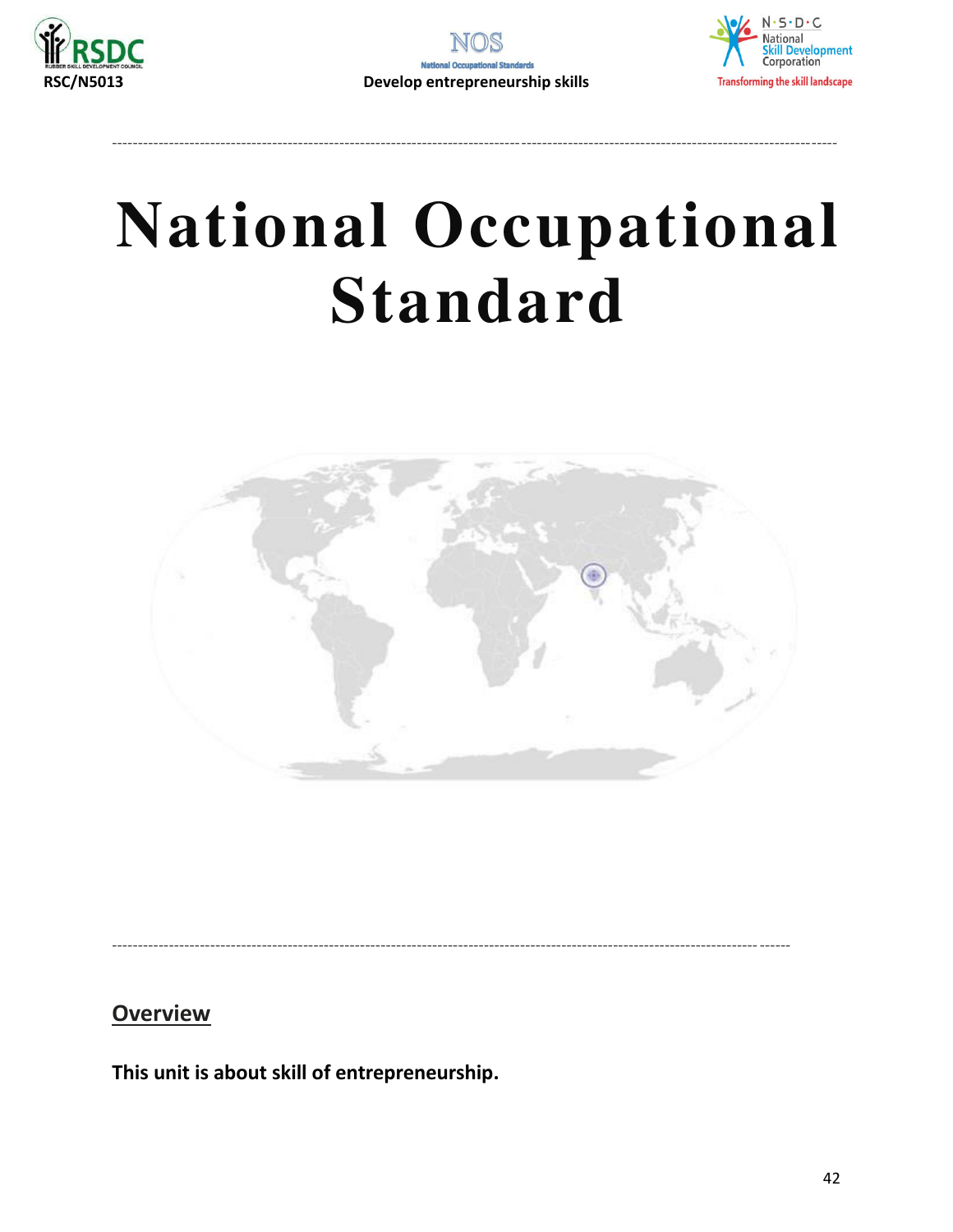# National Occupational Standard

## Overview

**This unit is about skill of entrepreneurship.**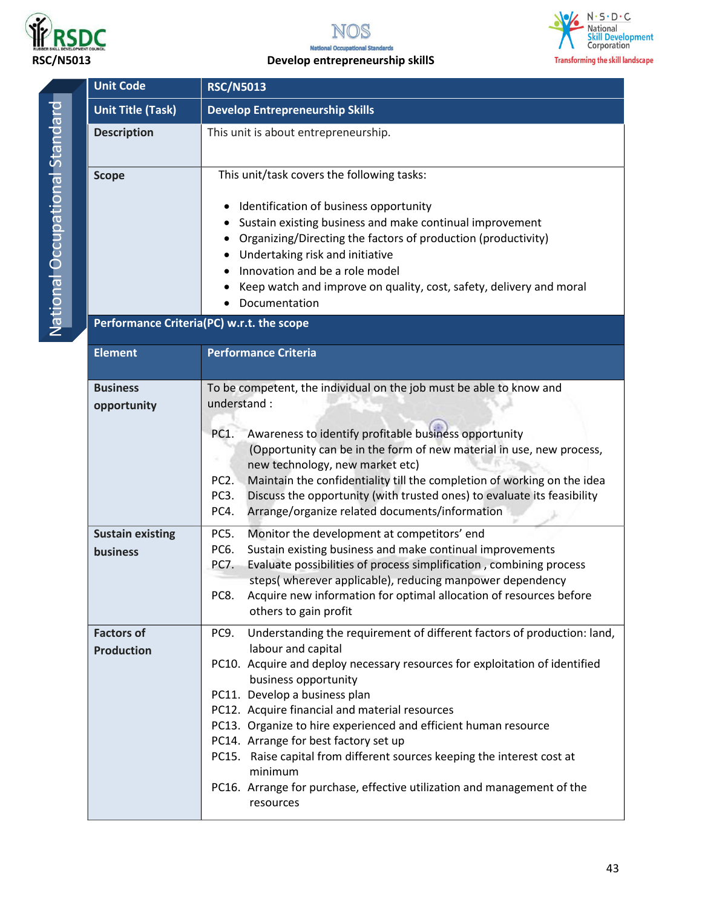| Unit Code | RSC/N5013 |
|---|---|
| Unit Title (Task) | Develop Entrepreneurship Skills |
| Description | This unit is about entrepreneurship. |
| Scope | This unit/task covers the following tasks:<br><br>• Identification of business opportunity<br>• Sustain existing business and make continual improvement<br>• Organizing/Directing the factors of production (productivity)<br>• Undertaking risk and initiative<br>• Innovation and be a role model<br>• Keep watch and improve on quality, cost, safety, delivery and moral<br>• Documentation |
| **Performance Criteria(PC) w.r.t. the scope** | |
| **Element** | **Performance Criteria** |
| Business opportunity | To be competent, the individual on the job must be able to know and understand :<br><br>PC1. Awareness to identify profitable business opportunity (Opportunity can be in the form of new material in use, new process, new technology, new market etc)<br>PC2. Maintain the confidentiality till the completion of working on the idea<br>PC3. Discuss the opportunity (with trusted ones) to evaluate its feasibility<br>PC4. Arrange/organize related documents/information |
| Sustain existing business | PC5. Monitor the development at competitors' end<br>PC6. Sustain existing business and make continual improvements<br>PC7. Evaluate possibilities of process simplification , combining process steps( wherever applicable), reducing manpower dependency<br>PC8. Acquire new information for optimal allocation of resources before others to gain profit |
| Factors of Production | PC9. Understanding the requirement of different factors of production: land, labour and capital<br>PC10. Acquire and deploy necessary resources for exploitation of identified business opportunity<br>PC11. Develop a business plan<br>PC12. Acquire financial and material resources<br>PC13. Organize to hire experienced and efficient human resource<br>PC14. Arrange for best factory set up<br>PC15. Raise capital from different sources keeping the interest cost at minimum<br>PC16. Arrange for purchase, effective utilization and management of the resources |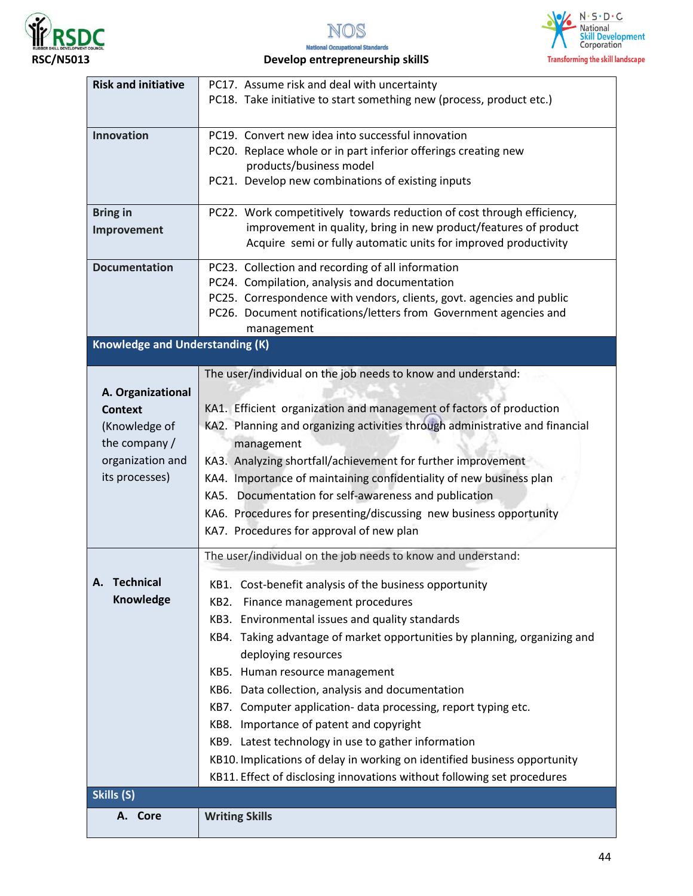| | |
|---|---|
| **Risk and initiative** | PC17. Assume risk and deal with uncertainty<br>PC18. Take initiative to start something new (process, product etc.) |
| **Innovation** | PC19. Convert new idea into successful innovation<br>PC20. Replace whole or in part inferior offerings creating new products/business model<br>PC21. Develop new combinations of existing inputs |
| **Bring in Improvement** | PC22. Work competitively towards reduction of cost through efficiency, improvement in quality, bring in new product/features of product Acquire semi or fully automatic units for improved productivity |
| **Documentation** | PC23. Collection and recording of all information<br>PC24. Compilation, analysis and documentation<br>PC25. Correspondence with vendors, clients, govt. agencies and public<br>PC26. Document notifications/letters from Government agencies and management |
| **Knowledge and Understanding (K)** | |
| **A. Organizational Context** (Knowledge of the company / organization and its processes) | The user/individual on the job needs to know and understand:<br><br>KA1. Efficient organization and management of factors of production<br>KA2. Planning and organizing activities through administrative and financial management<br>KA3. Analyzing shortfall/achievement for further improvement<br>KA4. Importance of maintaining confidentiality of new business plan<br>KA5. Documentation for self-awareness and publication<br>KA6. Procedures for presenting/discussing new business opportunity<br>KA7. Procedures for approval of new plan |
| **A. Technical Knowledge** | The user/individual on the job needs to know and understand:<br><br>KB1. Cost-benefit analysis of the business opportunity<br>KB2. Finance management procedures<br>KB3. Environmental issues and quality standards<br>KB4. Taking advantage of market opportunities by planning, organizing and deploying resources<br>KB5. Human resource management<br>KB6. Data collection, analysis and documentation<br>KB7. Computer application- data processing, report typing etc.<br>KB8. Importance of patent and copyright<br>KB9. Latest technology in use to gather information<br>KB10. Implications of delay in working on identified business opportunity<br>KB11. Effect of disclosing innovations without following set procedures |
| **Skills (S)** | |
| **A. Core** | **Writing Skills** |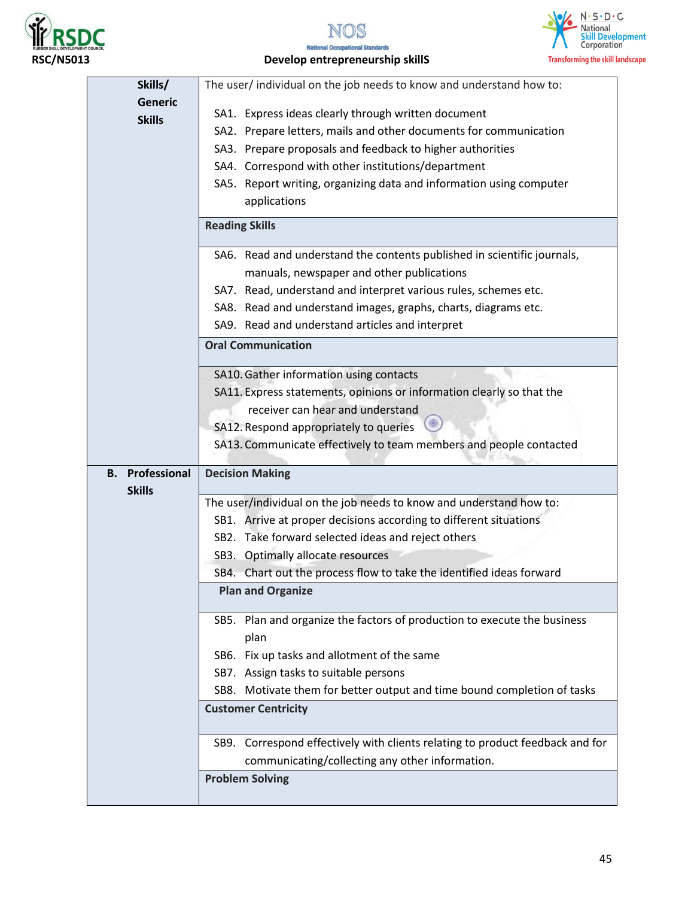| | |
|---|---|
| **Skills/ Generic Skills** | The user/ individual on the job needs to know and understand how to:<br><br>SA1. Express ideas clearly through written document<br>SA2. Prepare letters, mails and other documents for communication<br>SA3. Prepare proposals and feedback to higher authorities<br>SA4. Correspond with other institutions/department<br>SA5. Report writing, organizing data and information using computer applications |
| | **Reading Skills** |
| | SA6. Read and understand the contents published in scientific journals, manuals, newspaper and other publications<br>SA7. Read, understand and interpret various rules, schemes etc.<br>SA8. Read and understand images, graphs, charts, diagrams etc.<br>SA9. Read and understand articles and interpret |
| | **Oral Communication** |
| | SA10. Gather information using contacts<br>SA11. Express statements, opinions or information clearly so that the receiver can hear and understand<br>SA12. Respond appropriately to queries<br>SA13. Communicate effectively to team members and people contacted |
| **B. Professional Skills** | **Decision Making** |
| | The user/individual on the job needs to know and understand how to:<br>SB1. Arrive at proper decisions according to different situations<br>SB2. Take forward selected ideas and reject others<br>SB3. Optimally allocate resources<br>SB4. Chart out the process flow to take the identified ideas forward |
| | **Plan and Organize** |
| | SB5. Plan and organize the factors of production to execute the business plan<br>SB6. Fix up tasks and allotment of the same<br>SB7. Assign tasks to suitable persons<br>SB8. Motivate them for better output and time bound completion of tasks |
| | **Customer Centricity** |
| | SB9. Correspond effectively with clients relating to product feedback and for communicating/collecting any other information. |
| | **Problem Solving** |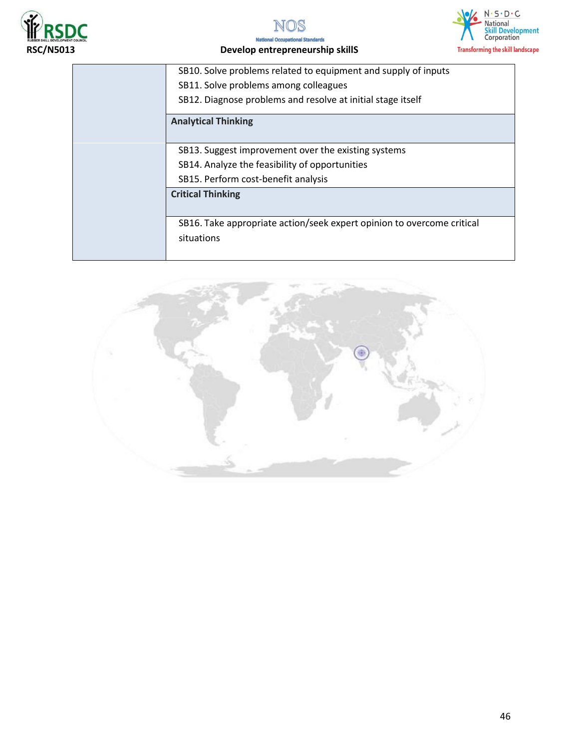| | |
|---|---|
| | SB10. Solve problems related to equipment and supply of inputs<br>SB11. Solve problems among colleagues<br>SB12. Diagnose problems and resolve at initial stage itself |
| | **Analytical Thinking** |
| | SB13. Suggest improvement over the existing systems<br>SB14. Analyze the feasibility of opportunities<br>SB15. Perform cost-benefit analysis |
| | **Critical Thinking** |
| | SB16. Take appropriate action/seek expert opinion to overcome critical situations |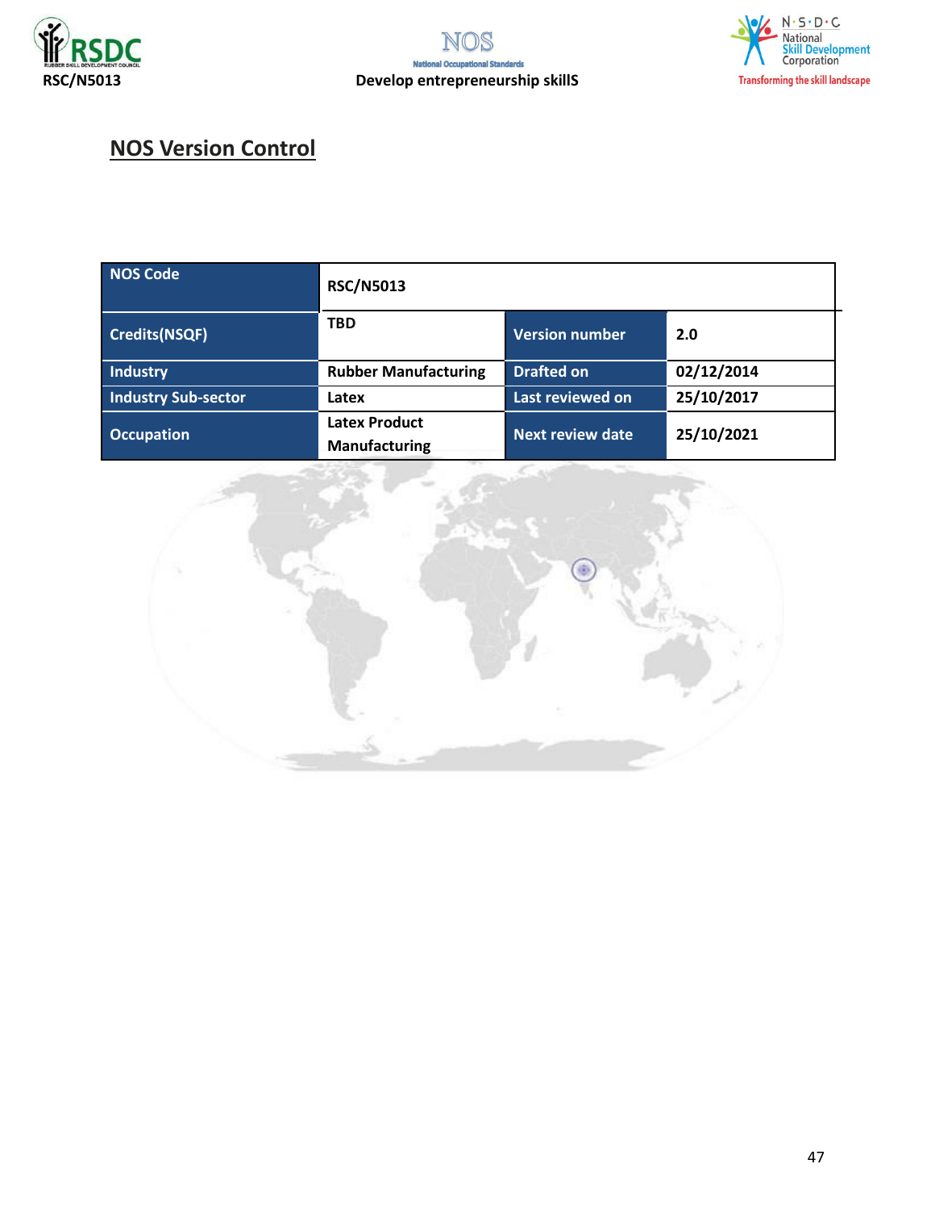## NOS Version Control

| NOS Code | RSC/N5013 | | |
|---|---|---|---|
| Credits(NSQF) | TBD | Version number | 2.0 |
| Industry | Rubber Manufacturing | Drafted on | 02/12/2014 |
| Industry Sub-sector | Latex | Last reviewed on | 25/10/2017 |
| Occupation | Latex Product Manufacturing | Next review date | 25/10/2021 |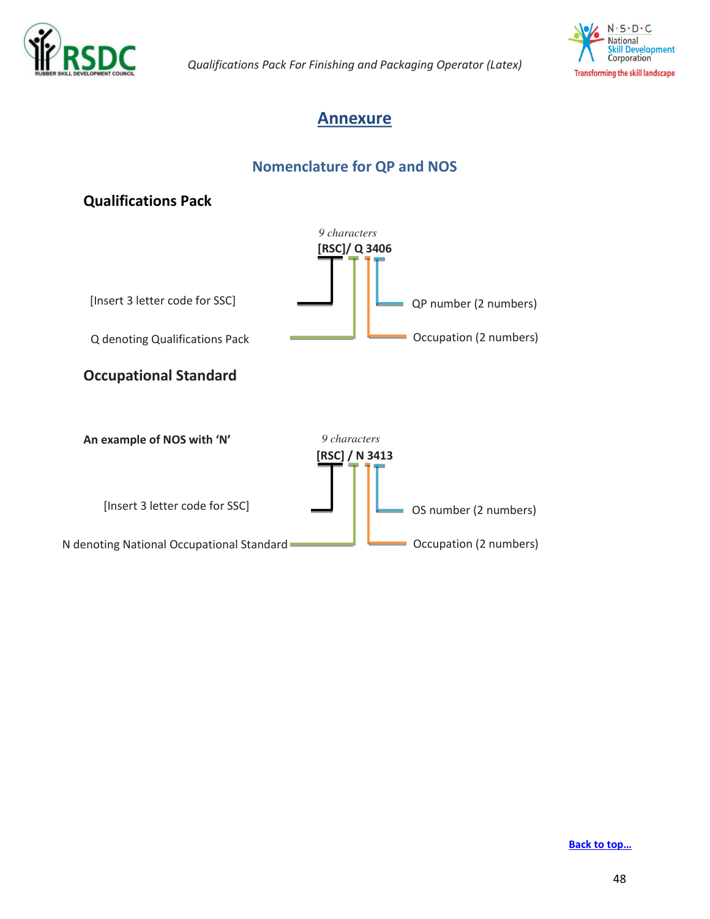# Annexure

## Nomenclature for QP and NOS

### Qualifications Pack

*9 characters*

**[RSC]/ Q 3406**

[Insert 3 letter code for SSC]

QP number (2 numbers)

Q denoting Qualifications Pack

Occupation (2 numbers)

### Occupational Standard

**An example of NOS with 'N'**

*9 characters*

**[RSC] / N 3413**

[Insert 3 letter code for SSC]

OS number (2 numbers)

N denoting National Occupational Standard

Occupation (2 numbers)

Back to top...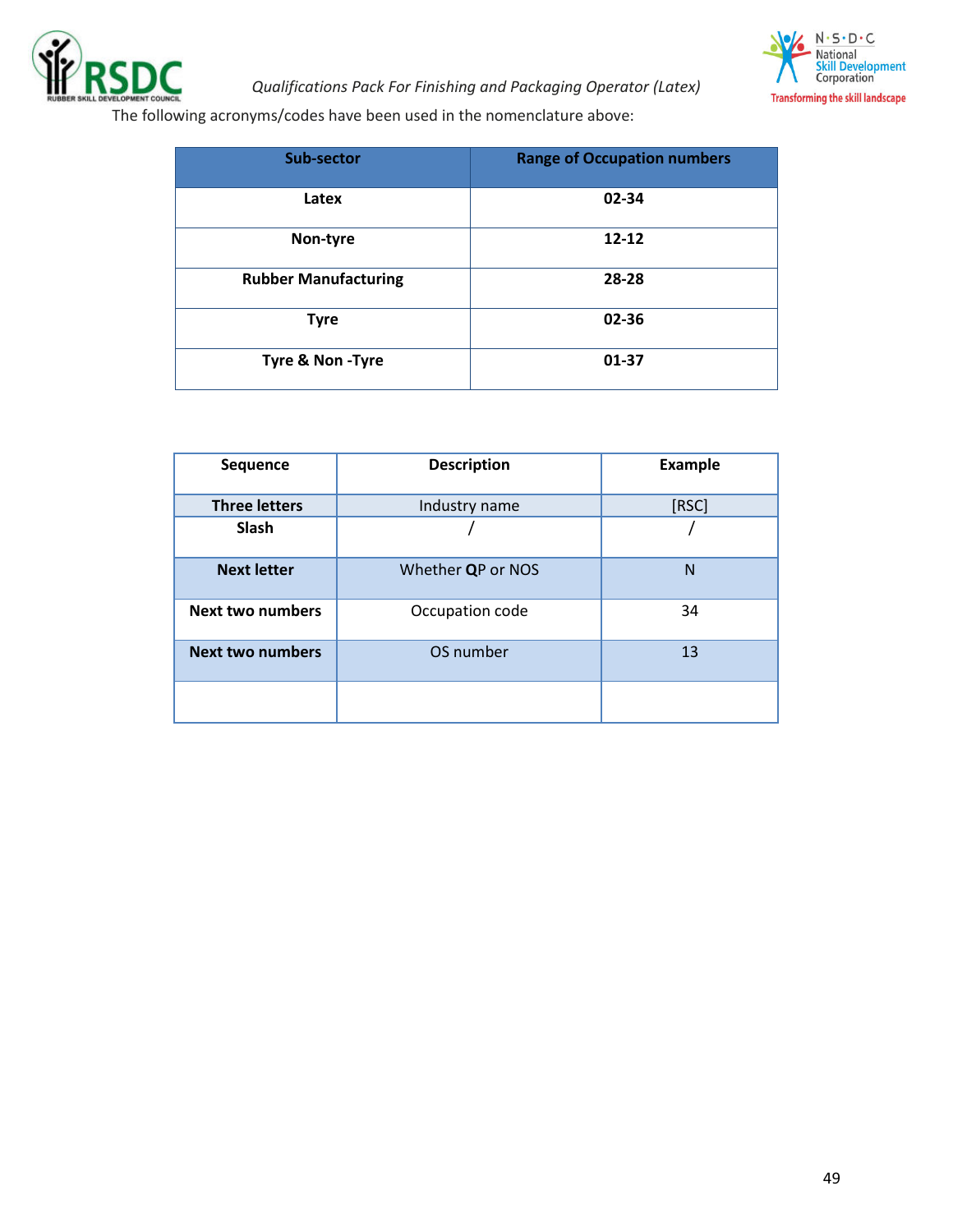The following acronyms/codes have been used in the nomenclature above:

| Sub-sector | Range of Occupation numbers |
|---|---|
| **Latex** | **02-34** |
| **Non-tyre** | **12-12** |
| **Rubber Manufacturing** | **28-28** |
| **Tyre** | **02-36** |
| **Tyre & Non -Tyre** | **01-37** |

| Sequence | Description | Example |
|---|---|---|
| **Three letters** | Industry name | [RSC] |
| **Slash** | / | / |
| **Next letter** | Whether **Q**P or NOS | N |
| **Next two numbers** | Occupation code | 34 |
| **Next two numbers** | OS number | 13 |
| | | |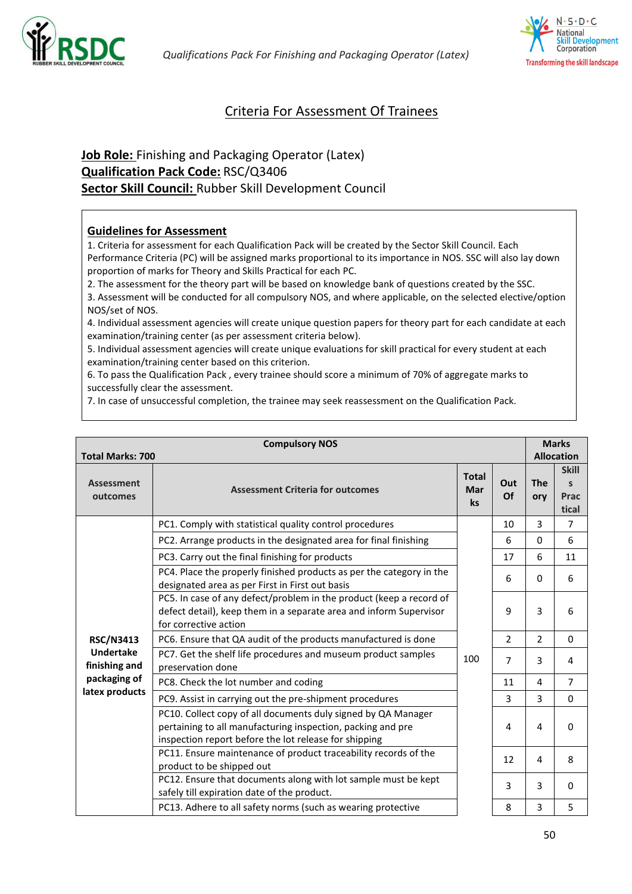## Criteria For Assessment Of Trainees

**Job Role:** Finishing and Packaging Operator (Latex)
**Qualification Pack Code:** RSC/Q3406
**Sector Skill Council:** Rubber Skill Development Council

### Guidelines for Assessment

1. Criteria for assessment for each Qualification Pack will be created by the Sector Skill Council. Each Performance Criteria (PC) will be assigned marks proportional to its importance in NOS. SSC will also lay down proportion of marks for Theory and Skills Practical for each PC.
2. The assessment for the theory part will be based on knowledge bank of questions created by the SSC.
3. Assessment will be conducted for all compulsory NOS, and where applicable, on the selected elective/option NOS/set of NOS.
4. Individual assessment agencies will create unique question papers for theory part for each candidate at each examination/training center (as per assessment criteria below).
5. Individual assessment agencies will create unique evaluations for skill practical for every student at each examination/training center based on this criterion.
6. To pass the Qualification Pack , every trainee should score a minimum of 70% of aggregate marks to successfully clear the assessment.
7. In case of unsuccessful completion, the trainee may seek reassessment on the Qualification Pack.

| Total Marks: 700 | Compulsory NOS | | | Marks Allocation | |
|---|---|---|---|---|---|
| Assessment outcomes | Assessment Criteria for outcomes | Total Marks | Out Of | Theory | Skills Practical |
| **RSC/N3413 Undertake finishing and packaging of latex products** | PC1. Comply with statistical quality control procedures | 100 | 10 | 3 | 7 |
| | PC2. Arrange products in the designated area for final finishing | | 6 | 0 | 6 |
| | PC3. Carry out the final finishing for products | | 17 | 6 | 11 |
| | PC4. Place the properly finished products as per the category in the designated area as per First in First out basis | | 6 | 0 | 6 |
| | PC5. In case of any defect/problem in the product (keep a record of defect detail), keep them in a separate area and inform Supervisor for corrective action | | 9 | 3 | 6 |
| | PC6. Ensure that QA audit of the products manufactured is done | | 2 | 2 | 0 |
| | PC7. Get the shelf life procedures and museum product samples preservation done | | 7 | 3 | 4 |
| | PC8. Check the lot number and coding | | 11 | 4 | 7 |
| | PC9. Assist in carrying out the pre-shipment procedures | | 3 | 3 | 0 |
| | PC10. Collect copy of all documents duly signed by QA Manager pertaining to all manufacturing inspection, packing and pre inspection report before the lot release for shipping | | 4 | 4 | 0 |
| | PC11. Ensure maintenance of product traceability records of the product to be shipped out | | 12 | 4 | 8 |
| | PC12. Ensure that documents along with lot sample must be kept safely till expiration date of the product. | | 3 | 3 | 0 |
| | PC13. Adhere to all safety norms (such as wearing protective | | 8 | 3 | 5 |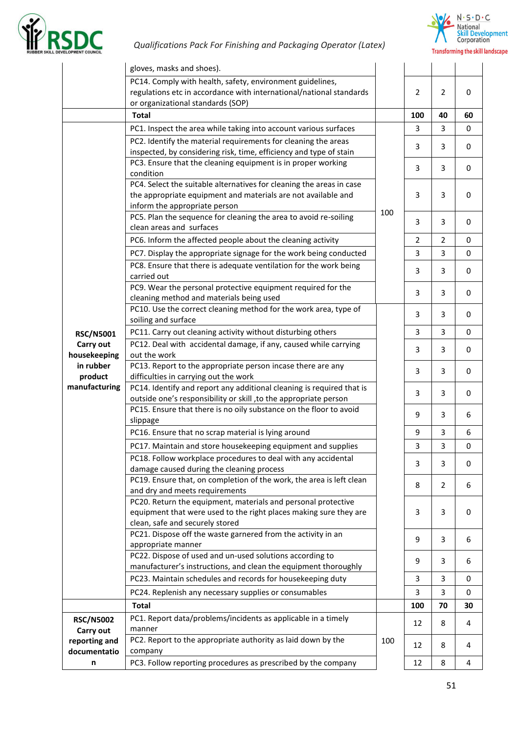| | | | | | |
|---|---|---|---|---|---|
| | gloves, masks and shoes). | | | | |
| | PC14. Comply with health, safety, environment guidelines, regulations etc in accordance with international/national standards or organizational standards (SOP) | | 2 | 2 | 0 |
| | **Total** | | **100** | **40** | **60** |
| **RSC/N5001 Carry out housekeeping in rubber product manufacturing** | PC1. Inspect the area while taking into account various surfaces | 100 | 3 | 3 | 0 |
| | PC2. Identify the material requirements for cleaning the areas inspected, by considering risk, time, efficiency and type of stain | | 3 | 3 | 0 |
| | PC3. Ensure that the cleaning equipment is in proper working condition | | 3 | 3 | 0 |
| | PC4. Select the suitable alternatives for cleaning the areas in case the appropriate equipment and materials are not available and inform the appropriate person | | 3 | 3 | 0 |
| | PC5. Plan the sequence for cleaning the area to avoid re-soiling clean areas and surfaces | | 3 | 3 | 0 |
| | PC6. Inform the affected people about the cleaning activity | | 2 | 2 | 0 |
| | PC7. Display the appropriate signage for the work being conducted | | 3 | 3 | 0 |
| | PC8. Ensure that there is adequate ventilation for the work being carried out | | 3 | 3 | 0 |
| | PC9. Wear the personal protective equipment required for the cleaning method and materials being used | | 3 | 3 | 0 |
| | PC10. Use the correct cleaning method for the work area, type of soiling and surface | | 3 | 3 | 0 |
| | PC11. Carry out cleaning activity without disturbing others | | 3 | 3 | 0 |
| | PC12. Deal with accidental damage, if any, caused while carrying out the work | | 3 | 3 | 0 |
| | PC13. Report to the appropriate person incase there are any difficulties in carrying out the work | | 3 | 3 | 0 |
| | PC14. Identify and report any additional cleaning is required that is outside one's responsibility or skill ,to the appropriate person | | 3 | 3 | 0 |
| | PC15. Ensure that there is no oily substance on the floor to avoid slippage | | 9 | 3 | 6 |
| | PC16. Ensure that no scrap material is lying around | | 9 | 3 | 6 |
| | PC17. Maintain and store housekeeping equipment and supplies | | 3 | 3 | 0 |
| | PC18. Follow workplace procedures to deal with any accidental damage caused during the cleaning process | | 3 | 3 | 0 |
| | PC19. Ensure that, on completion of the work, the area is left clean and dry and meets requirements | | 8 | 2 | 6 |
| | PC20. Return the equipment, materials and personal protective equipment that were used to the right places making sure they are clean, safe and securely stored | | 3 | 3 | 0 |
| | PC21. Dispose off the waste garnered from the activity in an appropriate manner | | 9 | 3 | 6 |
| | PC22. Dispose of used and un-used solutions according to manufacturer's instructions, and clean the equipment thoroughly | | 9 | 3 | 6 |
| | PC23. Maintain schedules and records for housekeeping duty | | 3 | 3 | 0 |
| | PC24. Replenish any necessary supplies or consumables | | 3 | 3 | 0 |
| | **Total** | | **100** | **70** | **30** |
| **RSC/N5002 Carry out reporting and documentation** | PC1. Report data/problems/incidents as applicable in a timely manner | 100 | 12 | 8 | 4 |
| | PC2. Report to the appropriate authority as laid down by the company | | 12 | 8 | 4 |
| | PC3. Follow reporting procedures as prescribed by the company | | 12 | 8 | 4 |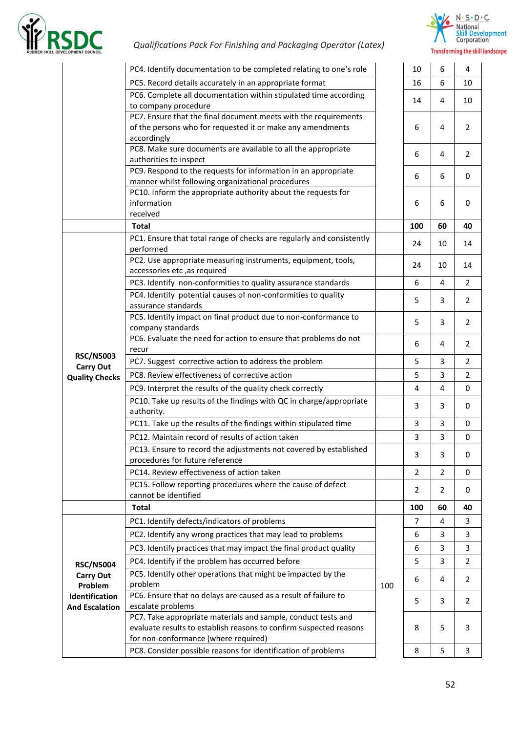| | | | | | |
|---|---|---|---|---|---|
| | PC4. Identify documentation to be completed relating to one's role | | 10 | 6 | 4 |
| | PC5. Record details accurately in an appropriate format | | 16 | 6 | 10 |
| | PC6. Complete all documentation within stipulated time according to company procedure | | 14 | 4 | 10 |
| | PC7. Ensure that the final document meets with the requirements of the persons who for requested it or make any amendments accordingly | | 6 | 4 | 2 |
| | PC8. Make sure documents are available to all the appropriate authorities to inspect | | 6 | 4 | 2 |
| | PC9. Respond to the requests for information in an appropriate manner whilst following organizational procedures | | 6 | 6 | 0 |
| | PC10. Inform the appropriate authority about the requests for information received | | 6 | 6 | 0 |
| | **Total** | | **100** | **60** | **40** |
| **RSC/N5003 Carry Out Quality Checks** | PC1. Ensure that total range of checks are regularly and consistently performed | | 24 | 10 | 14 |
| | PC2. Use appropriate measuring instruments, equipment, tools, accessories etc ,as required | | 24 | 10 | 14 |
| | PC3. Identify non-conformities to quality assurance standards | | 6 | 4 | 2 |
| | PC4. Identify potential causes of non-conformities to quality assurance standards | | 5 | 3 | 2 |
| | PC5. Identify impact on final product due to non-conformance to company standards | | 5 | 3 | 2 |
| | PC6. Evaluate the need for action to ensure that problems do not recur | | 6 | 4 | 2 |
| | PC7. Suggest corrective action to address the problem | | 5 | 3 | 2 |
| | PC8. Review effectiveness of corrective action | | 5 | 3 | 2 |
| | PC9. Interpret the results of the quality check correctly | | 4 | 4 | 0 |
| | PC10. Take up results of the findings with QC in charge/appropriate authority. | | 3 | 3 | 0 |
| | PC11. Take up the results of the findings within stipulated time | | 3 | 3 | 0 |
| | PC12. Maintain record of results of action taken | | 3 | 3 | 0 |
| | PC13. Ensure to record the adjustments not covered by established procedures for future reference | | 3 | 3 | 0 |
| | PC14. Review effectiveness of action taken | | 2 | 2 | 0 |
| | PC15. Follow reporting procedures where the cause of defect cannot be identified | | 2 | 2 | 0 |
| | **Total** | | **100** | **60** | **40** |
| **RSC/N5004 Carry Out Problem Identification And Escalation** | PC1. Identify defects/indicators of problems | 100 | 7 | 4 | 3 |
| | PC2. Identify any wrong practices that may lead to problems | | 6 | 3 | 3 |
| | PC3. Identify practices that may impact the final product quality | | 6 | 3 | 3 |
| | PC4. Identify if the problem has occurred before | | 5 | 3 | 2 |
| | PC5. Identify other operations that might be impacted by the problem | | 6 | 4 | 2 |
| | PC6. Ensure that no delays are caused as a result of failure to escalate problems | | 5 | 3 | 2 |
| | PC7. Take appropriate materials and sample, conduct tests and evaluate results to establish reasons to confirm suspected reasons for non-conformance (where required) | | 8 | 5 | 3 |
| | PC8. Consider possible reasons for identification of problems | | 8 | 5 | 3 |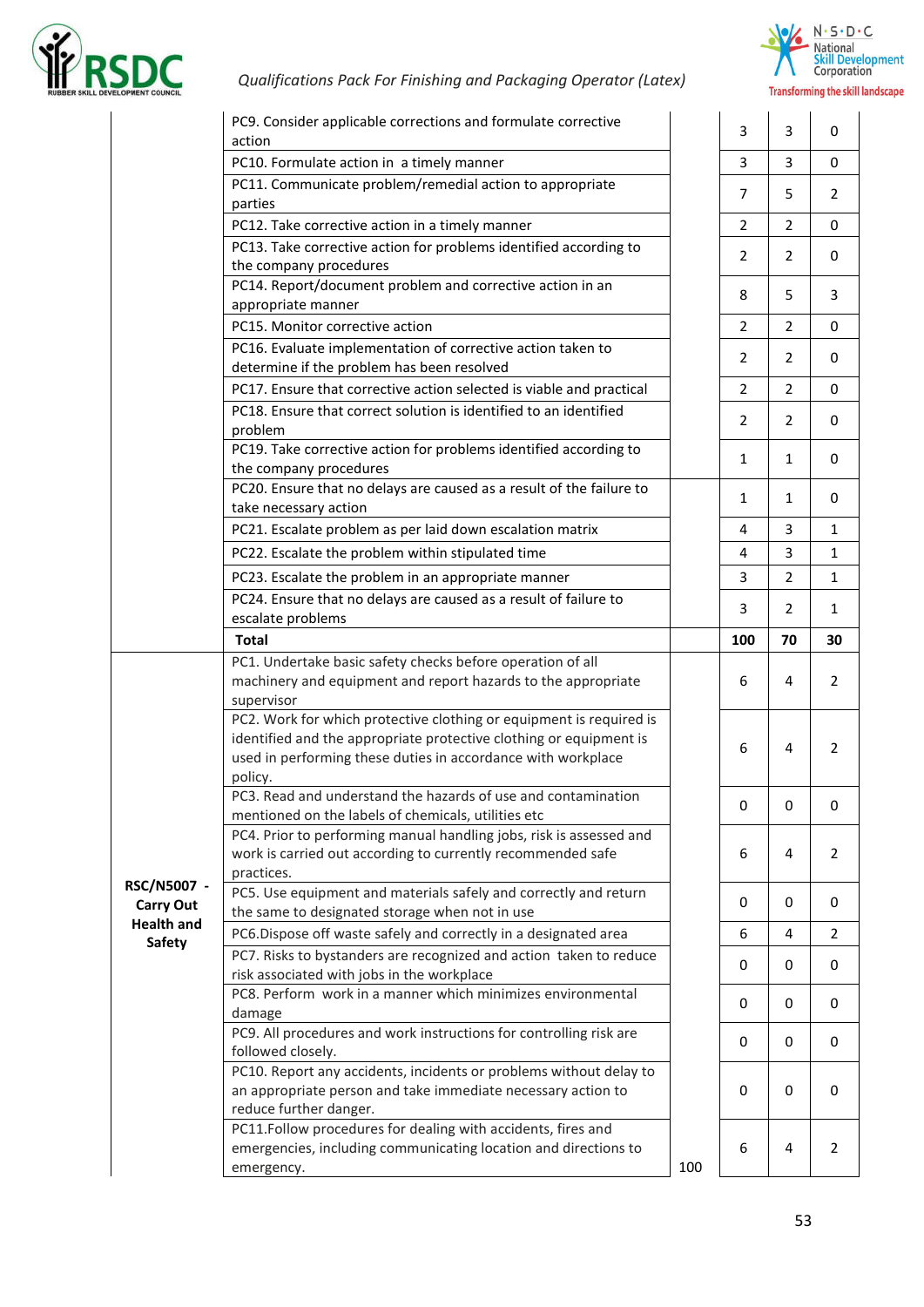| | | | | | |
|---|---|---|---|---|---|
| | PC9. Consider applicable corrections and formulate corrective action | | 3 | 3 | 0 |
| | PC10. Formulate action in a timely manner | | 3 | 3 | 0 |
| | PC11. Communicate problem/remedial action to appropriate parties | | 7 | 5 | 2 |
| | PC12. Take corrective action in a timely manner | | 2 | 2 | 0 |
| | PC13. Take corrective action for problems identified according to the company procedures | | 2 | 2 | 0 |
| | PC14. Report/document problem and corrective action in an appropriate manner | | 8 | 5 | 3 |
| | PC15. Monitor corrective action | | 2 | 2 | 0 |
| | PC16. Evaluate implementation of corrective action taken to determine if the problem has been resolved | | 2 | 2 | 0 |
| | PC17. Ensure that corrective action selected is viable and practical | | 2 | 2 | 0 |
| | PC18. Ensure that correct solution is identified to an identified problem | | 2 | 2 | 0 |
| | PC19. Take corrective action for problems identified according to the company procedures | | 1 | 1 | 0 |
| | PC20. Ensure that no delays are caused as a result of the failure to take necessary action | | 1 | 1 | 0 |
| | PC21. Escalate problem as per laid down escalation matrix | | 4 | 3 | 1 |
| | PC22. Escalate the problem within stipulated time | | 4 | 3 | 1 |
| | PC23. Escalate the problem in an appropriate manner | | 3 | 2 | 1 |
| | PC24. Ensure that no delays are caused as a result of failure to escalate problems | | 3 | 2 | 1 |
| | **Total** | | **100** | **70** | **30** |
| **RSC/N5007 - Carry Out Health and Safety** | PC1. Undertake basic safety checks before operation of all machinery and equipment and report hazards to the appropriate supervisor | 100 | 6 | 4 | 2 |
| | PC2. Work for which protective clothing or equipment is required is identified and the appropriate protective clothing or equipment is used in performing these duties in accordance with workplace policy. | | 6 | 4 | 2 |
| | PC3. Read and understand the hazards of use and contamination mentioned on the labels of chemicals, utilities etc | | 0 | 0 | 0 |
| | PC4. Prior to performing manual handling jobs, risk is assessed and work is carried out according to currently recommended safe practices. | | 6 | 4 | 2 |
| | PC5. Use equipment and materials safely and correctly and return the same to designated storage when not in use | | 0 | 0 | 0 |
| | PC6.Dispose off waste safely and correctly in a designated area | | 6 | 4 | 2 |
| | PC7. Risks to bystanders are recognized and action taken to reduce risk associated with jobs in the workplace | | 0 | 0 | 0 |
| | PC8. Perform work in a manner which minimizes environmental damage | | 0 | 0 | 0 |
| | PC9. All procedures and work instructions for controlling risk are followed closely. | | 0 | 0 | 0 |
| | PC10. Report any accidents, incidents or problems without delay to an appropriate person and take immediate necessary action to reduce further danger. | | 0 | 0 | 0 |
| | PC11.Follow procedures for dealing with accidents, fires and emergencies, including communicating location and directions to emergency. | | 6 | 4 | 2 |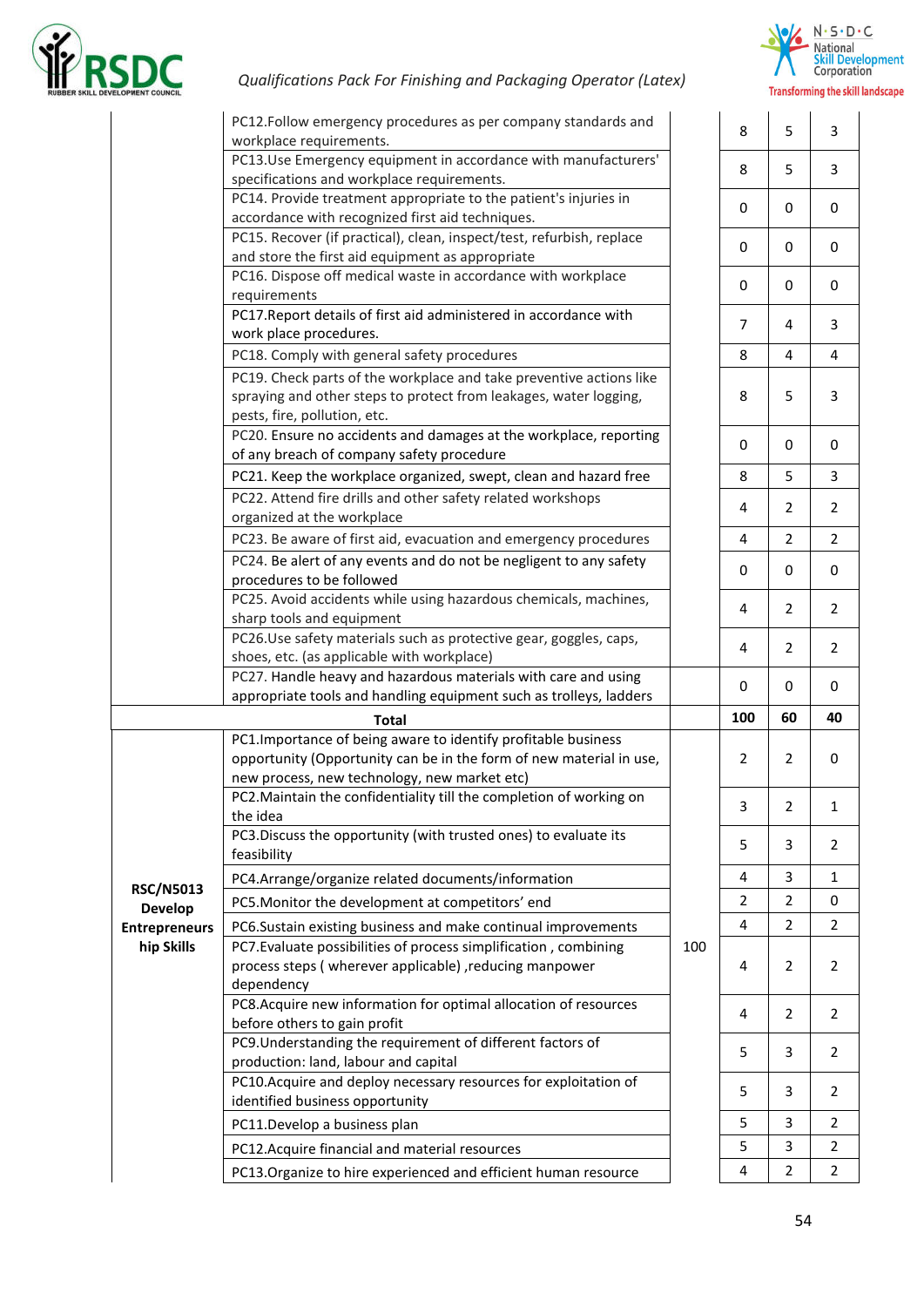| | PC12.Follow emergency procedures as per company standards and workplace requirements. | | 8 | 5 | 3 |
|---|---|---|---|---|---|
| | PC13.Use Emergency equipment in accordance with manufacturers' specifications and workplace requirements. | | 8 | 5 | 3 |
| | PC14. Provide treatment appropriate to the patient's injuries in accordance with recognized first aid techniques. | | 0 | 0 | 0 |
| | PC15. Recover (if practical), clean, inspect/test, refurbish, replace and store the first aid equipment as appropriate | | 0 | 0 | 0 |
| | PC16. Dispose off medical waste in accordance with workplace requirements | | 0 | 0 | 0 |
| | PC17.Report details of first aid administered in accordance with work place procedures. | | 7 | 4 | 3 |
| | PC18. Comply with general safety procedures | | 8 | 4 | 4 |
| | PC19. Check parts of the workplace and take preventive actions like spraying and other steps to protect from leakages, water logging, pests, fire, pollution, etc. | | 8 | 5 | 3 |
| | PC20. Ensure no accidents and damages at the workplace, reporting of any breach of company safety procedure | | 0 | 0 | 0 |
| | PC21. Keep the workplace organized, swept, clean and hazard free | | 8 | 5 | 3 |
| | PC22. Attend fire drills and other safety related workshops organized at the workplace | | 4 | 2 | 2 |
| | PC23. Be aware of first aid, evacuation and emergency procedures | | 4 | 2 | 2 |
| | PC24. Be alert of any events and do not be negligent to any safety procedures to be followed | | 0 | 0 | 0 |
| | PC25. Avoid accidents while using hazardous chemicals, machines, sharp tools and equipment | | 4 | 2 | 2 |
| | PC26.Use safety materials such as protective gear, goggles, caps, shoes, etc. (as applicable with workplace) | | 4 | 2 | 2 |
| | PC27. Handle heavy and hazardous materials with care and using appropriate tools and handling equipment such as trolleys, ladders | | 0 | 0 | 0 |
| **Total** | | | **100** | **60** | **40** |
| **RSC/N5013 Develop Entrepreneurship Skills** | PC1.Importance of being aware to identify profitable business opportunity (Opportunity can be in the form of new material in use, new process, new technology, new market etc) | 100 | 2 | 2 | 0 |
| | PC2.Maintain the confidentiality till the completion of working on the idea | | 3 | 2 | 1 |
| | PC3.Discuss the opportunity (with trusted ones) to evaluate its feasibility | | 5 | 3 | 2 |
| | PC4.Arrange/organize related documents/information | | 4 | 3 | 1 |
| | PC5.Monitor the development at competitors' end | | 2 | 2 | 0 |
| | PC6.Sustain existing business and make continual improvements | | 4 | 2 | 2 |
| | PC7.Evaluate possibilities of process simplification , combining process steps ( wherever applicable) ,reducing manpower dependency | | 4 | 2 | 2 |
| | PC8.Acquire new information for optimal allocation of resources before others to gain profit | | 4 | 2 | 2 |
| | PC9.Understanding the requirement of different factors of production: land, labour and capital | | 5 | 3 | 2 |
| | PC10.Acquire and deploy necessary resources for exploitation of identified business opportunity | | 5 | 3 | 2 |
| | PC11.Develop a business plan | | 5 | 3 | 2 |
| | PC12.Acquire financial and material resources | | 5 | 3 | 2 |
| | PC13.Organize to hire experienced and efficient human resource | | 4 | 2 | 2 |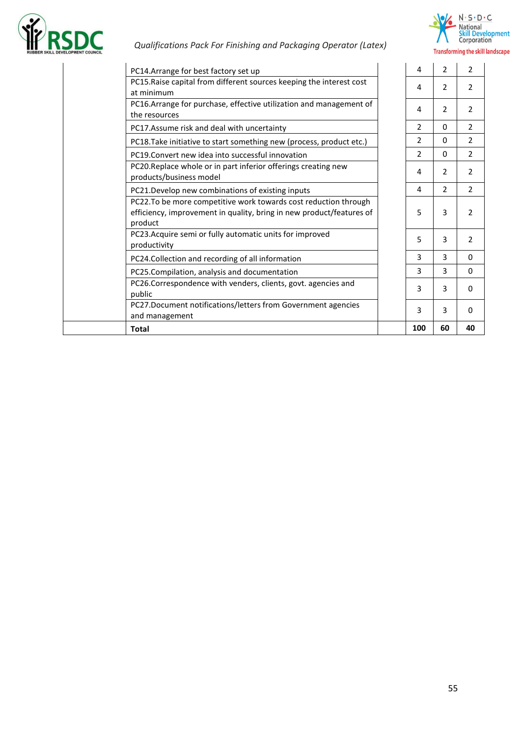| | | | | | |
|---|---|---|---|---|---|
| | PC14.Arrange for best factory set up | | 4 | 2 | 2 |
| | PC15.Raise capital from different sources keeping the interest cost at minimum | | 4 | 2 | 2 |
| | PC16.Arrange for purchase, effective utilization and management of the resources | | 4 | 2 | 2 |
| | PC17.Assume risk and deal with uncertainty | | 2 | 0 | 2 |
| | PC18.Take initiative to start something new (process, product etc.) | | 2 | 0 | 2 |
| | PC19.Convert new idea into successful innovation | | 2 | 0 | 2 |
| | PC20.Replace whole or in part inferior offerings creating new products/business model | | 4 | 2 | 2 |
| | PC21.Develop new combinations of existing inputs | | 4 | 2 | 2 |
| | PC22.To be more competitive work towards cost reduction through efficiency, improvement in quality, bring in new product/features of product | | 5 | 3 | 2 |
| | PC23.Acquire semi or fully automatic units for improved productivity | | 5 | 3 | 2 |
| | PC24.Collection and recording of all information | | 3 | 3 | 0 |
| | PC25.Compilation, analysis and documentation | | 3 | 3 | 0 |
| | PC26.Correspondence with venders, clients, govt. agencies and public | | 3 | 3 | 0 |
| | PC27.Document notifications/letters from Government agencies and management | | 3 | 3 | 0 |
| | **Total** | | **100** | **60** | **40** |